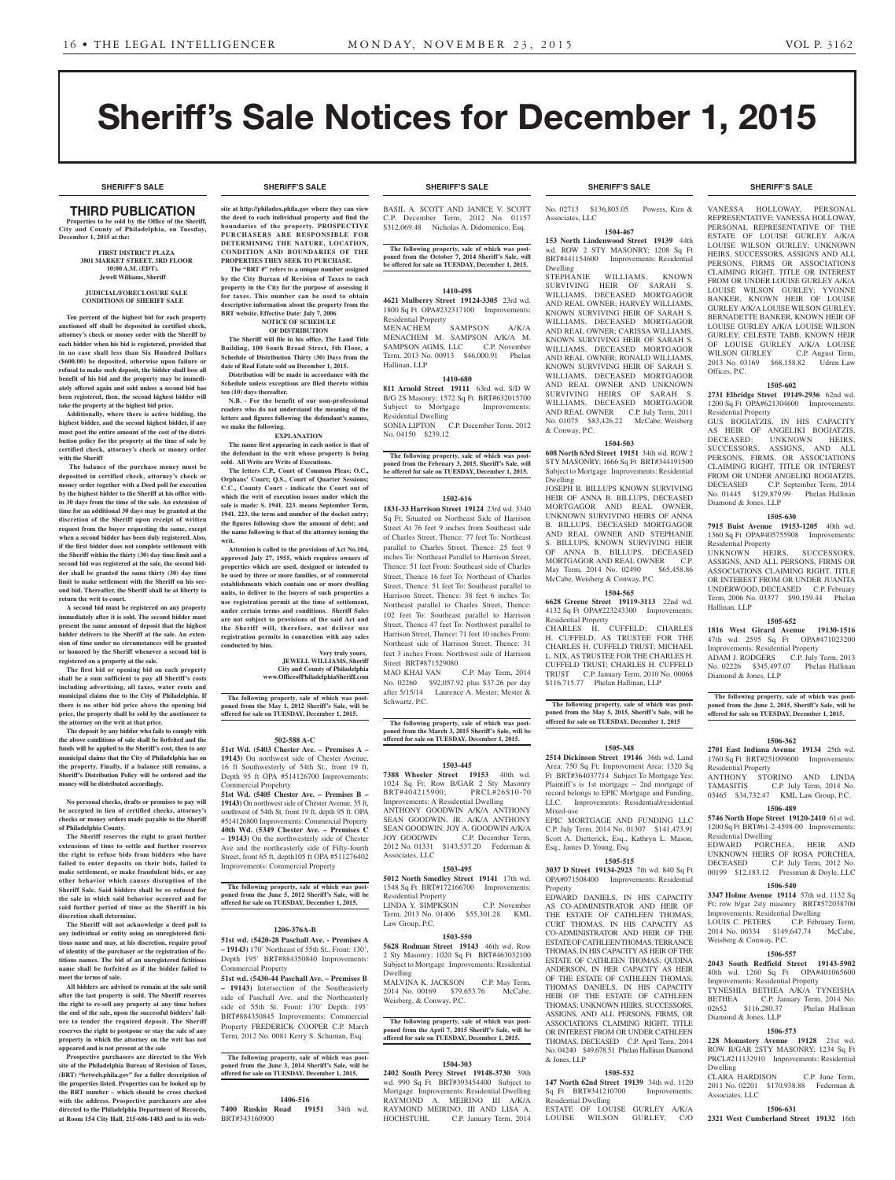# Sheriff's Sale Notices for December 1, 2015

SHERIFF'S SALE

## THIRD PUBLICATION

**Properties to be sold by the Office of the Sheriff, City and County of Philadelphia, on Tuesday, December 1, 2015 at the:**

**FIRST DISTRICT PLAZA**
**3801 MARKET STREET, 3RD FLOOR**
**10:00 A.M. (EDT).**
**Jewell Williams, Sheriff**

**JUDICIAL/FORECLOSURE SALE CONDITIONS OF SHERIFF SALE**

**Ten percent of the highest bid for each property auctioned off shall be deposited in certified check, attorney's check or money order with the Sheriff by each bidder when his bid is registered, provided that in no case shall less than Six Hundred Dollars ($600.00) be deposited, otherwise upon failure or refusal to make such deposit, the bidder shall lose all benefit of his bid and the property may be immediately offered again and sold unless a second bid has been registered, then, the second highest bidder will take the property at the highest bid price.**

**Additionally, where there is active bidding, the highest bidder, and the second highest bidder, if any must post the entire amount of the cost of the distribution policy for the property at the time of sale by certified check, attorney's check or money order with the Sheriff**

**The balance of the purchase money must be deposited in certified check, attorney's check or money order together with a Deed poll for execution by the highest bidder to the Sheriff at his office within 30 days from the time of the sale. An extension of time for an additional 30 days may be granted at the discretion of the Sheriff upon receipt of written request from the buyer requesting the same, except when a second bidder has been duly registered. Also, if the first bidder does not complete settlement with the Sheriff within the thirty (30) day time limit and a second bid was registered at the sale, the second bidder shall be granted the same thirty (30) day time limit to make settlement with the Sheriff on his second bid. Thereafter, the Sheriff shall be at liberty to return the writ to court.**

**A second bid must be registered on any property immediately after it is sold. The second bidder must present the same amount of deposit that the highest bidder delivers to the Sheriff at the sale. An extension of time under no circumstances will be granted or honored by the Sheriff whenever a second bid is registered on a property at the sale.**

**The first bid or opening bid on each property shall be a sum sufficient to pay all Sheriff's costs including advertising, all taxes, water rents and municipal claims due to the City of Philadelphia. If there is no other bid price above the opening bid price, the property shall be sold by the auctioneer to the attorney on the writ at that price.**

**The deposit by any bidder who fails to comply with the above conditions of sale shall be forfeited and the funds will be applied to the Sheriff's cost, then to any municipal claims that the City of Philadelphia has on the property. Finally, if a balance still remains, a Sheriff's Distribution Policy will be ordered and the money will be distributed accordingly.**

**No personal checks, drafts or promises to pay will be accepted in lieu of certified checks, attorney's checks or money orders made payable to the Sheriff of Philadelphia County.**

**The Sheriff reserves the right to grant further extensions of time to settle and further reserves the right to refuse bids from bidders who have failed to enter deposits on their bids, failed to make settlement, or make fraudulent bids, or any other behavior which causes disruption of the Sheriff Sale. Said bidders shall be so refused for the sale in which said behavior occurred and for said further period of time as the Sheriff in his discretion shall determine.**

**The Sheriff will not acknowledge a deed poll to any individual or entity using an unregistered fictitious name and may, at his discretion, require proof of identity of the purchaser or the registration of fictitious names. The bid of an unregistered fictitious name shall be forfeited as if the bidder failed to meet the terms of sale.**

**All bidders are advised to remain at the sale until after the last property is sold. The Sheriff reserves the right to re-sell any property at any time before the end of the sale, upon the successful bidders' failure to tender the required deposit. The Sheriff reserves the right to postpone or stay the sale of any property in which the attorney on the writ has not appeared and is not present at the sale**

**Prospective purchasers are directed to the Web site of the Philadelphia Bureau of Revision of Taxes, (BRT) "brtweb.phila.gov" for a fuller description of the properties listed. Properties can be looked up by the BRT number – which should be cross checked with the address. Prospective purchasers are also directed to the Philadelphia Department of Records, at Room 154 City Hall, 215-686-1483 and to its website at http://philadox.phila.gov where they can view the deed to each individual property and find the boundaries of the property. PROSPECTIVE PURCHASERS ARE RESPONSIBLE FOR DETERMINING THE NATURE, LOCATION, CONDITION AND BOUNDARIES OF THE PROPERTIES THEY SEEK TO PURCHASE.**

**The "BRT #" refers to a unique number assigned by the City Bureau of Revision of Taxes to each property in the City for the purpose of assessing it for taxes. This number can be used to obtain descriptive information about the property from the BRT website. Effective Date: July 7, 2006**

**NOTICE OF SCHEDULE OF DISTRIBUTION**

**The Sheriff will file in his office, The Land Title Building, 100 South Broad Street, 5th Floor, a Schedule of Distribution Thirty (30) Days from the date of Real Estate sold on December 1, 2015.**

**Distribution will be made in accordance with the Schedule unless exceptions are filed thereto within ten (10) days thereafter.**

**N.B. - For the benefit of our non-professional readers who do not understand the meaning of the letters and figures following the defendant's names, we make the following.**

**EXPLANATION**

**The name first appearing in each notice is that of the defendant in the writ whose property is being sold. All Writs are Writs of Executions.**

**The letters C.P., Court of Common Pleas; O.C., Orphans' Court; Q.S., Court of Quarter Sessions; C.C., County Court - indicate the Court out of which the writ of execution issues under which the sale is made: S. 1941. 223. means September Term, 1941. 223, the term and number of the docket entry; the figures following show the amount of debt; and the name following is that of the attorney issuing the writ.**

**Attention is called to the provisions of Act No.104, approved July 27, 1955, which requires owners of properties which are used, designed or intended to be used by three or more families, or of commercial establishments which contain one or more dwelling units, to deliver to the buyers of such properties a use registration permit at the time of settlement, under certain terms and conditions. Sheriff Sales are not subject to provisions of the said Act and the Sheriff will, therefore, not deliver use registration permits in connection with any sales conducted by him.**

**Very truly yours,**
**JEWELL WILLIAMS, Sheriff**
**City and County of Philadelphia**
**www.OfficeofPhiladelphiaSheriff.com**

**The following property, sale of which was postponed from the May 1, 2012 Sheriff's Sale, will be offered for sale on TUESDAY, December 1, 2015.**

**502-588 A-C**

**51st Wd. (5403 Chester Ave. – Premises A – 19143)** On northwest side of Chester Avenue, 16 ft Southwesterly of 54th St., front 19 ft, Depth 95 ft OPA #514126700 Improvements: Commercial Propehrty

**51st Wd. (5405 Chester Ave. – Premises B – 19143)** On northwest side of Chester Avenue, 35 ft, southwest of 54th St, front 19 ft, depth 95 ft. OPA #514126800 Improvements: Commercial Property

**40th Wd. (5349 Chester Ave. – Premises C – 19143)** On the northwesterly side of Chester Ave and the northeasterly side of Fifty-fourth Street, front 65 ft, depth105 ft OPA #511276402 Improvements: Commercial Property

**The following property, sale of which was postponed from the June 5, 2012 Sheriff's Sale, will be offered for sale on TUESDAY, December 1, 2015.**

**1206-376A-B**

**51st wd. (5420-28 Paschall Ave. - Premises A – 19143)** 170' Northeast of 55th St., Front: 130', Depth 195' BRT#884350840 Improvements: Commercial Property

**51st wd. (5430-44 Paschall Ave. – Premises B – 19143)** Intersection of the Southeasterly side of Paschall Ave. and the Northeasterly side of 55th St. Front: 170' Depth: 195' BRT#884350845 Improvements: Commercial Property FREDERICK COOPER C.P. March Term, 2012 No. 0081 Kerry S. Schuman, Esq.

**The following property, sale of which was postponed from the June 3, 2014 Sheriff's Sale, will be offered for sale on TUESDAY, December 1, 2015.**

**1406-516**

**7400 Ruskin Road 19151** 34th wd. BRT#343160900

BASIL A. SCOTT AND JANICE V. SCOTT C.P. December Term, 2012 No. 01157 $312,069.48 Nicholas A. Didomenico, Esq.

**The following property, sale of which was postponed from the October 7, 2014 Sheriff's Sale, will be offered for sale on TUESDAY, December 1, 2015.**

**1410-498**

**4621 Mulberry Street 19124-3305** 23rd wd. 1800 Sq Ft OPA#232317100 Improvements: Residential Property

MENACHEM SAMPSON A/K/A MENACHEM M. SAMPSON A/K/A M. SAMPSON AGMS, LLC C.P. November Term, 2013 No. 00913 $46,000.91 Phelan Hallinan, LLP

**1410-680**

**811 Arnold Street 19111** 63rd wd. S/D W B/G 2S Masonry; 1572 Sq Ft BRT#632015700 Subject to Mortgage Improvements: Residential Dwelling

SONIA LIPTON C.P. December Term, 2012 No. 04150 $239,12

**The following property, sale of which was postponed from the February 3, 2015 Sheriff's Sale, will be offered for sale on TUESDAY, December 1, 2015.**

**1502-616**

**1831-33 Harrison Street 19124** 23rd wd. 3340 Sq Ft; Situated on Northeast Side of Harrison Street At 76 feet 9 inches from Southeast side of Charles Street, Thence: 77 feet To: Northeast parallel to Charles Street, Thence: 25 feet 9 inches To: Northeast Parallel to Harrison Street, Thence: 51 feet From: Southeast side of Charles Street, Thence 16 feet To: Northeast of Charles Street, Thence: 51 feet To: Southeast parallel to Harrison Street, Thence: 38 feet 6 inches To: Northeast parallel to Charles Street, Thence: 102 feet To: Southeast parallel to Harrison Street, Thence 47 feet To: Northwest parallel to Harrison Street, Thence: 71 feet 10 inches From: Northeast side of Harrison Street, Thence: 31 feet 3 inches From: Northwest side of Harrison Street BRT#871529080

MAO KHAI VAN C.P. May Term, 2014 No. 02260 $92,057.92 plus $37.26 per day after 5/15/14 Laurence A. Mester; Mester & Schwartz, P.C.

**The following property, sale of which was postponed from the March 3, 2015 Sheriff's Sale, will be offered for sale on TUESDAY, December 1, 2015.**

**1503-445**

**7388 Wheeler Street 19153** 40th wd. 1024 Sq Ft; Row B/GAR 2 Sty Masonry BRT#404215900; PRCL#26S10-70 Improvements: A Residential Dwelling

ANTHONY GOODWIN A/K/A ANTHONY SEAN GOODWIN, JR. A/K/A ANTHONY SEAN GOODWIN; JOY A. GOODWIN A/K/A JOY GOODWIN C.P. December Term, 2012 No. 01331 $143,537.20 Federman & Associates, LLC

**1503-495**

**5012 North Smedley Street 19141** 17th wd. 1548 Sq Ft BRT#172166700 Improvements: Residential Property

LINDA Y. SIMPKSON C.P. November Term, 2013 No. 01406 $55,301.28 KML Law Group, P.C.

**1503-550**

**5628 Rodman Street 19143** 46th wd. Row 2 Sty Masonry; 1020 Sq Ft BRT#463032100 Subject to Mortgage Improvements: Residential Dwelling

MALVINA K. JACKSON C.P. May Term, 2014 No. 00169 $79,653.76 McCabe, Weisberg & Conway, P.C.

**The following property, sale of which was postponed from the April 7, 2015 Sheriff's Sale, will be offered for sale on TUESDAY, December 1, 2015.**

**1504-303**

**2402 South Percy Street 19148-3730** 39th wd. 990 Sq Ft BRT#393454400 Subject to Mortgage Improvements: Residential Dwelling

RAYMOND A. MEIRINO III A/K/A RAYMOND MEIRINO, III AND LISA A. HOCHSTUHL C.P. January Term, 2014 No. 02713 $136,805.05 Powers, Kirn & Associates, LLC

**1504-467**

**153 North Lindenwood Street 19139** 44th wd. ROW 2 STY MASONRY; 1208 Sq Ft BRT#441154600 Improvements: Residential Dwelling

STEPHANIE WILLIAMS, KNOWN SURVIVING HEIR OF SARAH S. WILLIAMS, DECEASED MORTGAGOR AND REAL OWNER; HARVEY WILLIAMS, KNOWN SURVIVING HEIR OF SARAH S. WILLIAMS, DECEASED MORTGAGOR AND REAL OWNER; CARISSA WILLIAMS, KNOWN SURVIVING HEIR OF SARAH S. WILLIAMS, DECEASED MORTGAGOR AND REAL OWNER; RONALD WILLIAMS, KNOWN SURVIVING HEIR OF SARAH S. WILLIAMS, DECEASED MORTGAGOR AND REAL OWNER AND UNKNOWN SURVIVING HEIRS OF SARAH S. WILLIAMS, DECEASED MORTGAGOR AND REAL OWNER C.P. July Term, 2011 No. 01075 $83,426.22 McCabe, Weisberg & Conway, P.C.

**1504-503**

**608 North 63rd Street 19151** 34th wd. ROW 2 STY MASONRY; 1666 Sq Ft BRT#344191500 Subject to Mortgage Improvements: Residential Dwelling

JOSEPH B. BILLUPS KNOWN SURVIVING HEIR OF ANNA B. BILLUPS, DECEASED MORTGAGOR AND REAL OWNER, UNKNOWN SURVIVING HEIRS OF ANNA B. BILLUPS, DECEASED MORTGAGOR AND REAL OWNER AND STEPHANIE S. BILLUPS, KNOWN SURVIVING HEIR OF ANNA B. BILLUPS, DECEASED MORTGAGOR AND REAL OWNER C.P. May Term, 2014 No. 02490 $65,458.86 McCabe, Weisberg & Conway, P.C.

**1504-565**

**6628 Greene Street 19119-3113** 22nd wd. 4132 Sq Ft OPA#223243300 Improvements: Residential Property

CHARLES H. CUFFELD; CHARLES H. CUFFELD, AS TRUSTEE FOR THE CHARLES H. CUFFELD TRUST; MICHAEL L. NIX, AS TRUSTEE FOR THE CHARLES H. CUFFELD TRUST; CHARLES H. CUFFELD TRUST C.P. January Term, 2010 No. 00068 $116,715.77 Phelan Hallinan, LLP

**The following property, sale of which was postponed from the May 5, 2015, Sheriff's Sale, will be offered for sale on TUESDAY, December 1, 2015**

**1505-348**

**2514 Dickinson Street 19146** 36th wd. Land Area: 750 Sq Ft; Improvement Area: 1320 Sq Ft BRT#364037714 Subject To Mortgage Yes; Plaintiff's is 1st mortgage -- 2nd mortgage of record belongs to EPIC Mortgage and Funding, LLC. Improvements: Residential/residential Mixed-use

EPIC MORTGAGE AND FUNDING LLC C.P. July Term, 2014 No. 01307 $141,473.91 Scott A. Dietterick, Esq., Kathryn L. Mason, Esq., James D. Young, Esq.

**1505-515**

**3037 D Street 19134-2923** 7th wd. 840 Sq Ft OPA#071508400 Improvements: Residential Property

EDWARD DANIELS, IN HIS CAPACITY AS CO-ADMINISTRATOR AND HEIR OF THE ESTATE OF CATHLEEN THOMAS; CURT THOMAS, IN HIS CAPACITY AS CO-ADMINISTRATOR AND HEIR OF THE ESTATE OF CATHLEEN THOMAS; TERRANCE THOMAS, IN HIS CAPACITY AS HEIR OF THE ESTATE OF CATHLEEN THOMAS; QUDINA ANDERSON, IN HER CAPACITY AS HEIR OF THE ESTATE OF CATHLEEN THOMAS; THOMAS DANIELS, IN HIS CAPACITY HEIR OF THE ESTATE OF CATHLEEN THOMAS; UNKNOWN HEIRS, SUCCESSORS, ASSIGNS, AND ALL PERSONS, FIRMS, OR ASSOCIATIONS CLAIMING RIGHT, TITLE OR INTEREST FROM OR UNDER CATHLEEN THOMAS, DECEASED C.P. April Term, 2014 No. 04240 $49,678.51 Phelan Hallinan Diamond & Jones, LLP

**1505-532**

**147 North 62nd Street 19139** 34th wd. 1120 Sq Ft BRT#341210700 Improvements: Residential Dwelling

ESTATE OF LOUISE GURLEY A/K/A LOUISE WILSON GURLEY, C/O VANESSA HOLLOWAY, PERSONAL REPRESENTATIVE; VANESSA HOLLOWAY, PERSONAL REPRESENTATIVE OF THE ESTATE OF LOUISE GURLEY A/K/A LOUISE WILSON GURLEY; UNKNOWN HEIRS, SUCCESSORS, ASSIGNS AND ALL PERSONS, FIRMS OR ASSOCIATIONS CLAIMING RIGHT, TITLE OR INTEREST FROM OR UNDER LOUISE GURLEY A/K/A LOUISE WILSON GURLEY; YVONNE BANKER, KNOWN HEIR OF LOUISE GURLEY A/K/A LOUISE WILSON GURLEY; BERNADETTE BANKER, KNOWN HEIR OF LOUISE GURLEY A/K/A LOUISE WILSON GURLEY; CELESTE TABB, KNOWN HEIR OF LOUISE GURLEY A/K/A LOUISE WILSON GURLEY C.P. August Term, 2013 No. 03169 $68,158.82 Udren Law Offices, P.C.

**1505-602**

**2731 Elbridge Street 19149-2936** 62nd wd. 1200 Sq Ft OPA#621304600 Improvements: Residential Property

GUS BOGIATZIS, IN HIS CAPACITY AS HEIR OF ANGELIKI BOGIATZIS, DECEASED; UNKNOWN HEIRS, SUCCESSORS, ASSIGNS, AND ALL PERSONS, FIRMS, OR ASSOCIATIONS CLAIMING RIGHT, TITLE OR INTEREST FROM OR UNDER ANGELIKI BOGIATZIS, DECEASED C.P. September Term, 2014 No. 01445 $129,879.99 Phelan Hallinan Diamond & Jones, LLP

**1505-630**

**7915 Buist Avenue 19153-1205** 40th wd. 1360 Sq Ft OPA#405755908 Improvements: Residential Property

UNKNOWN HEIRS, SUCCESSORS, ASSIGNS, AND ALL PERSONS, FIRMS OR ASSOCIATIONS CLAIMING RIGHT, TITLE OR INTEREST FROM OR UNDER JUANITA UNDERWOOD, DECEASED C.P. February Term, 2006 No. 03377 $90,159.44 Phelan Hallinan, LLP

**1505-652**

**1816 West Girard Avenue 19130-1516** 47th wd. 2595 Sq Ft OPA#471023200 Improvements: Residential Property

ADAM J. RODGERS C.P. July Term, 2013 No. 02226 $345,497.07 Phelan Hallinan Diamond & Jones, LLP

**The following property, sale of which was postponed from the June 2, 2015, Sheriff's Sale, will be offered for sale on TUESDAY, December 1, 2015.**

**1506-362**

**2701 East Indiana Avenue 19134** 25th wd. 1760 Sq Ft BRT#251099600 Improvements: Residential Property

ANTHONY STORINO AND LINDA TAMASITIS C.P. July Term, 2014 No. 03465 $34,732.47 KML Law Group, P.C.

**1506-489**

**5746 North Hope Street 19120-2410** 61st wd. 1200 Sq Ft BRT#61-2-4598-00 Improvements: Residential Dwelling

EDWARD PORCHEA, HEIR AND UNKNOWN HEIRS OF ROSA PORCHEA, DECEASED C.P. July Term, 2012 No. 00199 $12,183.12 Pressman & Doyle, LLC

**1506-540**

**3347 Holme Avenue 19114** 57th wd. 1132 Sq Ft; row b/gar 2sty masonry BRT#572038700 Improvements: Residential Dwelling

LOUIS C. PETERS C.P. February Term, 2014 No. 00334 $149,647.74 McCabe, Weisberg & Conway, P.C.

**1506-557**

**2043 South Redfield Street 19143-5902** 40th wd. 1260 Sq Ft OPA#401065600 Improvements: Residential Property

TYNESHIA BETHEA A/K/A TYNEISHA BETHEA C.P. January Term, 2014 No. 02652 $116,280.37 Phelan Hallinan Diamond & Jones, LLP

**1506-573**

**228 Monastery Avenue 19128** 21st wd. ROW B/GAR 2STY MASONRY; 1234 Sq Ft PRCL#211132910 Improvements: Residential Dwelling

CLARA HARDISON C.P. June Term, 2011 No. 02201 $170,938.88 Federman & Associates, LLC

**1506-631**

**2321 West Cumberland Street 19132** 16th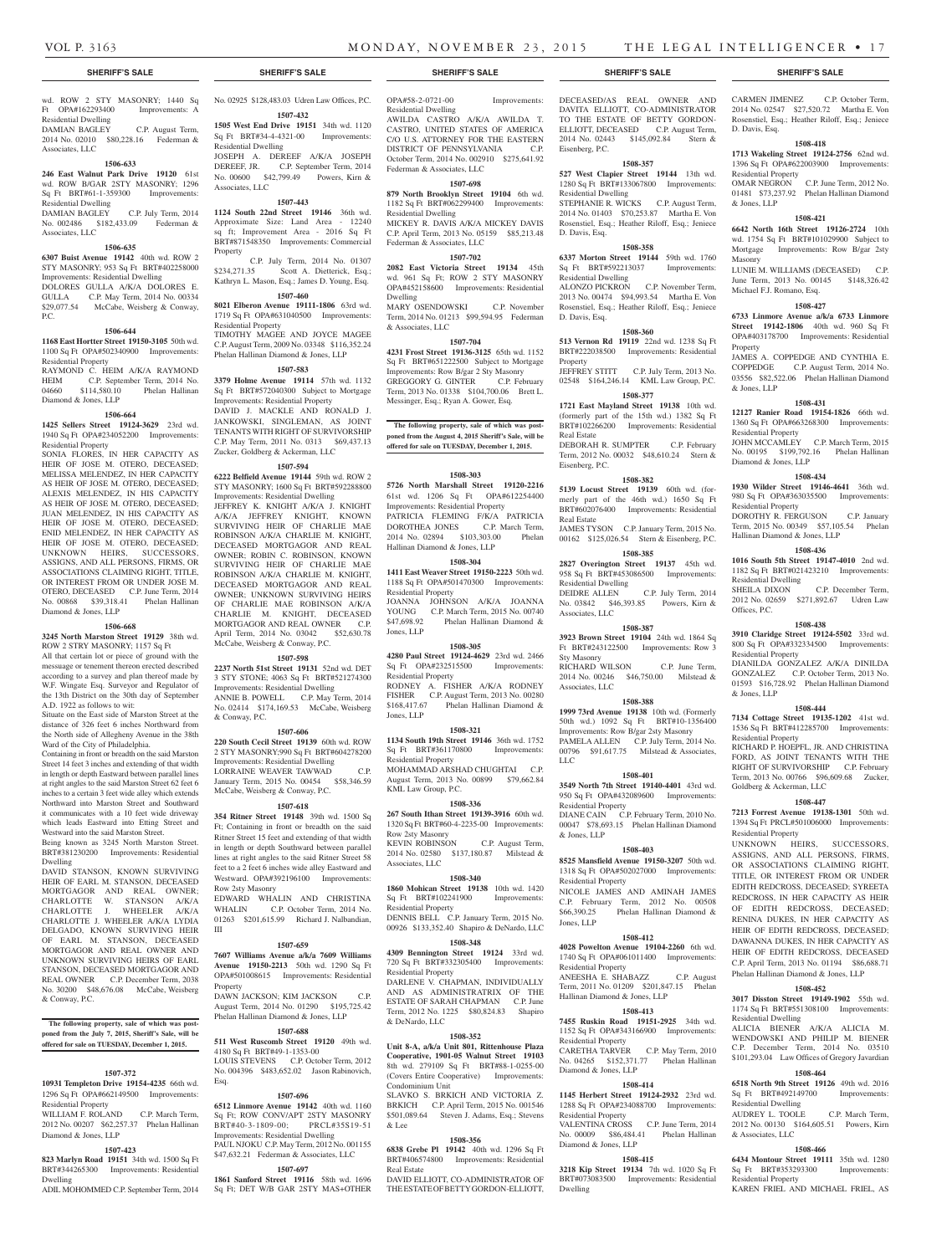**SHERIFF'S SALE**

wd. ROW 2 STY MASONRY; 1440 Sq Ft OPA#162293400 Improvements: A Residential Dwelling
DAMIAN BAGLEY C.P. August Term, 2014 No. 02010 $80,228.16 Federman & Associates, LLC

**1506-633**

**246 East Walnut Park Drive 19120** 61st wd. ROW B/GAR 2STY MASONRY; 1296 Sq Ft BRT#61-1-359300 Improvements: Residential Dwelling
DAMIAN BAGLEY C.P. July Term, 2014 No. 002486 $182,433.09 Federman & Associates, LLC

**1506-635**

**6307 Buist Avenue 19142** 40th wd. ROW 2 STY MASONRY; 953 Sq Ft BRT#402258000 Improvements: Residential Dwelling
DOLORES GULLA A/K/A DOLORES E. GULLA C.P. May Term, 2014 No. 00334 $29,077.54 McCabe, Weisberg & Conway, P.C.

**1506-644**

**1168 East Hortter Street 19150-3105** 50th wd. 1100 Sq Ft OPA#502340900 Improvements: Residential Property
RAYMOND C. HEIM A/K/A RAYMOND HEIM C.P. September Term, 2014 No. 04660 $114,580.10 Phelan Hallinan Diamond & Jones, LLP

**1506-664**

**1425 Sellers Street 19124-3629** 23rd wd. 1940 Sq Ft OPA#234052200 Improvements: Residential Property
SONIA FLORES, IN HER CAPACITY AS HEIR OF JOSE M. OTERO, DECEASED; MELISSA MELENDEZ, IN HER CAPACITY AS HEIR OF JOSE M. OTERO, DECEASED; ALEXIS MELENDEZ, IN HIS CAPACITY AS HEIR OF JOSE M. OTERO, DECEASED; JUAN MELENDEZ, IN HIS CAPACITY AS HEIR OF JOSE M. OTERO, DECEASED; ENID MELENDEZ, IN HER CAPACITY AS HEIR OF JOSE M. OTERO, DECEASED; UNKNOWN HEIRS, SUCCESSORS, ASSIGNS, AND ALL PERSONS, FIRMS, OR ASSOCIATIONS CLAIMING RIGHT, TITLE, OR INTEREST FROM OR UNDER JOSE M. OTERO, DECEASED C.P. June Term, 2014 No. 00868 $39,318.41 Phelan Hallinan Diamond & Jones, LLP

**1506-668**

**3245 North Marston Street 19129** 38th wd. ROW 2 STRY MASONRY; 1157 Sq Ft
All that certain lot or piece of ground with the messuage or tenement thereon erected described according to a survey and plan thereof made by W.F. Wingate Esq. Surveyor and Regulator of the 13th District on the 30th day of September A.D. 1922 as follows to wit:
Situate on the East side of Marston Street at the distance of 326 feet 6 inches Northward from the North side of Allegheny Avenue in the 38th Ward of the City of Philadelphia.
Containing in front or breadth on the said Marston Street 14 feet 3 inches and extending of that width in length or depth Eastward between parallel lines at right angles to the said Marston Street 62 feet 6 inches to a certain 3 feet wide alley which extends Northward into Marston Street and Southward it communicates with a 10 feet wide driveway which leads Eastward into Etting Street and Westward into the said Marston Street.
Being known as 3245 North Marston Street. BRT#381230200 Improvements: Residential Dwelling
DAVID STANSON, KNOWN SURVIVING HEIR OF EARL M. STANSON, DECEASED MORTGAGOR AND REAL OWNER; CHARLOTTE W. STANSON A/K/A CHARLOTTE J. WHEELER A/K/A CHARLOTTE J. WHEELER A/K/A LYDIA DELGADO, KNOWN SURVIVING HEIR OF EARL M. STANSON, DECEASED MORTGAGOR AND REAL OWNER AND UNKNOWN SURVIVING HEIRS OF EARL STANSON, DECEASED MORTGAGOR AND REAL OWNER C.P. December Term, 2038 No. 30200 $48,676.08 McCabe, Weisberg & Conway, P.C.

**The following property, sale of which was postponed from the July 7, 2015, Sheriff's Sale, will be offered for sale on TUESDAY, December 1, 2015.**

**1507-372**

**10931 Templeton Drive 19154-4235** 66th wd. 1296 Sq Ft OPA#662149500 Improvements: Residential Property
WILLIAM F. ROLAND C.P. March Term, 2012 No. 00207 $62,257.37 Phelan Hallinan Diamond & Jones, LLP

**1507-423**

**823 Marlyn Road 19151** 34th wd. 1500 Sq Ft BRT#344265300 Improvements: Residential Dwelling
ADIL MOHOMMED C.P. September Term, 2014 No. 02925 $128,483.03 Udren Law Offices, P.C.

**1507-432**

**1505 West End Drive 19151** 34th wd. 1120 Sq Ft BRT#34-4-4321-00 Improvements: Residential Dwelling
JOSEPH A. DEREEF A/K/A JOSEPH DEREEF, JR. C.P. September Term, 2014 No. 00600 $42,799.49 Powers, Kirn & Associates, LLC

**1507-443**

**1124 South 22nd Street 19146** 36th wd. Approximate Size: Land Area - 12240 sq ft; Improvement Area - 2016 Sq Ft BRT#871548350 Improvements: Commercial Property
C.P. July Term, 2014 No. 01307 $234,271.35 Scott A. Dietterick, Esq.; Kathryn L. Mason, Esq.; James D. Young, Esq.

**1507-460**

**8021 Elberon Avenue 19111-1806** 63rd wd. 1719 Sq Ft OPA#631040500 Improvements: Residential Property
TIMOTHY MAGEE AND JOYCE MAGEE C.P. August Term, 2009 No. 03348 $116,352.24 Phelan Hallinan Diamond & Jones, LLP

**1507-583**

**3379 Holme Avenue 19114** 57th wd. 1132 Sq Ft BRT#572040300 Subject to Mortgage Improvements: Residential Property
DAVID J. MACKLE AND RONALD J. JANKOWSKI, SINGLEMAN, AS JOINT TENANTS WITH RIGHT OF SURVIVORSHIP C.P. May Term, 2011 No. 0313 $69,437.13 Zucker, Goldberg & Ackerman, LLC

**1507-594**

**6222 Belfield Avenue 19144** 59th wd. ROW 2 STY MASONRY; 1600 Sq Ft BRT#592288800 Improvements: Residential Dwelling
JEFFREY K. KNIGHT A/K/A J. KNIGHT A/K/A JEFFREY KNIGHT, KNOWN SURVIVING HEIR OF CHARLIE MAE ROBINSON A/K/A CHARLIE M. KNIGHT, DECEASED MORTGAGOR AND REAL OWNER; ROBIN C. ROBINSON, KNOWN SURVIVING HEIR OF CHARLIE MAE ROBINSON A/K/A CHARLIE M. KNIGHT, DECEASED MORTGAGOR AND REAL OWNER; UNKNOWN SURVIVING HEIRS OF CHARLIE MAE ROBINSON A/K/A CHARLIE M. KNIGHT, DECEASED MORTGAGOR AND REAL OWNER C.P. April Term, 2014 No. 03042 $52,630.78 McCabe, Weisberg & Conway, P.C.

**1507-598**

**2237 North 51st Street 19131** 52nd wd. DET 3 STY STONE; 4063 Sq Ft BRT#521274300 Improvements: Residential Dwelling
ANNIE B. POWELL C.P. May Term, 2014 No. 02414 $174,169.53 McCabe, Weisberg & Conway, P.C.

**1507-606**

**220 South Cecil Street 19139** 60th wd. ROW 2 STY MASONRY;990 Sq Ft BRT#604278200 Improvements: Residential Dwelling
LORRAINE WEAVER TAWWAD C.P. January Term, 2015 No. 00454 $58,346.59 McCabe, Weisberg & Conway, P.C.

**1507-618**

**354 Ritner Street 19148** 39th wd. 1500 Sq Ft; Containing in front or breadth on the said Ritner Street 15 feet and extending of that width in length or depth Southward between parallel lines at right angles to the said Ritner Street 58 feet to a 2 feet 6 inches wide alley Eastward and Westward. OPA#392196100 Improvements: Row 2sty Masonry
EDWARD WHALIN AND CHRISTINA WHALIN C.P. October Term, 2014 No. 01263 $201,615.99 Richard J. Nalbandian, III

**1507-659**

**7607 Williams Avenue a/k/a 7609 Williams Avenue 19150-2213** 50th wd. 1290 Sq Ft OPA#501008615 Improvements: Residential Property
DAWN JACKSON; KIM JACKSON C.P. August Term, 2014 No. 01290 $195,725.42 Phelan Hallinan Diamond & Jones, LLP

**1507-688**

**511 West Ruscomb Street 19120** 49th wd. 4180 Sq Ft BRT#49-1-1353-00
LOUIS STEVENS C.P. October Term, 2012 No. 004396 $483,652.02 Jason Rabinovich, Esq.

**1507-696**

**6512 Linmore Avenue 19142** 40th wd. 1160 Sq Ft; ROW CONV/APT 2STY MASONRY BRT#40-3-1809-00; PRCL#35S19-51 Improvements: Residential Dwelling
PAUL NJOKU C.P. May Term, 2012 No. 001155 $47,632.21 Federman & Associates, LLC

**1507-697**

**1861 Sanford Street 19116** 58th wd. 1696 Sq Ft; DET W/B GAR 2STY MAS+OTHER OPA#58-2-0721-00 Improvements: Residential Dwelling
AWILDA CASTRO A/K/A AWILDA T. CASTRO, UNITED STATES OF AMERICA C/O U.S. ATTORNEY FOR THE EASTERN DISTRICT OF PENNSYLVANIA C.P. October Term, 2014 No. 002910 $275,641.92 Federman & Associates, LLC

**1507-698**

**879 North Brooklyn Street 19104** 6th wd. 1182 Sq Ft BRT#062299400 Improvements: Residential Dwelling
MICKEY R. DAVIS A/K/A MICKEY DAVIS C.P. April Term, 2013 No. 05159 $85,213.48 Federman & Associates, LLC

**1507-702**

**2082 East Victoria Street 19134** 45th wd. 961 Sq Ft; ROW 2 STY MASONRY OPA#452158600 Improvements: Residential Dwelling
MARY OSENDOWSKI C.P. November Term, 2014 No. 01213 $99,594.95 Federman & Associates, LLC

**1507-704**

**4231 Frost Street 19136-3125** 65th wd. 1152 Sq Ft BRT#651222500 Subject to Mortgage Improvements: Row B/gar 2 Sty Masonry
GREGGORY G. GINTER C.P. February Term, 2013 No. 01338 $104,700.06 Brett L. Messinger, Esq.; Ryan A. Gower, Esq.

**The following property, sale of which was postponed from the August 4, 2015 Sheriff's Sale, will be offered for sale on TUESDAY, December 1, 2015.**

**1508-303**

**5726 North Marshall Street 19120-2216** 61st wd. 1206 Sq Ft OPA#612254400 Improvements: Residential Property
PATRICIA FLEMING F/K/A PATRICIA DOROTHEA JONES C.P. March Term, 2014 No. 02894 $103,303.00 Phelan Hallinan Diamond & Jones, LLP

**1508-304**

**1411 East Weaver Street 19150-2223** 50th wd. 1188 Sq Ft OPA#501470300 Improvements: Residential Property
JOANNA JOHNSON A/K/A JOANNA YOUNG C.P. March Term, 2015 No. 00740 $47,698.92 Phelan Hallinan Diamond & Jones, LLP

**1508-305**

**4280 Paul Street 19124-4629** 23rd wd. 2466 Sq Ft OPA#232515500 Improvements: Residential Property
RODNEY A. FISHER A/K/A RODNEY FISHER C.P. August Term, 2013 No. 00280 $168,417.67 Phelan Hallinan Diamond & Jones, LLP

**1508-321**

**1134 South 19th Street 19146** 36th wd. 1752 Sq Ft BRT#361170800 Improvements: Residential Property
MOHAMMAD ARSHAD CHUGHTAI C.P. August Term, 2013 No. 00899 $79,662.84 KML Law Group, P.C.

**1508-336**

**267 South Ithan Street 19139-3916** 60th wd. 1320 Sq Ft BRT#60-4-2235-00 Improvements: Row 2sty Masonry
KEVIN ROBINSON C.P. August Term, 2014 No. 02580 $137,180.87 Milstead & Associates, LLC

**1508-340**

**1860 Mohican Street 19138** 10th wd. 1420 Sq Ft BRT#102241900 Improvements: Residential Property
DENNIS BELL C.P. January Term, 2015 No. 00926 $133,352.40 Shapiro & DeNardo, LLC

**1508-348**

**4309 Bennington Street 19124** 33rd wd. 720 Sq Ft BRT#332305400 Improvements: Residential Property
DARLENE V. CHAPMAN, INDIVIDUALLY AND AS ADMINISTRATRIX OF THE ESTATE OF SARAH CHAPMAN C.P. June Term, 2012 No. 1225 $80,824.83 Shapiro & DeNardo, LLC

**1508-352**

**Unit 8-A, a/k/a Unit 801, Rittenhouse Plaza Cooperative, 1901-05 Walnut Street 19103** 8th wd. 279109 Sq Ft BRT#88-1-0255-00 (Covers Entire Cooperative) Improvements: Condominium Unit
SLAVKO S. BRKICH AND VICTORIA Z. BRKICH C.P. April Term, 2015 No. 001546 $501,089.64 Steven J. Adams, Esq.; Stevens & Lee

**1508-356**

**6838 Grebe Pl 19142** 40th wd. 1296 Sq Ft BRT#406574800 Improvements: Residential Real Estate
DAVID ELLIOTT, CO-ADMINISTRATOR OF THE ESTATE OF BETTY GORDON-ELLIOTT, DECEASED/AS REAL OWNER AND DAVITA ELLIOTT, CO-ADMINISTRATOR TO THE ESTATE OF BETTY GORDON-ELLIOTT, DECEASED C.P. August Term, 2014 No. 02443 $145,092.84 Stern & Eisenberg, P.C.

**1508-357**

**527 West Clapier Street 19144** 13th wd. 1280 Sq Ft BRT#133067800 Improvements: Residential Dwelling
STEPHANIE R. WICKS C.P. August Term, 2014 No. 01403 $70,253.87 Martha E. Von Rosenstiel, Esq.; Heather Riloff, Esq.; Jeniece D. Davis, Esq.

**1508-358**

**6337 Morton Street 19144** 59th wd. 1760 Sq Ft BRT#592213037 Improvements: Residential Dwelling
ALONZO PICKRON C.P. November Term, 2013 No. 00474 $94,993.54 Martha E. Von Rosenstiel, Esq.; Heather Riloff, Esq.; Jeniece D. Davis, Esq.

**1508-360**

**513 Vernon Rd 19119** 22nd wd. 1238 Sq Ft BRT#222038500 Improvements: Residential Property
JEFFREY STITT C.P. July Term, 2013 No. 02548 $164,246.14 KML Law Group, P.C.

**1508-377**

**1721 East Mayland Street 19138** 10th wd. (formerly part of the 15th wd.) 1382 Sq Ft BRT#102266200 Improvements: Residential Real Estate
DEBORAH R. SUMPTER C.P. February Term, 2012 No. 00032 $48,610.24 Stern & Eisenberg, P.C.

**1508-382**

**5139 Locust Street 19139** 60th wd. (formerly part of the 46th wd.) 1650 Sq Ft BRT#602076400 Improvements: Residential Real Estate
JAMES TYSON C.P. January Term, 2015 No. 00162 $125,026.54 Stern & Eisenberg, P.C.

**1508-385**

**2827 Overington Street 19137** 45th wd. 958 Sq Ft BRT#453086500 Improvements: Residential Dwelling
DEIDRE ALLEN C.P. July Term, 2014 No. 03842 $46,393.85 Powers, Kirn & Associates, LLC

**1508-387**

**3923 Brown Street 19104** 24th wd. 1864 Sq Ft BRT#243122500 Improvements: Row 3 Sty Masonry
RICHARD WILSON C.P. June Term, 2014 No. 00246 $46,750.00 Milstead & Associates, LLC

**1508-388**

**1999 73rd Avenue 19138** 10th wd. (Formerly 50th wd.) 1092 Sq Ft BRT#10-1356400 Improvements: Row B/gar 2sty Masonry
PAMELA ALLEN C.P. July Term, 2014 No. 00796 $91,617.75 Milstead & Associates, LLC

**1508-401**

**3549 North 7th Street 19140-4401** 43rd wd. 950 Sq Ft OPA#432089600 Improvements: Residential Property
DIANE CAIN C.P. February Term, 2010 No. 00047 $78,693.15 Phelan Hallinan Diamond & Jones, LLP

**1508-403**

**8525 Mansfield Avenue 19150-3207** 50th wd. 1318 Sq Ft OPA#502027000 Improvements: Residential Property
NICOLE JAMES AND AMINAH JAMES C.P. February Term, 2012 No. 00508 $66,390.25 Phelan Hallinan Diamond & Jones, LLP

**1508-412**

**4028 Powelton Avenue 19104-2260** 6th wd. 1740 Sq Ft OPA#061011400 Improvements: Residential Property
ANEESHA E. SHABAZZ C.P. August Term, 2011 No. 01209 $201,847.15 Phelan Hallinan Diamond & Jones, LLP

**1508-413**

**7455 Ruskin Road 19151-2925** 34th wd. 1152 Sq Ft OPA#343166900 Improvements: Residential Property
CARETHA TARVER C.P. May Term, 2010 No. 04265 $152,371.77 Phelan Hallinan Diamond & Jones, LLP

**1508-414**

**1145 Herbert Street 19124-2932** 23rd wd. 1288 Sq Ft OPA#234088700 Improvements: Residential Property
VALENTINA CROSS C.P. June Term, 2014 No. 00009 $86,484.41 Phelan Hallinan Diamond & Jones, LLP

**1508-415**

**3218 Kip Street 19134** 7th wd. 1020 Sq Ft BRT#073083500 Improvements: Residential Dwelling
CARMEN JIMENEZ C.P. October Term, 2014 No. 02547 $27,520.72 Martha E. Von Rosenstiel, Esq.; Heather Riloff, Esq.; Jeniece D. Davis, Esq.

**1508-418**

**1713 Wakeling Street 19124-2756** 62nd wd. 1396 Sq Ft OPA#622003900 Improvements: Residential Property
OMAR NEGRON C.P. June Term, 2012 No. 01481 $73,237.92 Phelan Hallinan Diamond & Jones, LLP

**1508-421**

**6642 North 16th Street 19126-2724** 10th wd. 1754 Sq Ft BRT#101029900 Subject to Mortgage Improvements: Row B/gar 2sty Masonry
LUNIE M. WILLIAMS (DECEASED) C.P. June Term, 2013 No. 00145 $148,326.42 Michael F.J. Romano, Esq.

**1508-427**

**6733 Linmore Avenue a/k/a 6733 Linmore Street 19142-1806** 40th wd. 960 Sq Ft OPA#403178700 Improvements: Residential Property
JAMES A. COPPEDGE AND CYNTHIA E. COPPEDGE C.P. August Term, 2014 No. 03556 $82,522.06 Phelan Hallinan Diamond & Jones, LLP

**1508-431**

**12127 Ranier Road 19154-1826** 66th wd. 1360 Sq Ft OPA#663268300 Improvements: Residential Property
JOHN MCCAMLEY C.P. March Term, 2015 No. 00195 $199,792.16 Phelan Hallinan Diamond & Jones, LLP

**1508-434**

**1930 Wilder Street 19146-4641** 36th wd. 980 Sq Ft OPA#363035500 Improvements: Residential Property
DOROTHY R. FERGUSON C.P. January Term, 2015 No. 00349 $57,105.54 Phelan Hallinan Diamond & Jones, LLP

**1508-436**

**1016 South 5th Street 19147-4010** 2nd wd. 1182 Sq Ft BRT#021423210 Improvements: Residential Dwelling
SHEILA DIXON C.P. December Term, 2012 No. 02659 $271,892.67 Udren Law Offices, P.C.

**1508-438**

**3910 Claridge Street 19124-5502** 33rd wd. 800 Sq Ft OPA#332334500 Improvements: Residential Property
DIANILDA GONZALEZ A/K/A DINILDA GONZALEZ C.P. October Term, 2013 No. 01593 $16,728.92 Phelan Hallinan Diamond & Jones, LLP

**1508-444**

**7134 Cottage Street 19135-1202** 41st wd. 1536 Sq Ft BRT#412285700 Improvements: Residential Property
RICHARD P. HOEPFL, JR. AND CHRISTINA FORD, AS JOINT TENANTS WITH THE RIGHT OF SURVIVORSHIP C.P. February Term, 2013 No. 00766 $96,609.68 Zucker, Goldberg & Ackerman, LLC

**1508-447**

**7213 Forrest Avenue 19138-1301** 50th wd. 1394 Sq Ft PRCL#501006000 Improvements: Residential Property
UNKNOWN HEIRS, SUCCESSORS, ASSIGNS, AND ALL PERSONS, FIRMS, OR ASSOCIATIONS CLAIMING RIGHT, TITLE, OR INTEREST FROM OR UNDER EDITH REDCROSS, DECEASED; SYREETA REDCROSS, IN HER CAPACITY AS HEIR OF EDITH REDCROSS, DECEASED; RENINA DUKES, IN HER CAPACITY AS HEIR OF EDITH REDCROSS, DECEASED; DAWANNA DUKES, IN HER CAPACITY AS HEIR OF EDITH REDCROSS, DECEASED C.P. April Term, 2013 No. 01194 $86,688.71 Phelan Hallinan Diamond & Jones, LLP

**1508-452**

**3017 Disston Street 19149-1902** 55th wd. 1174 Sq Ft BRT#551308100 Improvements: Residential Dwelling
ALICIA BIENER A/K/A ALICIA M. WENDOWSKI AND PHILIP M. BIENER C.P. December Term, 2014 No. 03510 $101,293.04 Law Offices of Gregory Javardian

**1508-464**

**6518 North 9th Street 19126** 49th wd. 2016 Sq Ft BRT#492149700 Improvements: Residential Dwelling
AUDREY L. TOOLE C.P. March Term, 2012 No. 00130 $164,605.51 Powers, Kirn & Associates, LLC

**1508-466**

**6434 Montour Street 19111** 35th wd. 1280 Sq Ft BRT#353293300 Improvements: Residential Property
KAREN FRIEL AND MICHAEL FRIEL, AS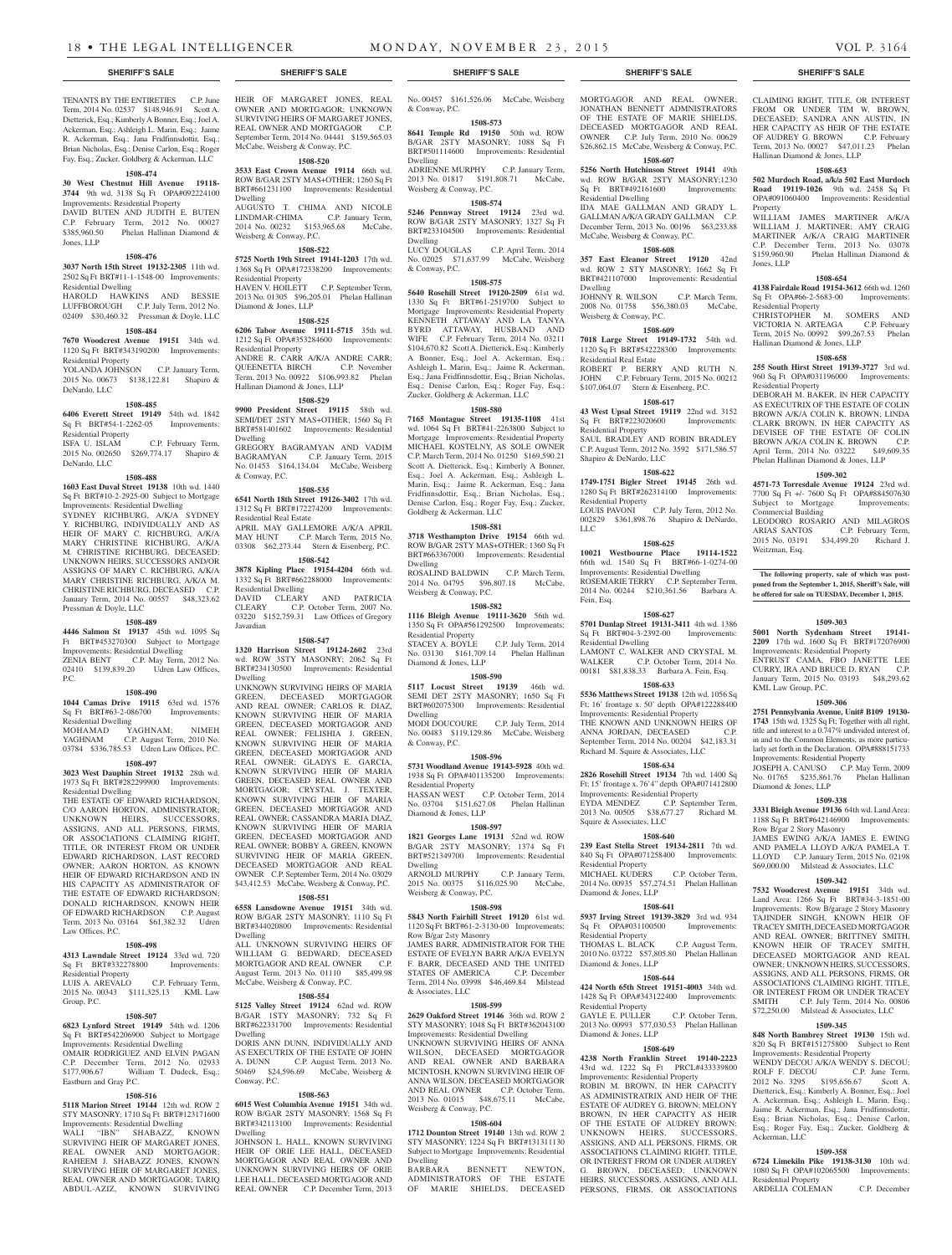**SHERIFF'S SALE**

TENANTS BY THE ENTIRETIES C.P. June Term, 2014 No. 02537 $148,946.91 Scott A. Dietterick, Esq.; Kimberly A Bonner, Esq.; Joel A. Ackerman, Esq.; Ashleigh L. Marin, Esq.; Jaime R. Ackerman, Esq.; Jana Fridfinnsdottir, Esq.; Brian Nicholas, Esq.; Denise Carlon, Esq.; Roger Fay, Esq.; Zucker, Goldberg & Ackerman, LLC

**1508-474**

**30 West Chestnut Hill Avenue 19118-3744** 9th wd. 3138 Sq Ft OPA#092224100 Improvements: Residential Property
DAVID BUTEN AND JUDITH E. BUTEN C.P. February Term, 2012 No. 00027 $385,960.50 Phelan Hallinan Diamond & Jones, LLP

**1508-476**

**3037 North 15th Street 19132-2305** 11th wd. 2502 Sq Ft BRT#11-1-1548-00 Improvements: Residential Dwelling
HAROLD HAWKINS AND BESSIE LUFFBOROUGH C.P. July Term, 2012 No. 02409 $30,460.32 Pressman & Doyle, LLC

**1508-484**

**7670 Woodcrest Avenue 19151** 34th wd. 1120 Sq Ft BRT#343190200 Improvements: Residential Property
YOLANDA JOHNSON C.P. January Term, 2015 No. 00673 $138,122.81 Shapiro & DeNardo, LLC

**1508-485**

**6406 Everett Street 19149** 54th wd. 1842 Sq Ft BRT#54-1-2262-05 Improvements: Residential Property
ISFA U. ISLAM C.P. February Term, 2015 No. 002650 $269,774.17 Shapiro & DeNardo, LLC

**1508-488**

**1603 East Duval Street 19138** 10th wd. 1440 Sq Ft BRT#10-2-2925-00 Subject to Mortgage Improvements: Residential Dwelling
SYDNEY RICHBURG, A/K/A SYDNEY Y. RICHBURG, INDIVIDUALLY AND AS HEIR OF MARY C. RICHBURG, A/K/A MARY CHRISTINE RICHBURG, A/K/A M. CHRISTINE RICHBURG, DECEASED; UNKNOWN HEIRS, SUCCESSORS AND/OR ASSIGNS OF MARY C. RICHBURG, A/K/A MARY CHRISTINE RICHBURG, A/K/A M. CHRISTINE RICHBURG, DECEASED C.P. January Term, 2014 No. 00557 $48,323.62 Pressman & Doyle, LLC

**1508-489**

**4446 Salmon St 19137** 45th wd. 1095 Sq Ft BRT#453270300 Subject to Mortgage Improvements: Residential Dwelling
ZENIA BENT C.P. May Term, 2012 No. 02410 $139,839.20 Udren Law Offices, P.C.

**1508-490**

**1044 Camas Drive 19115** 63rd wd. 1576 Sq Ft BRT#63-2-086700 Improvements: Residential Dwelling
MOHAMAD YAGHNAM; NIMEH YAGHNAM C.P. August Term, 2010 No. 03784 $336,785.53 Udren Law Offices, P.C.

**1508-497**

**3023 West Dauphin Street 19132** 28th wd. 1973 Sq Ft BRT#282299900 Improvements: Residential Dwelling
THE ESTATE OF EDWARD RICHARDSON, C/O AARON HORTON, ADMINISTRATOR; UNKNOWN HEIRS, SUCCESSORS, ASSIGNS, AND ALL PERSONS, FIRMS, OR ASSOCIATIONS CLAIMING RIGHT, TITLE, OR INTEREST FROM OR UNDER EDWARD RICHARDSON, LAST RECORD OWNER; AARON HORTON, AS KNOWN HEIR OF EDWARD RICHARDSON AND IN HIS CAPACITY AS ADMINISTRATOR OF THE ESTATE OF EDWARD RICHARDSON; DONALD RICHARDSON, KNOWN HEIR OF EDWARD RICHARDSON C.P. August Term, 2013 No. 03164 $61,382.32 Udren Law Offices, P.C.

**1508-498**

**4313 Lawndale Street 19124** 33rd wd. 720 Sq Ft BRT#332278800 Improvements: Residential Property
LUIS A. AREVALO C.P. February Term, 2015 No. 00343 $111,325.13 KML Law Group, P.C.

**1508-507**

**6823 Lynford Street 19149** 54th wd. 1206 Sq Ft BRT#542206900 Subject to Mortgage Improvements: Residential Dwelling
OMAIR RODRIGUEZ AND ELVIN PAGAN C.P. December Term, 2012 No. 02933 $177,906.67 William T. Dudeck, Esq.; Eastburn and Gray P.C.

**1508-516**

**5118 Marion Street 19144** 12th wd. ROW 2 STY MASONRY; 1710 Sq Ft BRT#123171600 Improvements: Residential Dwelling
WALI "IBN" SHABAZZ, KNOWN SURVIVING HEIR OF MARGARET JONES, REAL OWNER AND MORTGAGOR; RAHEEM J. SHABAZZ JONES, KNOWN SURVIVING HEIR OF MARGARET JONES, REAL OWNER AND MORTGAGOR; TARIQ ABDUL-AZIZ, KNOWN SURVIVING HEIR OF MARGARET JONES, REAL OWNER AND MORTGAGOR; UNKNOWN SURVIVING HEIRS OF MARGARET JONES, REAL OWNER AND MORTGAGOR C.P. September Term, 2014 No. 04441 $159,565.03 McCabe, Weisberg & Conway, P.C.

**1508-520**

**3533 East Crown Avenue 19114** 66th wd. ROW B/GAR 2STY MAS+OTHER; 1260 Sq Ft BRT#661231100 Improvements: Residential Dwelling
AUGUSTO T. CHIMA AND NICOLE LINDMAR-CHIMA C.P. January Term, 2014 No. 00232 $153,965.68 McCabe, Weisberg & Conway, P.C.

**1508-522**

**5725 North 19th Street 19141-1203** 17th wd. 1368 Sq Ft OPA#172338200 Improvements: Residential Property
HAVEN V. HOILETT C.P. September Term, 2013 No. 01305 $96,205.01 Phelan Hallinan Diamond & Jones, LLP

**1508-525**

**6206 Tabor Avenue 19111-5715** 35th wd. 1212 Sq Ft OPA#353284600 Improvements: Residential Property
ANDRE R. CARR A/K/A ANDRE CARR; QUEENETTA BIRCH C.P. November Term, 2013 No. 00922 $106,993.82 Phelan Hallinan Diamond & Jones, LLP

**1508-529**

**9900 President Street 19115** 58th wd. SEMI/DET 2STY MAS+OTHER; 1560 Sq Ft BRT#581401602 Improvements: Residential Dwelling
GREGORY BAGRAMYAN AND VADIM BAGRAMYAN C.P. January Term, 2015 No. 01453 $164,134.04 McCabe, Weisberg & Conway, P.C.

**1508-535**

**6541 North 18th Street 19126-3402** 17th wd. 1312 Sq Ft BRT#172274200 Improvements: Residential Real Estate
APRIL MAY GALLEMORE A/K/A APRIL MAY HUNT C.P. March Term, 2015 No. 03308 $62,273.44 Stern & Eisenberg, P.C.

**1508-542**

**3878 Kipling Place 19154-4204** 66th wd. 1332 Sq Ft BRT#662288000 Improvements: Residential Dwelling
DAVID CLEARY AND PATRICIA CLEARY C.P. October Term, 2007 No. 03220 $152,759.31 Law Offices of Gregory Javardian

**1508-547**

**1320 Harrison Street 19124-2602** 23rd wd. ROW 3STY MASONRY; 2062 Sq Ft BRT#234130500 Improvements: Residential Dwelling
UNKNOWN SURVIVING HEIRS OF MARIA GREEN, DECEASED MORTGAGOR AND REAL OWNER; CARLOS R. DIAZ, KNOWN SURVIVING HEIR OF MARIA GREEN, DECEASED MORTGAGOR AND REAL OWNER; FELISHIA J. GREEN, KNOWN SURVIVING HEIR OF MARIA GREEN, DECEASED MORTGAGOR AND REAL OWNER; GLADYS E. GARCIA, KNOWN SURVIVING HEIR OF MARIA GREEN, DECEASED REAL OWNER AND MORTGAGOR; CRYSTAL J. TEXTER, KNOWN SURVIVING HEIR OF MARIA GREEN, DECEASED MORTGAGOR AND REAL OWNER; CASSANDRA MARIA DIAZ, KNOWN SURVIVING HEIR OF MARIA GREEN, DECEASED MORTGAGOR AND REAL OWNER; BOBBY A. GREEN, KNOWN SURVIVING HEIR OF MARIA GREEN, DECEASED MORTGAGOR AND REAL OWNER C.P. September Term, 2014 No. 03029 $43,412.53 McCabe, Weisberg & Conway, P.C.

**1508-551**

**6558 Lansdowne Avenue 19151** 34th wd. ROW B/GAR 2STY MASONRY; 1110 Sq Ft BRT#344020800 Improvements: Residential Dwelling
ALL UNKNOWN SURVIVING HEIRS OF WILLIAM G. BEDWARD, DECEASED MORTGAGOR AND REAL OWNER C.P. August Term, 2013 No. 01110 $85,499.98 McCabe, Weisberg & Conway, P.C.

**1508-554**

**5125 Valley Street 19124** 62nd wd. ROW B/GAR 1STY MASONRY; 732 Sq Ft BRT#622331700 Improvements: Residential Dwelling
DORIS ANN DUNN, INDIVIDUALLY AND AS EXECUTRIX OF THE ESTATE OF JOHN A. DUNN C.P. August Term, 2013 No. 50469 $24,596.69 McCabe, Weisberg & Conway, P.C.

**1508-563**

**6015 West Columbia Avenue 19151** 34th wd. ROW B/GAR 2STY MASONRY; 1568 Sq Ft BRT#342113100 Improvements: Residential Dwelling
JOHNSON L. HALL, KNOWN SURVIVING HEIR OF ORIE LEE HALL, DECEASED MORTGAGOR AND REAL OWNER AND UNKNOWN SURVIVING HEIRS OF ORIE LEE HALL, DECEASED MORTGAGOR AND REAL OWNER C.P. December Term, 2013 No. 00457 $161,526.06 McCabe, Weisberg & Conway, P.C.

**1508-573**

**8641 Temple Rd 19150** 50th wd. ROW B/GAR 2STY MASONRY; 1088 Sq Ft BRT#501114600 Improvements: Residential Dwelling
ADRIENNE MURPHY C.P. January Term, 2013 No. 01817 $191,808.71 McCabe, Weisberg & Conway, P.C.

**1508-574**

**5246 Pennway Street 19124** 23rd wd. ROW B/GAR 2STY MASONRY; 1327 Sq Ft BRT#233104500 Improvements: Residential Dwelling
LUCY DOUGLAS C.P. April Term, 2014 No. 02025 $71,637.99 McCabe, Weisberg & Conway, P.C.

**1508-575**

**5640 Rosehill Street 19120-2509** 61st wd. 1330 Sq Ft BRT#61-2519700 Subject to Mortgage Improvements: Residential Property
KENNETH ATTAWAY AND LA TANYA BYRD ATTAWAY, HUSBAND AND WIFE C.P. February Term, 2014 No. 03211 $104,670.82 Scott A. Dietterick, Esq.; Kimberly A Bonner, Esq.; Joel A. Ackerman, Esq.; Ashleigh L. Marin, Esq.; Jaime R. Ackerman, Esq.; Jana Fridfinnsdottir, Esq.; Brian Nicholas, Esq.; Denise Carlon, Esq.; Roger Fay, Esq.; Zucker, Goldberg & Ackerman, LLC

**1508-580**

**7165 Montague Street 19135-1108** 41st wd. 1064 Sq Ft BRT#41-2263800 Subject to Mortgage Improvements: Residential Property
MICHAEL KOSTELNY, AS SOLE OWNER C.P. March Term, 2014 No. 01250 $169,590.21 Scott A. Dietterick, Esq.; Kimberly A Bonner, Esq.; Joel A. Ackerman, Esq.; Ashleigh L. Marin, Esq.; Jaime R. Ackerman, Esq.; Jana Fridfinnsdottir, Esq.; Brian Nicholas, Esq.; Denise Carlon, Esq.; Roger Fay, Esq.; Zucker, Goldberg & Ackerman, LLC

**1508-581**

**3718 Westhampton Drive 19154** 66th wd. ROW B/GAR 2STY MAS+OTHER; 1360 Sq Ft BRT#663367000 Improvements: Residential Dwelling
ROSALIND BALDWIN C.P. March Term, 2014 No. 04795 $96,807.18 McCabe, Weisberg & Conway, P.C.

**1508-582**

**1116 Bleigh Avenue 19111-3620** 56th wd. 1350 Sq Ft OPA#561292500 Improvements: Residential Property
STACEY A. BOYLE C.P. July Term, 2014 No. 03130 $161,709.14 Phelan Hallinan Diamond & Jones, LLP

**1508-590**

**5117 Locust Street 19139** 46th wd. SEMI DET 2STY MASONRY; 1650 Sq Ft BRT#602075300 Improvements: Residential Dwelling
MODI DOUCOURE C.P. July Term, 2014 No. 00483 $119,129.86 McCabe, Weisberg & Conway, P.C.

**1508-596**

**5731 Woodland Avenue 19143-5928** 40th wd. 1938 Sq Ft OPA#401135200 Improvements: Residential Property
HASSAN WEST C.P. October Term, 2014 No. 03704 $151,627.08 Phelan Hallinan Diamond & Jones, LLP

**1508-597**

**1821 Georges Lane 19131** 52nd wd. ROW B/GAR 2STY MASONRY; 1374 Sq Ft BRT#521349700 Improvements: Residential Dwelling
ARNOLD MURPHY C.P. January Term, 2015 No. 00375 $116,025.90 McCabe, Weisberg & Conway, P.C.

**1508-598**

**5843 North Fairhill Street 19120** 61st wd. 1120 Sq Ft BRT#61-2-3130-00 Improvements: Row B/gar 2sty Masonry
JAMES BARR, ADMINISTRATOR FOR THE ESTATE OF EVELYN BARR A/K/A EVELYN F. BARR, DECEASED AND THE UNITED STATES OF AMERICA C.P. December Term, 2014 No. 03998 $46,469.84 Milstead & Associates, LLC

**1508-599**

**2629 Oakford Street 19146** 36th wd. ROW 2 STY MASONRY; 1048 Sq Ft BRT#362043100 Improvements: Residential Dwelling
UNKNOWN SURVIVING HEIRS OF ANNA WILSON, DECEASED MORTGAGOR AND REAL OWNER AND BARBARA MCINTOSH, KNOWN SURVIVING HEIR OF ANNA WILSON, DECEASED MORTGAGOR AND REAL OWNER C.P. October Term, 2013 No. 01015 $48,675.11 McCabe, Weisberg & Conway, P.C.

**1508-604**

**1712 Dounton Street 19140** 13th wd. ROW 2 STY MASONRY; 1224 Sq Ft BRT#131311130 Subject to Mortgage Improvements: Residential Dwelling
BARBARA BENNETT NEWTON, ADMINISTRATORS OF THE ESTATE OF MARIE SHIELDS, DECEASED MORTGAGOR AND REAL OWNER; JONATHAN BENNETT ADMNISTRATORS OF THE ESTATE OF MARIE SHIELDS, DECEASED MORTGAGOR AND REAL OWNER C.P. July Term, 2010 No. 00629 $26,862.15 McCabe, Weisberg & Conway, P.C.

**1508-607**

**5256 North Hutchinson Street 19141** 49th wd. ROW B/GAR 2STY MASONRY;1230 Sq Ft BRT#492161600 Improvements: Residential Dwelling
IDA MAE GALLMAN AND GRADY L. GALLMAN A/K/A GRADY GALLMAN C.P. December Term, 2013 No. 00196 $63,233.88 McCabe, Weisberg & Conway, P.C.

**1508-608**

**357 East Eleanor Street 19120** 42nd wd. ROW 2 STY MASONRY; 1662 Sq Ft BRT#421107000 Improvements: Residential Dwelling
JOHNNY R. WILSON C.P. March Term, 2008 No. 01758 $56,380.03 McCabe, Weisberg & Conway, P.C.

**1508-609**

**7018 Large Street 19149-1732** 54th wd. 1120 Sq Ft BRT#542228300 Improvements: Residential Real Estate
ROBERT P. BERRY AND RUTH N. JOHN C.P. February Term, 2015 No. 00212 $107,064.07 Stern & Eisenberg, P.C.

**1508-617**

**43 West Upsal Street 19119** 22nd wd. 3152 Sq Ft BRT#223020600 Improvements: Residential Property
SAUL BRADLEY AND ROBIN BRADLEY C.P. August Term, 2012 No. 3592 $171,586.57 Shapiro & DeNardo, LLC

**1508-622**

**1749-1751 Bigler Street 19145** 26th wd. 1280 Sq Ft BRT#262314100 Improvements: Residential Property
LOUIS PAVONI C.P. July Term, 2012 No. 002829 $361,898.76 Shapiro & DeNardo, LLC

**1508-625**

**10021 Westbourne Place 19114-1522** 66th wd. 1540 Sq Ft BRT#66-1-0274-00 Improvements: Residential Dwelling
ROSEMARIE TERRY C.P. September Term, 2014 No. 00244 $210,361.56 Barbara A. Fein, Esq.

**1508-627**

**5701 Dunlap Street 19131-3411** 4th wd. 1386 Sq Ft BRT#04-3-2392-00 Improvements: Residential Dwelling
LAMONT C. WALKER AND CRYSTAL M. WALKER C.P. October Term, 2014 No. 00181 $81,838.33 Barbara A. Fein, Esq.

**1508-633**

**5536 Matthews Street 19138** 12th wd. 1056 Sq Ft; 16' frontage x. 50' depth OPA#122288400 Improvements: Residential Property
THE KNOWN AND UNKNOWN HEIRS OF ANNA JORDAN, DECEASED C.P. September Term, 2014 No. 00204 $42,183.31 Richard M. Squire & Associates, LLC

**1508-634**

**2826 Rosehill Street 19134** 7th wd. 1400 Sq Ft; 15' frontage x. 76'4" depth OPA#071412800 Improvements: Residential Property
EYDA MENDEZ C.P. September Term, 2013 No. 00505 $38,677.27 Richard M. Squire & Associates, LLC

**1508-640**

**239 East Stella Street 19134-2811** 7th wd. 840 Sq Ft OPA#071258400 Improvements: Residential Property
MICHAEL KUDERS C.P. October Term, 2014 No. 00935 $57,274.51 Phelan Hallinan Diamond & Jones, LLP

**1508-641**

**5937 Irving Street 19139-3829** 3rd wd. 934 Sq Ft OPA#031100500 Improvements: Residential Property
THOMAS L. BLACK C.P. August Term, 2010 No. 03722 $57,805.80 Phelan Hallinan Diamond & Jones, LLP

**1508-644**

**424 North 65th Street 19151-4003** 34th wd. 1428 Sq Ft OPA#343122400 Improvements: Residential Property
GAYLE E. PULLER C.P. October Term, 2013 No. 00993 $77,030.53 Phelan Hallinan Diamond & Jones, LLP

**1508-649**

**4238 North Franklin Street 19140-2223** 43rd wd. 1222 Sq Ft PRCL#433339800 Improvements: Residential Property
ROBIN M. BROWN, IN HER CAPACITY AS ADMINISTRATRIX AND HEIR OF THE ESTATE OF AUDREY G. BROWN; MELONY BROWN, IN HER CAPACITY AS HEIR OF THE ESTATE OF AUDREY BROWN; UNKNOWN HEIRS, SUCCESSORS, ASSIGNS, AND ALL PERSONS, FIRMS, OR ASSOCIATIONS CLAIMING RIGHT, TITLE, OR INTEREST FROM OR UNDER AUDREY G. BROWN, DECEASED; UNKNOWN HEIRS, SUCCESSORS, ASSIGNS, AND ALL PERSONS, FIRMS, OR ASSOCIATIONS CLAIMING RIGHT, TITLE, OR INTEREST FROM OR UNDER TIM W. BROWN, DECEASED; SANDRA ANN AUSTIN, IN HER CAPACITY AS HEIR OF THE ESTATE OF AUDREY G. BROWN C.P. February Term, 2013 No. 00027 $47,011.23 Phelan Hallinan Diamond & Jones, LLP

**1508-653**

**502 Murdoch Road, a/k/a 502 East Murdoch Road 19119-1026** 9th wd. 2458 Sq Ft OPA#091060400 Improvements: Residential Property
WILLIAM JAMES MARTINER A/K/A WILLIAM J. MARTINER; AMY CRAIG MARTINER A/K/A CRAIG MARTINER C.P. December Term, 2013 No. 03078 $159,960.90 Phelan Hallinan Diamond & Jones, LLP

**1508-654**

**4138 Fairdale Road 19154-3612** 66th wd. 1260 Sq Ft OPA#66-2-5683-00 Improvements: Residential Property
CHRISTOPHER M. SOMERS AND VICTORIA N. ARTEAGA C.P. February Term, 2015 No. 00992 $99,267.53 Phelan Hallinan Diamond & Jones, LLP

**1508-658**

**255 South Hirst Street 19139-3727** 3rd wd. 960 Sq Ft OPA#031196000 Improvements: Residential Property
DEBORAH M. BAKER, IN HER CAPACITY AS EXECUTRIX OF THE ESTATE OF COLIN BROWN A/K/A COLIN K. BROWN; LINDA CLARK BROWN, IN HER CAPACITY AS DEVISEE OF THE ESTATE OF COLIN BROWN A/K/A COLIN K. BROWN C.P. April Term, 2014 No. 03222 $49,609.35 Phelan Hallinan Diamond & Jones, LLP

**1509-302**

**4571-73 Torresdale Avenue 19124** 23rd wd. 7700 Sq Ft +/- 7600 Sq Ft OPA#884507630 Subject to Mortgage Improvements: Commercial Building
LEODORO ROSARIO AND MILAGROS ARIAS SANTOS C.P. February Term, 2015 No. 03191 $34,499.20 Richard J. Weitzman, Esq.

**The following property, sale of which was postponed from the September 1, 2015, Sheriff's Sale, will be offered for sale on TUESDAY, December 1, 2015.**

**1509-303**

**5001 North Sydenham Street 19141-2209** 17th wd. 1600 Sq Ft BRT#172076900 Improvements: Residential Property
ENTRUST CAMA, FBO JANETTE LEE CURRY, IRA AND BRUCE D. RYAN C.P. January Term, 2015 No. 03193 $48,293.62 KML Law Group, P.C.

**1509-306**

**2751 Pennsylvania Avenue, Unit# B109 19130-1743** 15th wd. 1325 Sq Ft; Together with all right, title and interest to a 0.747% undivided interest of, in and to the Common Elements, as more particularly set forth in the Declaration. OPA#888151733 Improvements: Residential Property
JOSEPH A. CANUSO C.P. May Term, 2009 No. 01765 $235,861.76 Phelan Hallinan Diamond & Jones, LLP

**1509-338**

**3331 Bleigh Avenue 19136** 64th wd. Land Area: 1188 Sq Ft BRT#642146900 Improvements: Row B/gar 2 Story Masonry
JAMES EWING A/K/A JAMES E. EWING AND PAMELA LLOYD A/K/A PAMELA T. LLOYD C.P. January Term, 2015 No. 02198 $69,000.00 Milstead & Associates, LLC

**1509-342**

**7532 Woodcrest Avenue 19151** 34th wd. Land Area: 1266 Sq Ft BRT#34-3-1851-00 Improvements: Row B/garage 2 Story Masonry
TAJINDER SINGH, KNOWN HEIR OF TRACEY SMITH, DECEASED MORTGAGOR AND REAL OWNER; BRITTNEY SMITH, KNOWN HEIR OF TRACEY SMITH, DECEASED MORTGAGOR AND REAL OWNER; UNKNOWN HEIRS, SUCCESSORS, ASSIGNS, AND ALL PERSONS, FIRMS, OR ASSOCIATIONS CLAIMING RIGHT, TITLE, OR INTEREST FROM OR UNDER TRACEY SMITH C.P. July Term, 2014 No. 00806 $72,250.00 Milstead & Associates, LLC

**1509-345**

**848 North Bambrey Street 19130** 15th wd. 820 Sq Ft BRT#151275800 Subject to Rent Improvements: Residential Property
WENDY DECOU A/K/A WENDY S. DECOU; ROLF F. DECOU C.P. June Term, 2012 No. 3295 $195,656.67 Scott A. Dietterick, Esq.; Kimberly A. Bonner, Esq.; Joel A. Ackerman, Esq.; Ashleigh L. Marin, Esq.; Jaime R. Ackerman, Esq.; Jana Fridfinnsdottir, Esq.; Brian Nicholas, Esq.; Denise Carlon, Esq.; Roger Fay, Esq.; Zucker, Goldberg & Ackerman, LLC

**1509-358**

**6724 Limekiln Pike 19138-3130** 10th wd. 1080 Sq Ft OPA#102065500 Improvements: Residential Property
ARDELIA COLEMAN C.P. December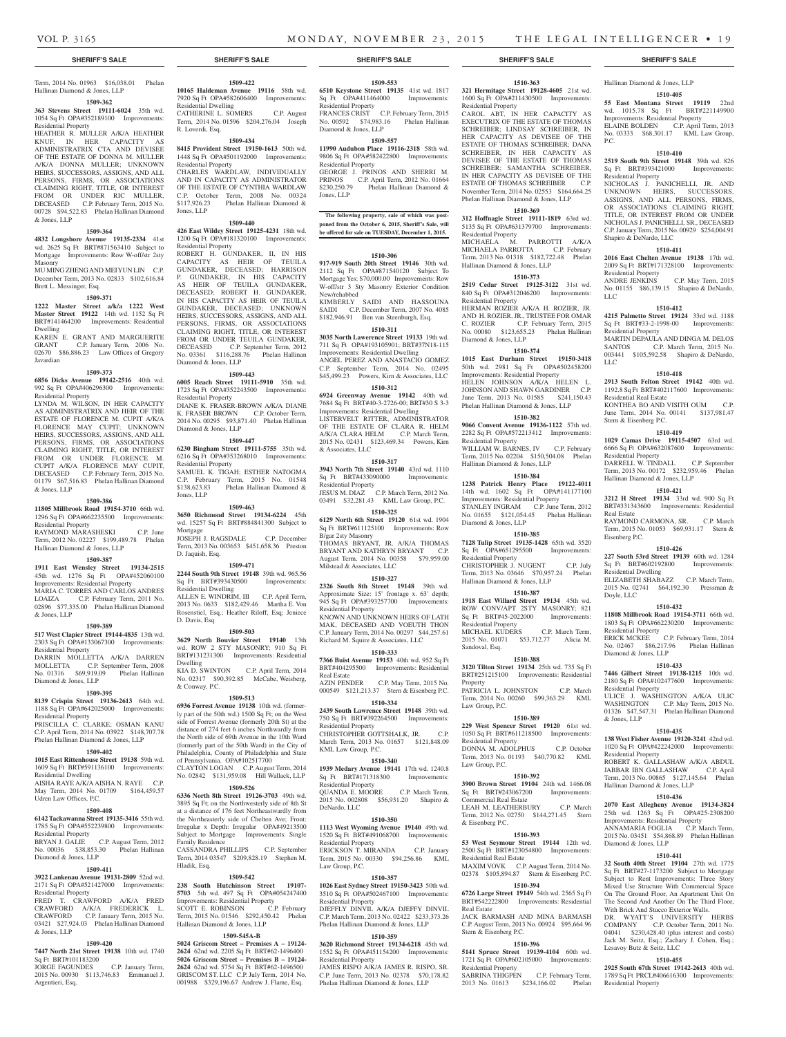Term, 2014 No. 01963 $16,038.01 Phelan Hallinan Diamond & Jones, LLP

**1509-362**

**363 Stevens Street 19111-6024** 35th wd. 1054 Sq Ft OPA#352189100 Improvements: Residential Property

HEATHER R. MULLER A/K/A HEATHER KNUF, IN HER CAPACITY AS ADMINISTRATRIX CTA AND DEVISEE OF THE ESTATE OF DONNA M. MULLER A/K/A DONNA MULLER; UNKNOWN HEIRS, SUCCESSORS, ASSIGNS, AND ALL PERSONS, FIRMS, OR ASSOCIATIONS CLAIMING RIGHT, TITLE, OR INTEREST FROM OR UNDER RIC MULLER, DECEASED C.P. February Term, 2015 No. 00728 $94,522.83 Phelan Hallinan Diamond & Jones, LLP

**1509-364**

**4832 Longshore Avenue 19135-2334** 41st wd. 2625 Sq Ft BRT#871563410 Subject to Mortgage Improvements: Row W-off/str 2sty Masonry

MU MING ZHENG AND MEI YUN LIN C.P. December Term, 2013 No. 02833 $102,616.84 Brett L. Messinger, Esq.

**1509-371**

**1222 Master Street a/k/a 1222 West Master Street 19122** 14th wd. 1152 Sq Ft BRT#141464200 Improvements: Residential Dwelling

KAREN E. GRANT AND MARGUERITE GRANT C.P. January Term, 2006 No. 02670 $86,886.23 Law Offices of Gregory Javardian

**1509-373**

**6856 Dicks Avenue 19142-2516** 40th wd. 992 Sq Ft OPA#406296300 Improvements: Residential Property

LYNDA M. WILSON, IN HER CAPACITY AS ADMINISTRATRIX AND HEIR OF THE ESTATE OF FLORENCE M. CUPIT A/K/A FLORENCE MAY CUPIT; UNKNOWN HEIRS, SUCCESSORS, ASSIGNS, AND ALL PERSONS, FIRMS, OR ASSOCIATIONS CLAIMING RIGHT, TITLE, OR INTEREST FROM OR UNDER FLORENCE M. CUPIT A/K/A FLORENCE MAY CUPIT, DECEASED C.P. February Term, 2015 No. 01179 $67,516.83 Phelan Hallinan Diamond & Jones, LLP

**1509-386**

**11805 Millbrook Road 19154-3710** 66th wd. 1296 Sq Ft OPA#662235500 Improvements: Residential Property

RAYMOND MARASHESKI C.P. June Term, 2012 No. 02227 $199,489.78 Phelan Hallinan Diamond & Jones, LLP

**1509-387**

**1911 East Wensley Street 19134-2515** 45th wd. 1276 Sq Ft OPA#452060100 Improvements: Residential Property

MARIA C. TORRES AND CARLOS ANDRES LOAIZA C.P. February Term, 2011 No. 02896 $77,335.00 Phelan Hallinan Diamond & Jones, LLP

**1509-389**

**517 West Clapier Street 19144-4835** 13th wd. 2303 Sq Ft OPA#133067300 Improvements: Residential Property

DARRIN MOLLETTA A/K/A DARREN MOLLETTA C.P. September Term, 2008 No. 01316 $69,919.09 Phelan Hallinan Diamond & Jones, LLP

**1509-395**

**8139 Crispin Street 19136-2613** 64th wd. 1188 Sq Ft OPA#642025000 Improvements: Residential Property

PRISCILLA C. CLARKE; OSMAN KANU C.P. April Term, 2014 No. 03922 $148,707.78 Phelan Hallinan Diamond & Jones, LLP

**1509-402**

**1015 East Rittenhouse Street 19138** 59th wd. 1609 Sq Ft BRT#591136100 Improvements: Residential Dwelling

AISHA RAYE A/K/A AISHA N. RAYE C.P. May Term, 2014 No. 01709 $164,459.57 Udren Law Offices, P.C.

**1509-408**

**6142 Tackawanna Street 19135-3416** 55th wd. 1785 Sq Ft OPA#552239800 Improvements: Residential Property

BRYAN J. GALIE C.P. August Term, 2012 No. 00036 $38,853.30 Phelan Hallinan Diamond & Jones, LLP

**1509-411**

**3922 Lankenau Avenue 19131-2809** 52nd wd. 2171 Sq Ft OPA#521427000 Improvements: Residential Property

FRED T. CRAWFORD A/K/A FRED CRAWFORD A/K/A FREDERICK L. CRAWFORD C.P. January Term, 2015 No. 03421 $27,924.03 Phelan Hallinan Diamond & Jones, LLP

**1509-420**

**7447 North 21st Street 19138** 10th wd. 1740 Sq Ft BRT#101183200

JORGE FAGUNDES C.P. January Term, 2015 No. 00930 $113,746.83 Emmanuel J. Argentieri, Esq.

**1509-422**

**10165 Haldeman Avenue 19116** 58th wd. 7920 Sq Ft OPA#582606400 Improvements: Residential Dwelling

CATHERINE L. SOMERS C.P. August Term, 2014 No. 01596 $204,276.04 Joseph R. Loverdi, Esq.

**1509-434**

**8415 Provident Street 19150-1613** 50th wd. 1448 Sq Ft OPA#501192000 Improvements: Residential Property

CHARLES WARDLAW, INDIVIDUALLY AND IN CAPACITY AS ADMINISTRATOR OF THE ESTATE OF CYNTHIA WARDLAW C.P. October Term, 2008 No. 00324 $117,926.23 Phelan Hallinan Diamond & Jones, LLP

**1509-440**

**426 East Wildey Street 19125-4231** 18th wd. 1200 Sq Ft OPA#181320100 Improvements: Residential Property

ROBERT H. GUNDAKER, II, IN HIS CAPACITY AS HEIR OF TEUILA GUNDAKER, DECEASED; HARRISON P. GUNDAKER, IN HIS CAPACITY AS HEIR OF TEUILA GUNDAKER, DECEASED; ROBERT H. GUNDAKER, IN HIS CAPACITY AS HEIR OF TEUILA GUNDAKER, DECEASED; UNKNOWN HEIRS, SUCCESSORS, ASSIGNS, AND ALL PERSONS, FIRMS, OR ASSOCIATIONS CLAIMING RIGHT, TITLE, OR INTEREST FROM OR UNDER TEUILA GUNDAKER, DECEASED C.P. September Term, 2012 No. 03361 $116,288.76 Phelan Hallinan Diamond & Jones, LLP

**1509-443**

**6005 Reach Street 19111-5910** 35th wd. 1723 Sq Ft OPA#352243500 Improvements: Residential Property

DIANE K. FRASER-BROWN A/K/A DIANE K. FRASER BROWN C.P. October Term, 2014 No. 00295 $93,871.40 Phelan Hallinan Diamond & Jones, LLP

**1509-447**

**6230 Bingham Street 19111-5755** 35th wd. 6216 Sq Ft OPA#353268010 Improvements: Residential Property

SAMUEL K. TIGAH; ESTHER NATOGMA C.P. February Term, 2015 No. 01548 $138,623.83 Phelan Hallinan Diamond & Jones, LLP

**1509-463**

**3650 Richmond Street 19134-6224** 45th wd. 15257 Sq Ft BRT#884841300 Subject to Mortgage

JOSEPH J. RAGSDALE C.P. December Term, 2013 No. 003653 $451,658.36 Preston D. Jaquish, Esq.

**1509-471**

**2244 South 9th Street 19148** 39th wd. 965.56 Sq Ft BRT#393430500 Improvements: Residential Dwelling

ALLEN E. WINDRIM, III C.P. April Term, 2013 No. 0633 $182,429.46 Martha E. Von Rosenstiel, Esq.; Heather Riloff, Esq; Jeniece D. Davis, Esq

**1509-503**

**3629 North Bouvier Street 19140** 13th wd. ROW 2 STY MASONRY; 910 Sq Ft BRT#131231300 Improvements: Residential Dwelling

KIA D. SWINTON C.P. April Term, 2014 No. 02317 $90,392.85 McCabe, Weisberg, & Conway, P.C.

**1509-513**

**6936 Forrest Avenue 19138** 10th wd. (formerly part of the 50th wd.) 1500 Sq Ft; on the West side of Forrest Avenue (formerly 20th St) at the distance of 274 feet 6 inches Northwardly from the North side of 69th Avenue in the 10th Ward (formerly part of the 50th Ward) in the City of Philadelphia, County of Philadelphia and State of Pennsylvania. OPA#102517700

CLAYTON LOGAN C.P. August Term, 2014 No. 02842 $131,959.08 Hill Wallack, LLP

**1509-526**

**6336 North 8th Street 19126-3703** 49th wd. 3895 Sq Ft; on the Northwesterly side of 8th St at a distance of 176 feet Northeastwardly from the Northeasterly side of Chelten Ave; Front: Irregular x Depth: Irregular OPA#49213500 Subject to Mortgage Improvements: Single Family Residence

CASSANDRA PHILLIPS C.P. September Term, 2014 03547 $209,828.19 Stephen M. Hladik, Esq.

**1509-542**

**238 South Hutchinson Street 19107-5703** 5th wd. 497 Sq Ft OPA#054247400 Improvements: Residential Property

SCOTT E. ROBINSON C.P. February Term, 2015 No. 01546 $292,450.42 Phelan Hallinan Diamond & Jones, LLP

**1509-545A-B**

**5024 Griscom Street – Premises A – 19124-2624** 62nd wd. 2205 Sq Ft BRT#62-1496400 **5026 Griscom Street – Premises B – 19124-2624** 62nd wd. 5754 Sq Ft BRT#62-1496500 GRISCOM ST. LLC C.P. July Term, 2014 No. 001988 $329,196.67 Andrew J. Flame, Esq.

**1509-553**

**6510 Keystone Street 19135** 41st wd. 1817 Sq Ft OPA#411464000 Improvements: Residential Property

FRANCES CRIST C.P. February Term, 2015 No. 00592 $74,983.16 Phelan Hallinan Diamond & Jones, LLP

**1509-557**

**11990 Audubon Place 19116-2318** 58th wd. 9806 Sq Ft OPA#582422800 Improvements: Residential Property

GEORGE J. PRINOS AND SHERRI M. PRINOS C.P. April Term, 2012 No. 01664 $230,250.79 Phelan Hallinan Diamond & Jones, LLP

**The following property, sale of which was postponed from the October 6, 2015, Sheriff's Sale, will be offered for sale on TUESDAY, December 1, 2015.**

**1510-306**

**917-919 South 20th Street 19146** 30th wd. 2112 Sq Ft OPA#871540120 Subject To Mortgage Yes: $70,000.00 Improvements: Row W-off/str 3 Sty Masonry Exterior Condition New/rehabbed

KIMBERLY SAIDI AND HASSOUNA SAIDI C.P. December Term, 2007 No. 4085 $182,946.91 Ben van Steenburgh, Esq.

**1510-311**

**3035 North Lawrence Street 19133** 19th wd. 711 Sq Ft OPA#193105901; BRT#37N18-115 Improvements: Residential Dwelling

ANGEL PEREZ AND ANASTACIO GOMEZ C.P. September Term, 2014 No. 02495 $45,499.23 Powers, Kirn & Associates, LLC

**1510-312**

**6924 Greenway Avenue 19142** 40th wd. 7684 Sq Ft BRT#40-3-2726-00; BRT#30 S 3-3 Improvements: Residential Dwelling

LISTERVELT RITTER, ADMINISTRATOR OF THE ESTATE OF CLARA R. HELM A/K/A CLARA HELM C.P. March Term, 2015 No. 02431 $123,469.34 Powers, Kirn & Associates, LLC

**1510-317**

**3943 North 7th Street 19140** 43rd wd. 1110 Sq Ft BRT#433090000 Improvements: Residential Property

JESUS M. DIAZ C.P. March Term, 2012 No. 03491 $32,281.43 KML Law Group, P.C.

**1510-325**

**6129 North 6th Street 19120** 61st wd. 1904 Sq Ft BRT#611125100 Improvements: Row B/gar 2sty Masonry

THOMAS BRYANT, JR. A/K/A THOMAS BRYANT AND KATHRYN BRYANT C.P. August Term, 2014 No. 00358 $79,959.00 Milstead & Associates, LLC

**1510-327**

**2326 South 8th Street 19148** 39th wd. Approximate Size: 15' frontage x. 63' depth; 945 Sq Ft OPA#393257700 Improvements: Residential Property

KNOWN AND UNKNOWN HEIRS OF LATH MAK, DECEASED AND VOEUTH THON C.P. January Term, 2014 No. 00297 $44,257.61 Richard M. Squire & Associates, LLC

**1510-333**

**7366 Buist Avenue 19153** 40th wd. 952 Sq Ft BRT#404295500 Improvements: Residential Real Estate

AZIN PENDER C.P. May Term, 2015 No. 000549 $121,213.37 Stern & Eisenberg P.C.

**1510-334**

**2439 South Lawrence Street 19148** 39th wd. 750 Sq Ft BRT#392264500 Improvements: Residential Property

CHRISTOPHER GOTTSHALK, JR. C.P. March Term, 2013 No. 01657 $121,848.09 KML Law Group, P.C.

**1510-340**

**1939 Medary Avenue 19141** 17th wd. 1240.8 Sq Ft BRT#171318300 Improvements: Residential Property

QUANDA E. MOORE C.P. March Term, 2015 No. 002808 $56,931.20 Shapiro & DeNardo, LLC

**1510-350**

**1113 West Wyoming Avenue 19140** 49th wd. 1520 Sq Ft BRT#491068700 Improvements: Residential Property

ERICKSON T. MIRANDA C.P. January Term, 2015 No. 00330 $94,256.86 KML Law Group, P.C.

**1510-357**

**1026 East Sydney Street 19150-3423** 50th wd. 3510 Sq Ft OPA#502467100 Improvements: Residential Property

DJEFFLY DINVIL A/K/A DJEFFY DINVIL C.P. March Term, 2013 No. 02422 $233,373.26 Phelan Hallinan Diamond & Jones, LLP

**1510-359**

**3620 Richmond Street 19134-6218** 45th wd. 1552 Sq Ft OPA#451154200 Improvements: Residential Property

JAMES RISPO A/K/A JAMES R. RISPO, SR. C.P. June Term, 2013 No. 02378 $70,178.82 Phelan Hallinan Diamond & Jones, LLP

**1510-363**

**321 Hermitage Street 19128-4605** 21st wd. 1600 Sq Ft OPA#211430500 Improvements: Residential Property

CAROL ABT, IN HER CAPACITY AS EXECUTRIX OF THE ESTATE OF THOMAS SCHREIBER; LINDSAY SCHREIBER, IN HER CAPACITY AS DEVISEE OF THE ESTATE OF THOMAS SCHREIBER; DANA SCHREIBER, IN HER CAPACITY AS DEVISEE OF THE ESTATE OF THOMAS SCHREIBER; SAMANTHA SCHREIBER, IN HER CAPACITY AS DEVISEE OF THE ESTATE OF THOMAS SCHREIBER C.P. November Term, 2014 No. 02553 $164,664.25 Phelan Hallinan Diamond & Jones, LLP

**1510-369**

**312 Hoffnagle Street 19111-1819** 63rd wd. 5135 Sq Ft OPA#631379700 Improvements: Residential Property

MICHAELA M. PARROTTI A/K/A MICHAELA PARROTTA C.P. February Term, 2013 No. 01318 $182,722.48 Phelan Hallinan Diamond & Jones, LLP

**1510-373**

**2519 Cedar Street 19125-3122** 31st wd. 840 Sq Ft OPA#312046200 Improvements: Residential Property

HERMAN ROZIER A/K/A H. ROZIER, JR. AND H. ROZIER, JR., TRUSTEE FOR OMAR C. ROZIER C.P. February Term, 2015 No. 00080 $123,655.23 Phelan Hallinan Diamond & Jones, LLP

**1510-374**

**1015 East Durham Street 19150-3418** 50th wd. 2981 Sq Ft OPA#502458200 Improvements: Residential Property

HELEN JOHNSON A/K/A HELEN L. JOHNSON AND SHAWN GARDINER C.P. June Term, 2013 No. 01585 $241,150.43 Phelan Hallinan Diamond & Jones, LLP

**1510-382**

**9066 Convent Avenue 19136-1122** 57th wd. 2282 Sq Ft OPA#572213412 Improvements: Residential Property

WILLIAM W. BARNES, IV C.P. February Term, 2015 No. 02204 $150,504.08 Phelan Hallinan Diamond & Jones, LLP

**1510-384**

**1238 Patrick Henry Place 19122-4011** 14th wd. 1602 Sq Ft OPA#141177100 Improvements: Residential Property

STANLEY INGRAM C.P. June Term, 2012 No. 01655 $121,054.45 Phelan Hallinan Diamond & Jones, LLP

**1510-385**

**7128 Tulip Street 19135-1428** 65th wd. 3520 Sq Ft OPA#651295500 Improvements: Residential Property

CHRISTOPHER J. NUGENT C.P. July Term, 2013 No. 03646 $70,957.24 Phelan Hallinan Diamond & Jones, LLP

**1510-387**

**1918 East Willard Street 19134** 45th wd. ROW CONV/APT 2STY MASONRY; 821 Sq Ft BRT#45-2022000 Improvements: Residential Property

MICHAEL KUDERS C.P. March Term, 2015 No. 01071 $53,712.77 Alicia M. Sandoval, Esq.

**1510-388**

**3120 Tilton Street 19134** 25th wd. 735 Sq Ft BRT#251215100 Improvements: Residential Property

PATRICIA L. JOHNSTON C.P. March Term, 2014 No. 00260 $99,363.29 KML Law Group, P.C.

**1510-389**

**229 West Spencer Street 19120** 61st wd. 1050 Sq Ft BRT#611218500 Improvements: Residential Property

DONNA M. ADOLPHUS C.P. October Term, 2013 No. 01193 $40,770.82 KML Law Group, P.C.

**1510-392**

**3900 Brown Street 19104** 24th wd. 1466.08 Sq Ft BRT#243067200 Improvements: Commercial Real Estate

LEAH M. LEATHERBURY C.P. March Term, 2012 No. 02750 $144,271.45 Stern & Eisenberg P.C.

**1510-393**

**53 West Seymour Street 19144** 12th wd. 2500 Sq Ft BRT#123054800 Improvements: Residential Real Estate

MAXIM VOVK C.P. August Term, 2014 No. 02378 $105,894.87 Stern & Eisenberg P.C.

**1510-394**

**6726 Large Street 19149** 54th wd. 2565 Sq Ft BRT#542222800 Improvements: Residential Real Estate

JACK BARMASH AND MINA BARMASH C.P. August Term, 2013 No. 00924 $95,664.96 Stern & Eisenberg P.C.

**1510-396**

**5141 Spruce Street 19139-4104** 60th wd. 1721 Sq Ft OPA#602105000 Improvements: Residential Property

SABRINA THIGPEN C.P. February Term, 2013 No. 01613 $234,166.02 Phelan Hallinan Diamond & Jones, LLP

**1510-405**

**55 East Montana Street 19119** 22nd wd. 1015.78 Sq Ft BRT#221149900 Improvements: Residential Property

ELAINE BOLDEN C.P. April Term, 2013 No. 03333 $68,301.17 KML Law Group, P.C.

**1510-410**

**2519 South 9th Street 19148** 39th wd. 826 Sq Ft BRT#393421000 Improvements: Residential Property

NICHOLAS J. PANICHELLI, JR. AND UNKNOWN HEIRS, SUCCESSORS, ASSIGNS, AND ALL PERSONS, FIRMS, OR ASSOCIATIONS CLAIMING RIGHT, TITLE, OR INTEREST FROM OR UNDER NICHOLAS J. PANICHELLI, SR., DECEASED C.P. January Term, 2015 No. 00929 $254,004.91 Shapiro & DeNardo, LLC

**1510-411**

**2016 East Chelten Avenue 19138** 17th wd. 2009 Sq Ft BRT#171328100 Improvements: Residential Property

ANDRE JENKINS C.P. May Term, 2015 No. 01155 $86,139.15 Shapiro & DeNardo, LLC

**1510-412**

**4215 Palmetto Street 19124** 33rd wd. 1188 Sq Ft BRT#33-2-1998-00 Improvements: Residential Property

MARTIN DEPAULA AND DINGA M. DELOS SANTOS C.P. March Term, 2015 No. 003441 $105,592.58 Shapiro & DeNardo, LLC

**1510-418**

**2913 South Felton Street 19142** 40th wd. 1192.8 Sq Ft BRT#402117600 Improvements: Residential Real Estate

KONTHEA BO AND VISITH OUM C.P. June Term, 2014 No. 00141 $137,981.47 Stern & Eisenberg P.C.

**1510-419**

**1029 Camas Drive 19115-4507** 63rd wd. 6666 Sq Ft OPA#632087600 Improvements: Residential Property

DARRELL W. TINDALL C.P. September Term, 2013 No. 00172 $232,959.46 Phelan Hallinan Diamond & Jones, LLP

**1510-421**

**3212 H Street 19134** 33rd wd. 900 Sq Ft BRT#331343600 Improvements: Residential Real Estate

RAYMOND CARMONA, SR. C.P. March Term, 2015 No. 01053 $69,931.17 Stern & Eisenberg P.C.

**1510-426**

**227 South 53rd Street 19139** 60th wd. 1284 Sq Ft BRT#602192800 Improvements: Residential Dwelling

ELIZABETH SHABAZZ C.P. March Term, 2015 No. 02741 $64,192.30 Pressman & Doyle, LLC

**1510-432**

**11808 Millbrook Road 19154-3711** 66th wd. 1803 Sq Ft OPA#662230200 Improvements: Residential Property

ERICK MCKEE C.P. February Term, 2014 No. 02467 $86,217.96 Phelan Hallinan Diamond & Jones, LLP

**1510-433**

**7446 Gilbert Street 19138-1215** 10th wd. 2180 Sq Ft OPA#102477600 Improvements: Residential Property

ULICE J. WASHINGTON A/K/A ULIC WASHINGTON C.P. May Term, 2015 No. 01326 $47,547.31 Phelan Hallinan Diamond & Jones, LLP

**1510-435**

**138 West Fisher Avenue 19120-3241** 42nd wd. 1020 Sq Ft OPA#422242000 Improvements: Residential Property

ROBERT K. GALLASHAW A/K/A ABDUL JABBAR IBN GALLASHAW C.P. April Term, 2013 No. 00865 $127,145.64 Phelan Hallinan Diamond & Jones, LLP

**1510-436**

**2070 East Allegheny Avenue 19134-3824** 25th wd. 1263 Sq Ft OPA#25-2308200 Improvements: Residential Property

ANNAMARIA FOGLIA C.P. March Term, 2015 No. 03451 $54,868.89 Phelan Hallinan Diamond & Jones, LLP

**1510-441**

**32 South 40th Street 19104** 27th wd. 1775 Sq Ft BRT#27-1173200 Subject to Mortgage Subject to Rent Improvements: Three Story Mixed Use Structure With Commercial Space On The Ground Floor, An Apartment Unit On The Second And Another On The Third Floor, With Brick And Stucco Exterior Walls.

DR. WYATT'S UNIVERSITY HERBS COMPANY C.P. October Term, 2011 No. 04041 $230,428.40 (plus interest and costs) Jack M. Seitz, Esq.; Zachary J. Cohen, Esq.; Lesavoy Butz & Seitz, LLC

**1510-455**

**2925 South 67th Street 19142-2613** 40th wd. 1789 Sq Ft PRCL#406616300 Improvements: Residential Property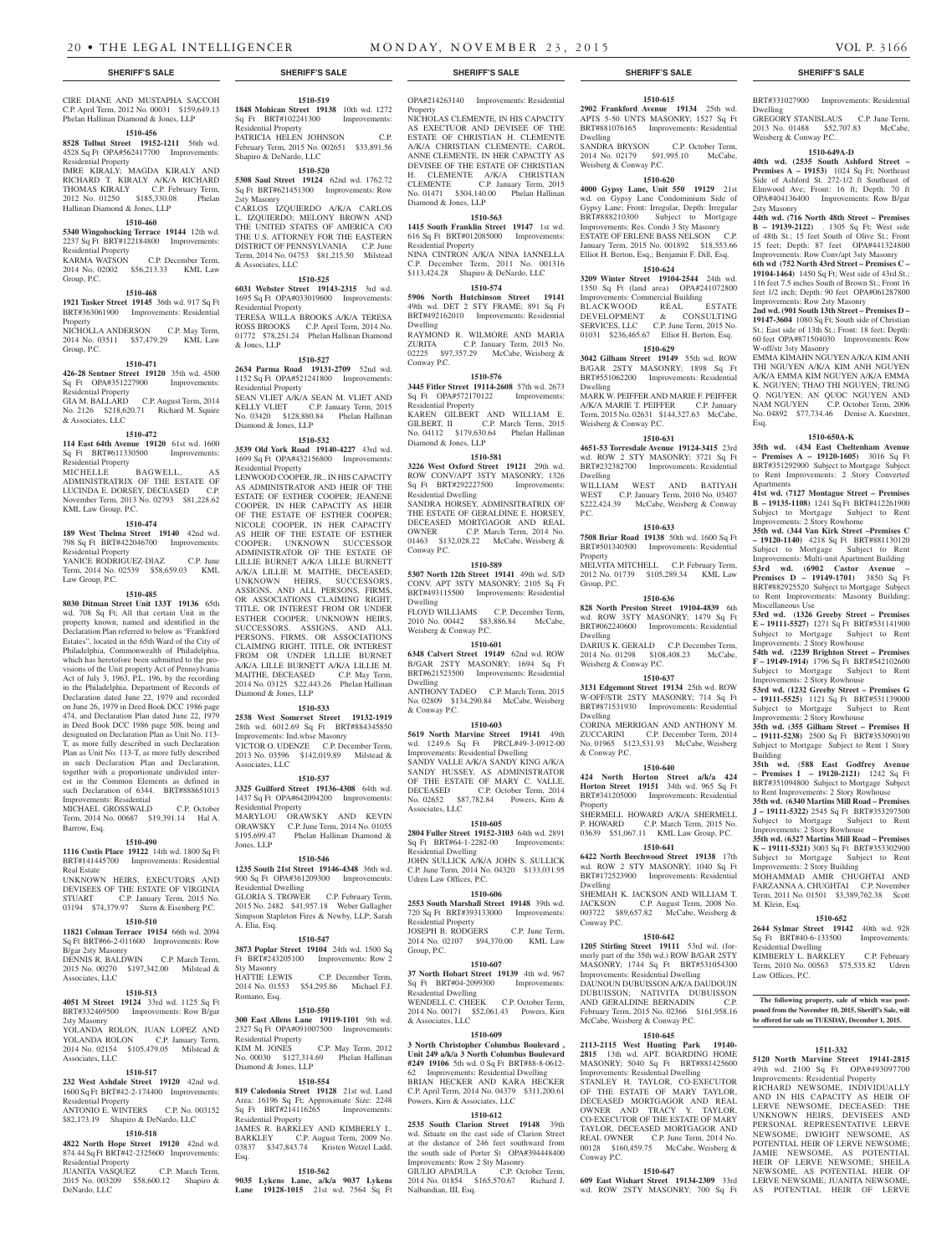**SHERIFF'S SALE**

CIRE DIANE AND MUSTAPHA SACCOH C.P. April Term, 2012 No. 00031 $159,649.13 Phelan Hallinan Diamond & Jones, LLP

**1510-456**

**8528 Tolbut Street 19152-1211** 56th wd. 4528 Sq Ft OPA#562417700 Improvements: Residential Property

IMRE KIRALY; MAGDA KIRALY AND RICHARD T. KIRALY A/K/A RICHARD THOMAS KIRALY C.P. February Term, 2012 No. 01250 $185,330.08 Phelan Hallinan Diamond & Jones, LLP

**1510-460**

**5340 Wingohocking Terrace 19144** 12th wd. 2237 Sq Ft BRT#122184800 Improvements: Residential Property

KARMA WATSON C.P. December Term, 2014 No. 02002 $56,213.33 KML Law Group, P.C.

**1510-468**

**1921 Tasker Street 19145** 36th wd. 917 Sq Ft BRT#363061900 Improvements: Residential Property

NICHOLLA ANDERSON C.P. May Term, 2014 No. 03511 $57,479.29 KML Law Group, P.C.

**1510-471**

**426-28 Sentner Street 19120** 35th wd. 4500 Sq Ft OPA#351227900 Improvements: Residential Property

GIA M. BALLARD C.P. August Term, 2014 No. 2126 $218,620.71 Richard M. Squire & Associates, LLC

**1510-472**

**114 East 64th Avenue 19120** 61st wd. 1600 Sq Ft BRT#611330500 Improvements: Residential Property

MICHELLE BAGWELL, AS ADMINISTRATRIX OF THE ESTATE OF LUCINDA E. DORSEY, DECEASED C.P. November Term, 2013 No. 02793 $81,228.62 KML Law Group, P.C.

**1510-474**

**189 West Thelma Street 19140** 42nd wd. 798 Sq Ft BRT#422046700 Improvements: Residential Property

YANICE RODRIGUEZ-DIAZ C.P. June Term, 2014 No. 02539 $58,659.03 KML Law Group, P.C.

**1510-485**

**8030 Ditman Street Unit 133T 19136** 65th wd. 708 Sq Ft; All that certain Unit in the property known, named and identified in the Declaration Plan referred to below as "Frankford Estates", located in the 65th Ward of the City of Philadelphia, Commonwealth of Philadelphia, which has heretofore been submitted to the provisions of the Unit property Act of Pennsylvania Act of July 3, 1963, P.L. 196, by the recording in the Philadelphia, Department of Records of Declaration dated June 22, 1979 and recorded on June 26, 1979 in Deed Book DCC 1986 page 474, and Declaration Plan dated June 22, 1979 in Deed Book DCC 1986 page 508, being and designated on Declaration Plan as Unit No. 113-T, as more fully described in such Declaration Plan as Unit No. 113-T, as more fully described in such Declaration Plan and Declaration, together with a proportionate undivided interest in the Common Elements as defined in such Declaration of 6344. BRT#888651013 Improvements: Residential

MICHAEL GROSSWALD C.P. October Term, 2014 No. 00687 $19,391.14 Hal A. Barrow, Esq.

**1510-490**

**1116 Custis Place 19122** 14th wd. 1800 Sq Ft BRT#141445700 Improvements: Residential Real Estate

UNKNOWN HEIRS, EXECUTORS AND DEVISEES OF THE ESTATE OF VIRGINIA STUART C.P. January Term, 2015 No. 03194 $74,379.97 Stern & Eisenberg P.C.

**1510-510**

**11821 Colman Terrace 19154** 66th wd. 2094 Sq Ft BRT#66-2-011600 Improvements: Row B/gar 2sty Masonry

DENNIS R. BALDWIN C.P. March Term, 2015 No. 00270 $197,342.00 Milstead & Associates, LLC

**1510-513**

**4051 M Street 19124** 33rd wd. 1125 Sq Ft BRT#332469500 Improvements: Row B/gar 2sty Masonry

YOLANDA ROLON, JUAN LOPEZ AND YOLANDA ROLON C.P. January Term, 2014 No. 02154 $105,479.05 Milstead & Associates, LLC

**1510-517**

**232 West Ashdale Street 19120** 42nd wd. 1600 Sq Ft BRT#42-2-174400 Improvements: Residential Property

ANTONIO E. WINTERS C.P. No. 003152 $82,173.19 Shapiro & DeNardo, LLC

**1510-518**

**4822 North Hope Street 19120** 42nd wd. 874.44 Sq Ft BRT#42-2325600 Improvements: Residential Property

JUANITA VASQUEZ C.P. March Term, 2015 No. 003209 $58,600.12 Shapiro & DeNardo, LLC

**1510-519**

**1848 Mohican Street 19138** 10th wd. 1272 Sq Ft BRT#102241300 Improvements: Residential Property

PATRICIA HELEN JOHNSON C.P. February Term, 2015 No. 002651 $33,891.56 Shapiro & DeNardo, LLC

**1510-520**

**5308 Saul Street 19124** 62nd wd. 1762.72 Sq Ft BRT#621451300 Improvements: Row 2sty Masonry

CARLOS IZQUIERDO A/K/A CARLOS L. IZQUIERDO; MELONY BROWN AND THE UNITED STATES OF AMERICA C/O THE U.S. ATTORNEY FOR THE EASTERN DISTRICT OF PENNSYLVANIA C.P. June Term, 2014 No. 04753 $81,215.50 Milstead & Associates, LLC

**1510-525**

**6031 Webster Street 19143-2315** 3rd wd. 1695 Sq Ft OPA#033019600 Improvements: Residential Property

TERESA WILLA BROOKS A/K/A TERESA ROSS BROOKS C.P. April Term, 2014 No. 01772 $78,251.24 Phelan Hallinan Diamond & Jones, LLP

**1510-527**

**2634 Parma Road 19131-2709** 52nd wd. 1152 Sq Ft OPA#521241800 Improvements: Residential Property

SEAN VLIET A/K/A SEAN M. VLIET AND KELLY VLIET C.P. January Term, 2015 No. 03420 $128,880.84 Phelan Hallinan Diamond & Jones, LLP

**1510-532**

**3539 Old York Road 19140-4227** 43rd wd. 1699 Sq Ft OPA#432156800 Improvements: Residential Property

LENWOOD COOPER, JR., IN HIS CAPACITY AS ADMINISTRATOR AND HEIR OF THE ESTATE OF ESTHER COOPER; JEANENE COOPER, IN HER CAPACITY AS HEIR OF THE ESTATE OF ESTHER COOPER; NICOLE COOPER, IN HER CAPACITY AS HEIR OF THE ESTATE OF ESTHER COOPER; UNKNOWN SUCCESSOR ADMINISTRATOR OF THE ESTATE OF LILLIE BURNET A/K/A LILLE BURNETT A/K/A LILLIE M. MAITHE, DECEASED; UNKNOWN HEIRS, SUCCESSORS, ASSIGNS, AND ALL PERSONS, FIRMS, OR ASSOCIATIONS CLAIMING RIGHT, TITLE, OR INTEREST FROM OR UNDER ESTHER COOPER; UNKNOWN HEIRS, SUCCESSORS, ASSIGNS, AND ALL PERSONS, FIRMS, OR ASSOCIATIONS CLAIMING RIGHT, TITLE, OR INTEREST FROM OR UNDER LILLIE BURNET A/K/A LILLE BURNETT A/K/A LILLIE M. MAITHE, DECEASED C.P. May Term, 2014 No. 03125 $22,443.26 Phelan Hallinan Diamond & Jones, LLP

**1510-533**

**2538 West Somerset Street 19132-1919** 28th wd. 6012.69 Sq Ft BRT#884345850 Improvements: Ind.whse Masonry

VICTOR O. UDENZE C.P. December Term, 2013 No. 03596 $142,019.89 Milstead & Associates, LLC

**1510-537**

**3325 Guilford Street 19136-4308** 64th wd. 1437 Sq Ft OPA#642094200 Improvements: Residential Property

MARYLOU ORAWSKY AND KEVIN ORAWSKY C.P. June Term, 2014 No. 01055 $195,699.47 Phelan Hallinan Diamond & Jones, LLP

**1510-546**

**1235 South 21st Street 19146-4348** 36th wd. 900 Sq Ft OPA#361209300 Improvements: Residential Dwelling

GLORIA S. TROWER C.P. February Term, 2015 No. 2482 $41,957.18 Weber Gallagher Simpson Stapleton Fires & Newby, LLP; Sarah A. Elia, Esq.

**1510-547**

**3873 Poplar Street 19104** 24th wd. 1500 Sq Ft BRT#243205100 Improvements: Row 2 Sty Masonry

HATTIE LEWIS C.P. December Term, 2014 No. 01553 $54,295.86 Michael F.J. Romano, Esq.

**1510-550**

**300 East Allens Lane 19119-1101** 9th wd. 2327 Sq Ft OPA#091007500 Improvements: Residential Property

KIM M. JONES C.P. May Term, 2012 No. 00030 $127,314.69 Phelan Hallinan Diamond & Jones, LLP

**1510-554**

**819 Caledonia Street 19128** 21st wd. Land Area: 16196 Sq Ft; Approximate Size: 2248 Sq Ft BRT#214116265 Improvements: Residential Property

JAMES R. BARKLEY AND KIMBERLY L. BARKLEY C.P. August Term, 2009 No. 03837 $347,843.74 Kristen Wetzel Ladd, Esq.

**1510-562**

**9035 Lykens Lane, a/k/a 9037 Lykens Lane 19128-1015** 21st wd. 7564 Sq Ft OPA#214263140 Improvements: Residential Property

NICHOLAS CLEMENTE, IN HIS CAPACITY AS EXECUTOR AND DEVISEE OF THE ESTATE OF CHRISTIAN H. CLEMENTE A/K/A CHRISTIAN CLEMENTE; CAROL ANNE CLEMENTE, IN HER CAPACITY AS DEVISEE OF THE ESTATE OF CHRISTIAN H. CLEMENTE A/K/A CHRISTIAN CLEMENTE C.P. January Term, 2015 No. 01471 $304,140.00 Phelan Hallinan Diamond & Jones, LLP

**1510-563**

**1415 South Franklin Street 19147** 1st wd. 616 Sq Ft BRT#012085000 Improvements: Residential Property

NINA CINTRON A/K/A NINA IANNELLA C.P. December Term, 2011 No. 001316 $113,424.28 Shapiro & DeNardo, LLC

**1510-574**

**5906 North Hutchinson Street 19141** 49th wd. DET 2 STY FRAME; 891 Sq Ft BRT#492162010 Improvements: Residential Dwelling

RAYMOND R. WILMORE AND MARIA ZURITA C.P. January Term, 2015 No. 02225 $97,357.29 McCabe, Weisberg & Conway P.C.

**1510-576**

**3445 Fitler Street 19114-2608** 57th wd. 2673 Sq Ft OPA#572170122 Improvements: Residential Property

KAREN GILBERT AND WILLIAM E. GILBERT, II C.P. March Term, 2015 No. 04112 $179,630.64 Phelan Hallinan Diamond & Jones, LLP

**1510-581**

**3226 West Oxford Street 19121** 29th wd. ROW CONV/APT 3STY MASONRY; 1326 Sq Ft BRT#292227500 Improvements: Residential Dwelling

SANDRA HORSEY, ADMINSITRATRIX OF THE ESTATE OF GERALDINE E. HORSEY, DECEASED MORTGAGOR AND REAL OWNER C.P. March Term, 2014 No. 01463 $132,028.22 McCabe, Weisberg & Conway P.C.

**1510-589**

**5307 North 12th Street 19141** 49th wd. S/D CONV. APT 3STY MASONRY; 2105 Sq Ft BRT#493115500 Improvements: Residential Dwelling

FLOYD WILLIAMS C.P. December Term, 2010 No. 00442 $83,886.84 McCabe, Weisberg & Conway P.C.

**1510-601**

**6348 Calvert Street 19149** 62nd wd. ROW B/GAR 2STY MASONRY; 1694 Sq Ft BRT#621523500 Improvements: Residential Dwelling

ANTHONY TADEO C.P. March Term, 2015 No. 02809 $134,290.84 McCabe, Weisberg & Conway P.C.

**1510-603**

**5619 North Marvine Street 19141** 49th wd. 1249.6 Sq Ft PRCL#49-3-0912-00 Improvements: Residential Dwelling

SANDY VALLE A/K/A SANDY KING A/K/A SANDY HUSSEY, AS ADMINISTRATOR OF THE ESTATE OF MARY C. VALLE, DECEASED C.P. October Term, 2014 No. 02652 $87,782.84 Powers, Kirn & Associates, LLC

**1510-605**

**2804 Fuller Street 19152-3103** 64th wd. 2891 Sq Ft BRT#64-1-2282-00 Improvements: Residential Dwelling

JOHN SULLICK A/K/A JOHN S. SULLICK C.P. June Term, 2014 No. 04320 $133,031.95 Udren Law Offices, P.C.

**1510-606**

**2553 South Marshall Street 19148** 39th wd. 720 Sq Ft BRT#393133000 Improvements: Residential Property

JOSEPH B. RODGERS C.P. June Term, 2014 No. 02107 $94,370.00 KML Law Group, P.C.

**1510-607**

**37 North Hobart Street 19139** 4th wd. 967 Sq Ft BRT#04-2099300 Improvements: Residential Dwelling

WENDELL C. CHEEK C.P. October Term, 2014 No. 00171 $52,061.43 Powers, Kirn & Associates, LLC

**1510-609**

**3 North Christopher Columbus Boulevard , Unit 249 a/k/a 3 North Columbus Boulevard #249 19106** 5th wd. 0 Sq Ft BRT#88-8-0612-62 Improvements: Residential Dwelling

BRIAN HECKER AND KARA HECKER C.P. April Term, 2014 No. 04379 $311,200.61 Powers, Kirn & Associates, LLC

**1510-612**

**2535 South Clarion Street 19148** 39th wd. Situate on the east side of Clarion Street at the distance of 246 feet southward from the south side of Porter St OPA#394448400 Improvements: Row 2 Sty Masonry

GIULIO APADULA C.P. October Term, 2014 No. 01854 $165,570.67 Richard J. Nalbandian, III, Esq.

**1510-615**

**2902 Frankford Avenue 19134** 25th wd. APTS 5-50 UNTS MASONRY; 1527 Sq Ft BRT#881076165 Improvements: Residential Dwelling

SANDRA BRYSON C.P. October Term, 2014 No. 02179 $91,995.10 McCabe, Weisberg & Conway P.C.

**1510-620**

**4000 Gypsy Lane, Unit 550 19129** 21st wd. on Gypsy Lane Condominium Side of Gypsy Lane; Front: Irregular, Depth: Irregular BRT#888210300 Subject to Mortgage Improvements: Res. Condo 3 Sty Masonry

ESTATE OF ERLENE BASS NELSON C.P. January Term, 2015 No. 001892 $18,553.66 Elliot H. Berton, Esq.; Benjamin F. Dill, Esq.

**1510-624**

**3209 Winter Street 19104-2544** 24th wd. 1350 Sq Ft (land area) OPA#241072800 Improvements: Commercial Building

BLACKWOOD REAL ESTATE DEVELOPMENT & CONSULTING SERVICES, LLC C.P. June Term, 2015 No. 01031 $236,465.67 Elliot H. Berton, Esq.

**1510-629**

**3042 Gilham Street 19149** 55th wd. ROW B/GAR 2STY MASONRY; 1898 Sq Ft BRT#551062200 Improvements: Residential Dwelling

MARK W. PEIFFER AND MARIE F. PEIFFER A/K/A MARIE T. PEIFFER C.P. January Term, 2015 No. 02631 $144,327.63 McCabe, Weisberg & Conway P.C.

**1510-631**

**4651-53 Torresdale Avenue 19124-3415** 23rd wd. ROW 2 STY MASONRY; 3721 Sq Ft BRT#232382700 Improvements: Residential Dwelling

WILLIAM WEST AND BATIYAH WEST C.P. January Term, 2010 No. 03407 $222,424.39 McCabe, Weisberg & Conway P.C.

**1510-633**

**7508 Briar Road 19138** 50th wd. 1600 Sq Ft BRT#501340500 Improvements: Residential Property

MELVITA MITCHELL C.P. February Term, 2012 No. 01739 $105,289.34 KML Law Group, P.C.

**1510-636**

**828 North Preston Street 19104-4839** 6th wd. ROW 3STY MASONRY; 1479 Sq Ft BRT#062240600 Improvements: Residential Dwelling

DARIUS K. GERALD C.P. December Term, 2014 No. 01298 $108,408.23 McCabe, Weisberg & Conway P.C.

**1510-637**

**3131 Edgemont Street 19134** 25th wd. ROW W-OFF/STR 2STY MASONRY; 714 Sq Ft BRT#871531930 Improvements: Residential Dwelling

CORINA MERRIGAN AND ANTHONY M. ZUCCARINI C.P. December Term, 2014 No. 01965 $123,531.93 McCabe, Weisberg & Conway P.C.

**1510-640**

**424 North Horton Street a/k/a 424 Horton Street 19151** 34th wd. 965 Sq Ft BRT#341205000 Improvements: Residential Property

SHERMELL HOWARD A/K/A SHERMELL P. HOWARD C.P. March Term, 2015 No. 03639 $51,067.11 KML Law Group, P.C.

**1510-641**

**6422 North Beechwood Street 19138** 17th wd. ROW 2 STY MASONRY; 1040 Sq Ft BRT#172523900 Improvements: Residential Dwelling

SHEMIAH K. JACKSON AND WILLIAM T. JACKSON C.P. August Term, 2008 No. 003722 $89,657.82 McCabe, Weisberg & Conway P.C.

**1510-642**

**1205 Stirling Street 19111** 53rd wd. (formerly part of the 35th wd.) ROW B/GAR 2STY MASONRY; 1744 Sq Ft BRT#531054300 Improvements: Residential Dwelling

DAUNOUN DUBUISSON A/K/A DAUDOUIN DUBUISSON; NATIVITA DUBUISSON AND GERALDINE BERNADIN C.P. February Term, 2015 No. 02366 $161,958.16 McCabe, Weisberg & Conway P.C.

**1510-645**

**2113-2115 West Hunting Park 19140-2815** 13th wd. APT. BOARDING HOME MASONRY; 5040 Sq Ft BRT#881425600 Improvements: Residential Dwelling

STANLEY H. TAYLOR, CO-EXECUTOR OF THE ESTATE OF MARY TAYLOR, DECEASED MORTGAGOR AND REAL OWNER AND TRACY Y. TAYLOR, CO-EXECUTOR OF THE ESTATE OF MARY TAYLOR, DECEASED MORTGAGOR AND REAL OWNER C.P. June Term, 2014 No. 00128 $160,459.75 McCabe, Weisberg & Conway P.C.

**1510-647**

**609 East Wishart Street 19134-2309** 33rd wd. ROW 2STY MASONRY; 700 Sq Ft BRT#331027900 Improvements: Residential Dwelling

GREGORY STANISLAUS C.P. June Term, 2013 No. 01488 $52,707.83 McCabe, Weisberg & Conway P.C.

**1510-649A-D**

**40th wd. (2535 South Ashford Street – Premises A – 19153)** 1024 Sq Ft; Northeast Side of Ashford St. 272-1/2 ft Southeast of Elmwood Ave; Front: 16 ft; Depth: 70 ft OPA#404136400 Improvements: Row B/gar 2sty Masonry

**44th wd. (716 North 48th Street – Premises B – 19139-2122)** . 1305 Sq Ft; West side of 48th St.; 15 feet South of Olive St.; Front 15 feet; Depth: 87 feet OPA#441324800 Improvements: Row Conv/apt 3sty Masonry

**6th wd (752 North 43rd Street – Premises C – 19104-1464)** 1450 Sq Ft; West side of 43rd St.; 116 feet 7.5 inches South of Brown St.; Front 16 feet 1/2 inch; Depth: 90 feet OPA#061287800 Improvements: Row 2sty Masonry

**2nd wd. (901 South 13th Street – Premises D – 19147-3604** 1080 Sq Ft; South side of Christian St.; East side of 13th St.; Front: 18 feet; Depth: 60 feet OPA#871504030 Improvements: Row W-off/str 3sty Masonry

EMMA KIMAHN NGUYEN A/K/A KIM ANH THI NGUYEN A/K/A KIM ANH NGUYEN A/K/A EMMA KIM NGUYEN A/K/A EMMA K. NGUYEN; THAO THI NGUYEN; TRUNG Q. NGUYEN; AN QUOC NGUYEN AND NAM NGUYEN C.P. October Term, 2006 No. 04892 $77,734.46 Denise A. Kuestner, Esq.

**1510-650A-K**

**35th wd. (434 East Cheltenham Avenue – Premises A – 19120-1605)** 3016 Sq Ft BRT#351292900 Subject to Mortgage Subject to Rent Improvements: 2 Story Converted Apartments

**41st wd. (7127 Montague Street – Premises B – 19135-1108)** 1241 Sq Ft BRT#412261900 Subject to Mortgage Subject to Rent Improvements: 2 Story Rowhome

**35th wd. (344 Van Kirk Street –Premises C – 19120-1140)** 4218 Sq Ft BRT#881130120 Subject to Mortgage Subject to Rent Improvements: Multi-unit Apartment Building

**53rd wd. (6902 Castor Avenue – Premises D – 19149-1701)** 3850 Sq Ft BRT#882925520 Subject to Mortgage Subject to Rent Improvements: Masonry Building; Miscellaneous Use

**53rd wd. (1326 Greeby Street – Premises E – 19111-5527)** 1271 Sq Ft BRT#531141900 Subject to Mortgage Subject to Rent Improvements: 2 Story Rowhouse

**54th wd. (2239 Brighton Street – Premises F – 19149-1914)** 1796 Sq Ft BRT#542102600 Subject to Mortgage Subject to Rent Improvements: 2 Story Rowhouse

**53rd wd. (1232 Greeby Street – Premises G – 19111-5525)** 1121 Sq Ft BRT#531139000 Subject to Mortgage Subject to Rent Improvements: 2 Story Rowhouse

**35th wd. (355 Gilham Street – Premises H – 19111-5238)** 2500 Sq Ft BRT#353090190 Subject to Mortgage Subject to Rent 1 Story Building

**35th wd. (588 East Godfrey Avenue – Premises I – 19120-2121)** 1242 Sq Ft BRT#351094800 Subject to Mortgage Subject to Rent Improvements: 2 Story Rowhouse

**35th wd. (6340 Martins Mill Road – Premises J – 19111-5322)** 2545 Sq Ft BRT#353297500 Subject to Mortgage Subject to Rent Improvements: 2 Story Rowhouse

**35th wd. (6327 Martins Mill Road – Premises K – 19111-5321)** 3003 Sq Ft BRT#353302900 Subject to Mortgage Subject to Rent Improvements: 2 Story Building

MOHAMMAD AMIR CHUGHTAI AND FARZANNA A. CHUGHTAI C.P. November Term, 2011 No. 01501 $3,389,762.38 Scott M. Klein, Esq.

**1510-652**

**2644 Sylmar Street 19142** 40th wd. 928 Sq Ft BRT#40-6-133500 Improvements: Residential Dwelling

KIMBERLY L. BARKLEY C.P. February Term, 2010 No. 00563 $75,535.82 Udren Law Offices, P.C.

**The following property, sale of which was postponed from the November 10, 2015, Sheriff's Sale, will be offered for sale on TUESDAY, December 1, 2015.**

**1511-332**

**5120 North Marvine Street 19141-2815** 49th wd. 2100 Sq Ft OPA#493097700 Improvements: Residential Property

RICHARD NEWSOME, INDIVIDUALLY AND IN HIS CAPACITY AS HEIR OF LERVE NEWSOME, DECEASED; THE UNKNOWN HEIRS, DEVISEES AND PERSONAL REPRESENTATIVE LERVE NEWSOME; DWIGHT NEWSOME, AS POTENTIAL HEIR OF LERVE NEWSOME; JAMIE NEWSOME, AS POTENTIAL HEIR OF LERVE NEWSOME; SHEILA NEWSOME, AS POTENTIAL HEIR OF LERVE NEWSOME; JUANITA NEWSOME, AS POTENTIAL HEIR OF LERVE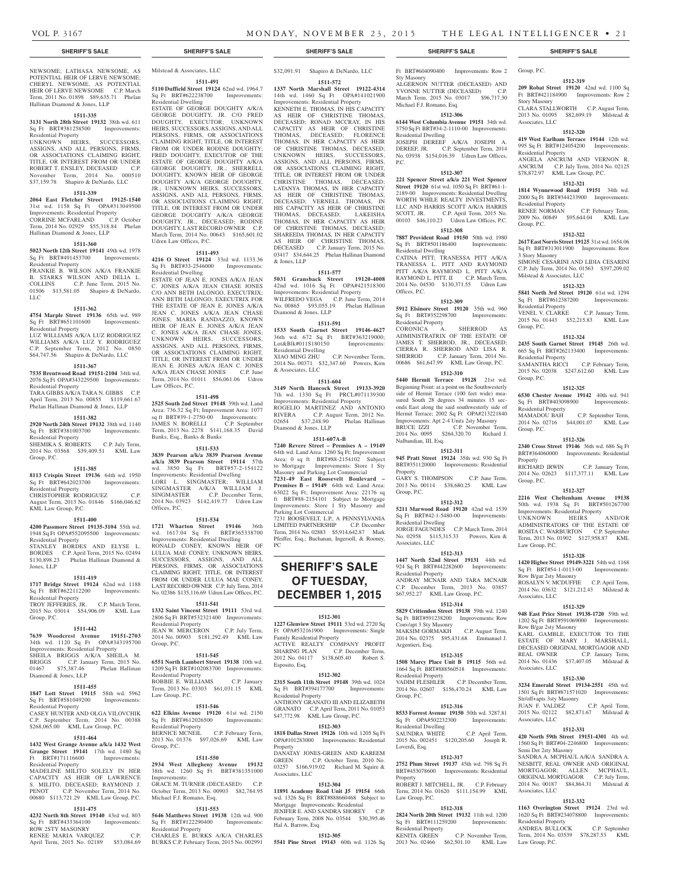NEWSOME; LATHASA NEWSOME, AS POTENTIAL HEIR OF LERVE NEWSOME; CHERYL NEWSOME, AS POTENTIAL HEIR OF LERVE NEWSOME C.P. March Term, 2011 No. 01898 $89,635.71 Phelan Hallinan Diamond & Jones, LLP

**1511-335**

**3131 North 28th Street 19132** 38th wd. 611 Sq Ft BRT#381258500 Improvements: Residential Property

UNKNOWN HEIRS, SUCCESSORS, ASSIGNS, AND ALL PERSONS, FIRMS, OR ASSOCIATIONS CLAIMING RIGHT, TITLE, OR INTEREST FROM OR UNDER ROBERT T. ENSLEY, DECEASED C.P. November Term, 2014 No. 000510 $37,159.78 Shapiro & DeNardo, LLC

**1511-339**

**2064 East Fletcher Street 19125-1540** 31st wd. 1158 Sq Ft OPA#313049500 Improvements: Residential Property

CORRINE MCFARLAND C.P. October Term, 2014 No. 02929 $55,318.84 Phelan Hallinan Diamond & Jones, LLP

**1511-360**

**5023 North 12th Street 19141** 49th wd. 1978 Sq Ft BRT#491453700 Improvements: Residential Property

FRANKIE B. WILSON A/K/A FRANKIE B. STARKS WILSON AND DELILA L. COLLINS C.P. June Term, 2015 No. 01506 $13,581.05 Shapiro & DeNardo, LLC

**1511-362**

**4754 Marple Street 19136** 65th wd. 989 Sq Ft BRT#651101600 Improvements: Residential Property

LUZ WILLIAMS A/K/A LUZ RODRIGUEZ WILLIAMS A/K/A LUZ Y. RODRIGUEZ C.P. September Term, 2012 No. 0850 $64,747.56 Shapiro & DeNardo, LLC

**1511-367**

**7535 Brentwood Road 19151-2104** 34th wd. 2076 Sq Ft OPA#343229500 Improvements: Residential Property

TARA GIBBS A/K/A TARA N. GIBBS C.P. April Term, 2013 No. 00855 $119,661.67 Phelan Hallinan Diamond & Jones, LLP

**1511-382**

**2920 North 24th Street 19132** 38th wd. 1140 Sq Ft BRT#381003700 Improvements: Residential Property

SHEMIKA S. ROBERTS C.P. July Term, 2014 No. 03568 $39,409.51 KML Law Group, P.C.

**1511-385**

**8113 Crispin Street 19136** 64th wd. 1950 Sq Ft BRT#642023700 Improvements: Residential Property

CHRISTOPHER RODRIGUEZ C.P. August Term, 2013 No. 01846 $166,046.62 KML Law Group, P.C.

**1511-400**

**4200 Passmore Street 19135-3104** 55th wd. 1948 Sq Ft OPA#552095500 Improvements: Residential Property

STANLEY BORDES AND ELYSE L. BORDES C.P. April Term, 2015 No. 02494 $130,898.23 Phelan Hallinan Diamond & Jones, LLP

**1511-419**

**1717 Bridge Street 19124** 62nd wd. 1188 Sq Ft BRT#622112200 Improvements: Residential Property

TROY JEFFERIES, JR. C.P. March Term, 2015 No. 03014 $54,906.09 KML Law Group, P.C.

**1511-442**

**7639 Woodcrest Avenue 19151-2703** 34th wd. 1120 Sq Ft OPA#343195700 Improvements: Residential Property

SHEILA BRIGGS A/K/A SHEILA M. BRIGGS C.P. January Term, 2015 No. 01467 $75,387.46 Phelan Hallinan Diamond & Jones, LLP

**1511-455**

**1847 Lott Street 19115** 58th wd. 5962 Sq Ft BRT#581049200 Improvements: Residential Property

CASEY HUNTER AND OLGA VILOVCHIK C.P. September Term, 2014 No. 00388 $268,065.00 KML Law Group, P.C.

**1511-464**

**1432 West Grange Avenue a/k/a 1432 West Grange Street 19141** 17th wd. 1480 Sq Ft BRT#171116600 Improvements: Residential Property

MADELINE MILITO SOLELY IN HER CAPACITY AS HEIR OF LAWRENCE S. MILITO, DECEASED; RAYMOND J. PENOT C.P. November Term, 2014 No. 00680 $113,721.29 KML Law Group, P.C.

**1511-475**

**4232 North 8th Street 19140** 43rd wd. 803 Sq Ft BRT#433364100 Improvements: ROW 2STY MASONRY

RENEE MARIA VARQUEZ C.P. April Term, 2015 No. 02189 $53,084.69 Milstead & Associates, LLC

**1511-491**

**5110 Duffield Street 19124** 62nd wd. 1964.7 Sq Ft BRT#622238700 Improvements: Residential Dwelling

ESTATE OF GEORGE DOUGHTY A/K/A GEORGE DOUGHTY, JR. C/O FRED DOUGHTY, EXECUTOR; UNKNOWN HEIRS, SUCCESSORS, ASSIGNS, AND ALL PERSONS, FIRMS, OR ASSOCIATIONS CLAIMING RIGHT, TITLE, OR INTEREST FROM OR UNDER RODINE DOUGHTY; FRED DOUGHTY, EXECUTOR OF THE ESTATE OF GEORGE DOUGHTY A/K/A GEORGE DOUGHTY, JR.; SHERRELL DOUGHTY, KNOWN HEIR OF GEORGE DOUGHTY A/K/A GEORGE DOUGHTY, JR.; UNKNOWN HEIRS, SUCCESSORS, ASSIGNS, AND ALL PERSONS, FIRMS, OR ASSOCIATIONS CLAIMING RIGHT, TITLE, OR INTEREST FROM OR UNDER GEORGE DOUGHTY, A/K/A GEORGE DOUGHTY, JR., DECEASED; RODINE DOUGHTY, LAST RECORD OWNER C.P. March Term, 2014 No. 00643 $165,601.02 Udren Law Offices, P.C.

**1511-493**

**4216 O Street 19124** 33rd wd. 1133.36 Sq Ft BRT#33-2546000 Improvements: Residential Dwelling

ESTATE OF JEAN E. JONES A/K/A JEAN C. JONES A/K/A JEAN CHASE JONES C/O ANN BETH IALONGO, EXECUTRIX; ANN BETH IALONGO, EXECUTRIX FOR THE ESTATE OF JEAN E. JONES A/K/A JEAN C. JONES A/K/A JEAN CHASE JONES; MARIA RANDAZZO, KNOWN HEIR OF JEAN E. JONES A/K/A JEAN C. JONES A/K/A JEAN CHASE JONES; UNKNOWN HEIRS, SUCCESSORS, ASSIGNS, AND ALL PERSONS, FIRMS, OR ASSOCIATIONS CLAIMING RIGHT, TITLE, OR INTEREST FROM OR UNDER JEAN E. JONES A/K/A JEAN C. JONES A/K/A JEAN CHASE JONES C.P. June Term, 2014 No. 01011 $56,061.06 Udren Law Offices, P.C.

**1511-498**

**2525 South 2nd Street 19148** 39th wd. Land Area: 736.32 Sq Ft; Improvement Area: 1077 sq ft BRT#39-1-2750-00 Improvements:

JAMES N. BORELLI C.P. September Term, 2013 No. 2278 $141,168.35 David Banks, Esq., Banks & Banks

**1511-533**

**3839 Pearson a/k/a 3839 Pearson Avenue a/k/a 3839 Pearson Street 19114** 57th wd. 3850 Sq Ft BRT#57-2-154122 Improvements: Residential Dwelling

LORI L. SINGMASTER; WILLIAM SINGMASTER A/K/A WILLIAM J. SINGMASTER C.P. December Term, 2014 No. 03923 $142,419.77 Udren Law Offices, P.C.

**1511-534**

**1721 Wharton Street 19146** 36th wd. 1617.04 Sq Ft BRT#365338700 Improvements: Residential Dwelling

RONALD CONEY, KNOWN HEIR OF LULUA MAE CONEY; UNKNOWN HEIRS, SUCCESSORS, ASSIGNS, AND ALL PERSONS, FIRMS, OR ASSOCIATIONS CLAIMING RIGHT, TITLE, OR INTEREST FROM OR UNDER LULUA MAE CONEY, LAST RECORD OWNER C.P. July Term, 2014 No. 02386 $135,116.69 Udren Law Offices, P.C.

**1511-541**

**1332 Saint Vincent Street 19111** 53rd wd. 2806 Sq Ft BRT#532321400 Improvements: Residential Property

JEAN W. MERCERON C.P. July Term, 2014 No. 00903 $181,292.49 KML Law Group, P.C.

**1511-545**

**6551 North Lambert Street 19138** 10th wd. 1209 Sq Ft BRT#102083700 Improvements: Residential Property

BOBBIE E. WILLIAMS C.P. January Term, 2013 No. 03303 $61,031.15 KML Law Group, P.C.

**1511-546**

**622 Elkins Avenue 19120** 61st wd. 2150 Sq Ft BRT#612026500 Improvements: Residential Property

BERNICE MCNEIL C.P. February Term, 2013 No. 01376 $97,026.69 KML Law Group, P.C.

**1511-550**

**2934 West Allegheny Avenue 19132** 38th wd. 1260 Sq Ft BRT#381351000 Improvements:

GRACE M. TURNER (DECEASED) C.P. October Term, 2013 No. 00903 $82,784.95 Michael F.J. Romano, Esq.

**1511-553**

**5646 Matthews Street 19138** 12th wd. 900 Sq Ft BRT#122290400 Improvements: Residential Property

CHARLES E. BURKS A/K/A CHARLES BURKS C.P. February Term, 2015 No. 002991 $32,091.91 Shapiro & DeNardo, LLC

**1511-572**

**1337 North Marshall Street 19122-4314** 14th wd. 1460 Sq Ft OPA#141021900 Improvements: Residential Property

KENNETH E. THOMAS, IN HIS CAPACITY AS HEIR OF CHRISTINE THOMAS, DECEASED; RONAD MCCRAY, IN HIS CAPACITY AS HEIR OF CHRISTINE THOMAS, DECEASED; FLORENCE THOMAS, IN HER CAPACITY AS HEIR OF CHRISTINE THOMAS, DECEASED; UNKNOWN HEIRS, SUCCESSORS, ASSIGNS, AND ALL PERSONS, FIRMS, OR ASSOCIATIONS CLAIMING RIGHT, TITLE, OR INTEREST FROM OR UNDER CHRISTINE THOMAS, DECEASED; LATANYA THOMAS, IN HER CAPACITY AS HEIR OF CHRISTINE THOMAS, DECEASED; VERNELL THOMAS, IN HIS CAPACITY AS HEIR OF CHRISTINE THOMAS, DECEASED; LAKEISHA THOMAS, IN HER CAPACITY AS HEIR OF CHRISTINE THOMAS, DECEASED; SHAREEDA THOMAS, IN HER CAPACITY AS HEIR OF CHRISTINE THOMAS, DECEASED C.P. January Term, 2015 No. 03417 $34,644.25 Phelan Hallinan Diamond & Jones, LLP

**1511-577**

**5031 Gransback Street 19120-4008** 42nd wd. 1016 Sq Ft OPA#421518300 Improvements: Residential Property

WILFREDO VEGA C.P. June Term, 2014 No. 00865 $93,055.19 Phelan Hallinan Diamond & Jones, LLP

**1511-591**

**1533 South Garnet Street 19146-4627** 36th wd. 672 Sq Ft BRT#363219000; Lot&Blk#011S180150 Improvements: Residential Dwelling

XIAO MING ZHU C.P. November Term, 2014 No. 00371 $32,347.60 Powers, Kirn & Associates, LLC

**1511-604**

**3149 North Hancock Street 19133-3920** 7th wd. 1330 Sq Ft PRCL#071139300 Improvements: Residential Property

ROGELIO MARTINEZ AND ANTONIO RIVERA C.P. August Term, 2012 No. 02654 $37,248.90 Phelan Hallinan Diamond & Jones, LLP

**1511-607A-B**

**7240 Revere Street – Premises A – 19149** 64th wd. Land Area: 1260 Sq Ft; Improvement Area: 0 sq ft BRT#88-2154102 Subject to Mortgage Improvements: Store 1 Sty Masonry and Parking Lot Commercial

**7231-49 East Roosevelt Boulevard – Premises B – 19149** 64th wd. Land Area: 63022 Sq Ft; Improvement Area: 22176 sq ft BRT#88-2154101 Subject to Mortgage Improvements: Store 1 Sty Masonry and Parking Lot Commercial

7231 ROOSEVELT, L.P., A PENNSYLVANIA LIMITED PARTNERSHIP C.P. December Term, 2014 No. 02883 $5,914,642.87 Mark Pfeiffer, Esq.; Buchanan, Ingersoll, & Rooney, PC

# SHERIFF'S SALE OF TUESDAY, DECEMBER 1, 2015

**1512-301**

**1227 Glenview Street 19111** 53rd wd. 2720 Sq Ft OPA#532161900 Improvements: Single Family Residential Property

ACTIVE REALTY COMPANY PROFIT SHARING PLAN C.P. December Term, 2012 No. 04117 $138,605.40 Robert S. Esposito, Esq.

**1512-302**

**2315 South 11th Street 19148** 39th wd. 1024 Sq Ft BRT#394177700 Improvements: Residential Property

ANTHONY GRANATO III AND ELIZABETH GRANATO C.P. April Term, 2011 No. 01053 $47,772.98 KML Law Group, P.C.

**1512-303**

**1818 Dallas Street 19126** 10th wd. 1205 Sq Ft OPA#101283000 Improvements: Residential Property

DANATAY JONES-GREEN AND KAREEM GREEN C.P. October Term, 2010 No. 03257 $166,919.02 Richard M. Squire & Associates, LLC

**1512-304**

**11891 Academy Road Unit J5 19154** 66th wd. 1326 Sq Ft BRT#888660468 Subject to Mortgage Improvements: Residential

JENIFER E. AND SANDRA SHOREY C.P. February Term, 2008 No. 03544 $30,395.46 Hal A. Barrow, Esq.

**1512-305**

**5541 Pine Street 19143** 60th wd. 1126 Sq Ft BRT#604090400 Improvements: Row 2 Sty Masonry

ALGERNON NUTTER (DECEASED) AND YVONNE NUTTER (DECEASED) C.P. March Term, 2015 No. 03017 $96,717.30 Michael F.J. Romano, Esq.

**1512-306**

**6144 West Columbia Avenue 19151** 34th wd. 3750 Sq Ft BRT#34-2-1110-00 Improvements: Residential Dwelling

JOSEPH DEREEF A/K/A JOSEPH A. DEREEF, JR. C.P. September Term, 2014 No. 03938 $154,016.39 Udren Law Offices, P.C.

**1512-307**

**221 Spencer Street a/k/a 221 West Spencer Street 19120** 61st wd. 1050 Sq Ft BRT#61-1-2189-00 Improvements: Residential Dwelling

WORTH WHILE REALTY INVESTMENTS, LLC AND HARRIS SCOTT A/K/A HARRIS SCOTT, JR. C.P. April Term, 2015 No. 00103 $46,110.23 Udren Law Offices, P.C.

**1512-308**

**7887 Provident Road 19150** 50th wd. 1980 Sq Ft BRT#501186400 Improvements: Residential Dwelling

CATINA PITT, TRANESSA PITT A/K/A TRANESSA L. PITT AND RAYMOND PITT A/K/A RAYMOND L. PITT A/K/A RAYMOND L. PITT, II C.P. March Term, 2014 No. 04530 $130,371.55 Udren Law Offices, P.C.

**1512-309**

**5912 Elsinore Street 19120** 35th wd. 960 Sq Ft BRT#352298700 Improvements: Residential Property

CORONICA A. SHERROD AS ADMINISTRATRIX OF THE ESTATE OF JAMES T. SHERROD, JR., DECEASED; CIERRA R. SHERROD AND LISA R. SHERROD C.P. January Term, 2014 No. 00686 $61,647.99 KML Law Group, P.C.

**1512-310**

**5440 Hermit Terrace 19128** 21st wd. Beginning Point: at a point on the Southwesterly side of Hermit Terrace (100 feet wide) measured South 28 degrees 34 minutes 15 seconds East along the said southwesterly side of Hermit Terrace; 2002 Sq Ft OPA#213221840 Improvements: Apt 2-4 Units 2sty Masonry

BRUCE IZZI C.P. November Term, 2014 No. 0095 $264,320.70 Richard J. Nalbandian, III, Esq.

**1512-311**

**945 Pratt Street 19124** 35th wd. 930 Sq Ft BRT#351120000 Improvements: Residential Property

GARY S. THOMPSON C.P. June Term, 2013 No. 00114 $38,680.25 KML Law Group, P.C.

**1512-312**

**5211 Marwood Road 19120** 42nd wd. 1539 Sq Ft BRT#42-1-5480-00 Improvements: Residential Dwelling

JORGE FAGUNDES C.P. March Term, 2014 No. 02958 $115,315.33 Powers, Kirn & Associates, LLC

**1512-313**

**1447 North 52nd Street 19131** 44th wd. 924 Sq Ft BRT#442282600 Improvements: Residential Property

ANDRAY MCNAIR AND TARA MCNAIR C.P. December Term, 2013 No. 03857 $67,952.27 KML Law Group, P.C.

**1512-314**

**5829 Crittenden Street 19138** 59th wd. 1240 Sq Ft BRT#591238200 Improvements: Row Conv/apt 3 Sty Masonry

MAKSIM GORMAKH C.P. August Term, 2014 No. 02375 $95,431.68 Emmanuel J. Argentieri, Esq.

**1512-315**

**1508 Marcy Place Unit B 19115** 56th wd. 1664 Sq Ft BRT#888560518 Improvements: Residential Property

VADIM FLESHLER C.P. December Term, 2014 No. 02607 $156,470.24 KML Law Group, P.C.

**1512-316**

**8533 Forrest Avenue 19150** 50th wd. 3287.81 Sq Ft OPA#502232300 Improvements: Residential Dwelling

SAUNDRA WHITE C.P. April Term, 2015 No. 002451 $120,205.60 Joseph R. Loverdi, Esq.

**1512-317**

**2752 Plum Street 19137** 45th wd. 798 Sq Ft BRT#453078600 Improvements: Residential Property

ROBERT J. MITCHELL, JR. C.P. February Term, 2014 No. 01620 $111,154.99 KML Law Group, P.C.

**1512-318**

**2824 North 20th Street 19132** 11th wd. 1200 Sq Ft BRT#111259200 Improvements: Residential Property

KENITA GREEN C.P. November Term, 2013 No. 02466 $62,501.10 KML Law Group, P.C.

**1512-319**

**209 Robat Street 19120** 42nd wd. 1100 Sq Ft BRT#421184900 Improvements: Row 2 Story Masonry

CLARA STALLWORTH C.P. August Term, 2013 No. 01095 $82,699.19 Milstead & Associates, LLC

**1512-320**

**419 West Earlham Terrace 19144** 12th wd. 995 Sq Ft BRT#124054200 Improvements: Residential Property

ANGELA ANCRUM AND VERNON R. ANCRUM C.P. July Term, 2014 No. 02125 $78,872.97 KML Law Group, P.C.

**1512-321**

**1814 Wynnewood Road 19151** 34th wd. 2000 Sq Ft BRT#344233900 Improvements: Residential Property

RENEE NORMAN C.P. February Term, 2009 No. 00849 $95,644.04 KML Law Group, P.C.

**1512-322**

**2617 East Norris Street 19125** 31st wd. 1654.06 Sq Ft BRT#313011900 Improvements: Row 3 Story Masonry

SIMONE CESARINI AND LIDIA CESARINI C.P. July Term, 2014 No. 01563 $397,209.02 Milstead & Associates, LLC

**1512-323**

**5841 North 3rd Street 19120** 61st wd. 1294 Sq Ft BRT#612387200 Improvements: Residential Property

VENEL V. CLARKE C.P. January Term, 2015 No. 01443 $52,215.83 KML Law Group, P.C.

**1512-324**

**2435 South Garnet Street 19145** 26th wd. 665 Sq Ft BRT#262133400 Improvements: Residential Property

SAMANTHA RICCI C.P. February Term, 2015 No. 02038 $247,612.60 KML Law Group, P.C.

**1512-325**

**6530 Chester Avenue 19142** 40th wd. 941 Sq Ft BRT#403098900 Improvements: Residential Property

MAMADOU BAH C.P. September Term, 2014 No. 02716 $44,001.07 KML Law Group, P.C.

**1512-326**

**2340 Cross Street 19146** 36th wd. 686 Sq Ft BRT#364060000 Improvements: Residential Property

RICHARD IRWIN C.P. January Term, 2014 No. 02623 $117,377.11 KML Law Group, P.C.

**1512-327**

**2216 West Cheltenham Avenue 19138** 50th wd. 1938 Sq Ft BRT#501267700 Improvements: Residential Property

UNKNOWN HEIRS AND/OR ADMINISTRATORS OF THE ESTATE OF ROSITA C. WARBURTON C.P. September Term, 2013 No. 01902 $127,958.87 KML Law Group, P.C.

**1512-328**

**1420 Higbee Street 19149-3221** 54th wd. 1168 Sq Ft BRT#54-1-0113-00 Improvements: Row B/gar 2sty Masonry

ROSALYN V. MCDUFFIE C.P. April Term, 2014 No. 03632 $121,212.43 Milstead & Associates, LLC

**1512-329**

**948 East Price Street 19138-1720** 59th wd. 1202 Sq Ft BRT#591069000 Improvements: Row B/gar 2sty Masonry

KARL GAMBLE, EXECUTOR TO THE ESTATE OF MARY J. MARSHALL, DECEASED ORIGINAL MORTGAGOR AND REAL OWNER C.P. January Term, 2014 No. 01436 $37,407.05 Milstead & Associates, LLC

**1512-330**

**3234 Emerald Street 19134-2551** 45th wd. 1501 Sq Ft BRT#871571020 Improvements: Str/off+apts 3sty Masonry

JUAN F. VALDEZ C.P. April Term, 2015 No. 02122 $82,871.67 Milstead & Associates, LLC

**1512-331**

**420 North 59th Street 19151-4301** 4th wd. 1560 Sq Ft BRT#04-2246800 Improvements: Semi Det 2sty Masonry

SANDRA A. MCPHAUL A/K/A SANDRA A. NESBITT, REAL OWNER AND ORIGINAL MORTGAGOR; ALLEN MCPHAUL, ORIGINAL MORTGAGOR C.P. July Term, 2014 No. 00187 $84,864.31 Milstead & Associates, LLC

**1512-332**

**1163 Overington Street 19124** 23rd wd. 1620 Sq Ft BRT#234078800 Improvements: Residential Property

ANDREA BULLOCK C.P. September Term, 2014 No. 03539 $78,287.53 KML Law Group, P.C.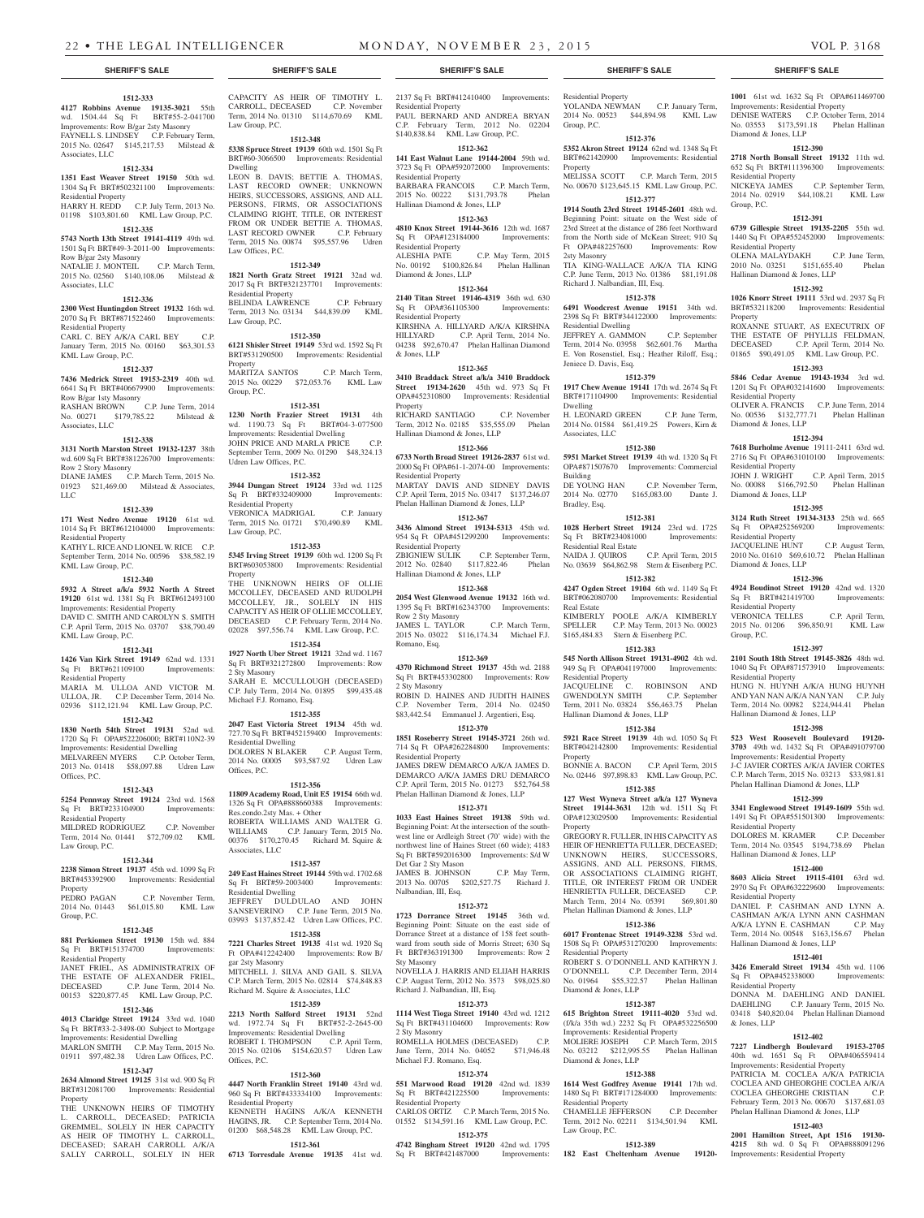## SHERIFF'S SALE

**1512-333**

**4127 Robbins Avenue 19135-3021** 55th wd. 1504.44 Sq Ft BRT#55-2-041700 Improvements: Row B/gar 2sty Masonry
FAYNELL S. LINDSEY C.P. February Term, 2015 No. 02647 $145,217.53 Milstead & Associates, LLC

**1512-334**

**1351 East Weaver Street 19150** 50th wd. 1304 Sq Ft BRT#502321100 Improvements: Residential Property
HARRY H. REDD C.P. July Term, 2013 No. 01198 $103,801.60 KML Law Group, P.C.

**1512-335**

**5743 North 13th Street 19141-4119** 49th wd. 1501 Sq Ft BRT#49-3-2011-00 Improvements: Row B/gar 2sty Masonry
NATALIE J. MONTEIL C.P. March Term, 2015 No. 02560 $140,108.06 Milstead & Associates, LLC

**1512-336**

**2300 West Huntingdon Street 19132** 16th wd. 2070 Sq Ft BRT#871522460 Improvements: Residential Property
CARL C. BEY A/K/A CARL BEY C.P. January Term, 2015 No. 00160 $63,301.53 KML Law Group, P.C.

**1512-337**

**7436 Medrick Street 19153-2319** 40th wd. 6641 Sq Ft BRT#406679900 Improvements: Row B/gar 1sty Masonry
RASHAN BROWN C.P. June Term, 2014 No. 00271 $179,785.22 Milstead & Associates, LLC

**1512-338**

**3131 North Marston Street 19132-1237** 38th wd. 609 Sq Ft BRT#381226700 Improvements: Row 2 Story Masonry
DIANE JAMES C.P. March Term, 2015 No. 01923 $21,469.00 Milstead & Associates, LLC

**1512-339**

**171 West Nedro Avenue 19120** 61st wd. 1014 Sq Ft BRT#612104000 Improvements: Residential Property
KATHY L. RICE AND LIONEL W. RICE C.P. September Term, 2014 No. 00596 $38,582.19 KML Law Group, P.C.

**1512-340**

**5932 A Street a/k/a 5932 North A Street 19120** 61st wd. 1381 Sq Ft BRT#612493100 Improvements: Residential Property
DAVID C. SMITH AND CAROLYN S. SMITH C.P. April Term, 2015 No. 03707 $38,790.49 KML Law Group, P.C.

**1512-341**

**1426 Van Kirk Street 19149** 62nd wd. 1331 Sq Ft BRT#621109100 Improvements: Residential Property
MARIA M. ULLOA AND VICTOR M. ULLOA, JR. C.P. December Term, 2014 No. 02936 $112,121.94 KML Law Group, P.C.

**1512-342**

**1830 North 54th Street 19131** 52nd wd. 1720 Sq Ft OPA#522206000; BRT#110N2-39 Improvements: Residential Dwelling
MELVAREEN MYERS C.P. October Term, 2013 No. 01418 $58,097.88 Udren Law Offices, P.C.

**1512-343**

**5254 Pennway Street 19124** 23rd wd. 1568 Sq Ft BRT#233104900 Improvements: Residential Property
MILDRED RODRIGUEZ C.P. November Term, 2014 No. 01441 $72,709.02 KML Law Group, P.C.

**1512-344**

**2238 Simon Street 19137** 45th wd. 1099 Sq Ft BRT#453392900 Improvements: Residential Property
PEDRO PAGAN C.P. November Term, 2014 No. 01443 $61,015.80 KML Law Group, P.C.

**1512-345**

**881 Perkiomen Street 19130** 15th wd. 884 Sq Ft BRT#151374700 Improvements: Residential Property
JANET FRIEL, AS ADMINISTRATRIX OF THE ESTATE OF ALEXANDER FRIEL, DECEASED C.P. June Term, 2014 No. 00153 $220,877.45 KML Law Group, P.C.

**1512-346**

**4013 Claridge Street 19124** 33rd wd. 1040 Sq Ft BRT#33-2-3498-00 Subject to Mortgage Improvements: Residential Dwelling
MARLON SMITH C.P. May Term, 2015 No. 01911 $97,482.38 Udren Law Offices, P.C.

**1512-347**

**2634 Almond Street 19125** 31st wd. 900 Sq Ft BRT#312081700 Improvements: Residential Property
THE UNKNOWN HEIRS OF TIMOTHY L. CARROLL, DECEASED; PATRICIA GREMMEL, SOLELY IN HER CAPACITY AS HEIR OF TIMOTHY L. CARROLL, DECEASED; SARAH CARROLL A/K/A SALLY CARROLL, SOLELY IN HER CAPACITY AS HEIR OF TIMOTHY L. CARROLL, DECEASED C.P. November Term, 2014 No. 01310 $114,670.69 KML Law Group, P.C.

**1512-348**

**5338 Spruce Street 19139** 60th wd. 1501 Sq Ft BRT#60-3066500 Improvements: Residential Dwelling
LEON B. DAVIS; BETTIE A. THOMAS, LAST RECORD OWNER; UNKNOWN HEIRS, SUCCESSORS, ASSIGNS, AND ALL PERSONS, FIRMS, OR ASSOCIATIONS CLAIMING RIGHT, TITLE, OR INTEREST FROM OR UNDER BETTIE A. THOMAS, LAST RECORD OWNER C.P. February Term, 2015 No. 00874 $95,557.96 Udren Law Offices, P.C.

**1512-349**

**1821 North Gratz Street 19121** 32nd wd. 2017 Sq Ft BRT#321237701 Improvements: Residential Property
BELINDA LAWRENCE C.P. February Term, 2013 No. 03134 $44,839.09 KML Law Group, P.C.

**1512-350**

**6121 Shisler Street 19149** 53rd wd. 1592 Sq Ft BRT#531290500 Improvements: Residential Property
MARITZA SANTOS C.P. March Term, 2015 No. 00229 $72,053.76 KML Law Group, P.C.

**1512-351**

**1230 North Frazier Street 19131** 4th wd. 1190.73 Sq Ft BRT#04-3-077500 Improvements: Residential Dwelling
JOHN PRICE AND MARLA PRICE C.P. September Term, 2009 No. 01290 $48,324.13 Udren Law Offices, P.C.

**1512-352**

**3944 Dungan Street 19124** 33rd wd. 1125 Sq Ft BRT#332409000 Improvements: Residential Property
VERONICA MADRIGAL C.P. January Term, 2015 No. 01721 $70,490.89 KML Law Group, P.C.

**1512-353**

**5345 Irving Street 19139** 60th wd. 1200 Sq Ft BRT#603053800 Improvements: Residential Property
THE UNKNOWN HEIRS OF OLLIE MCCOLLEY, DECEASED AND RUDOLPH MCCOLLEY, JR., SOLELY IN HIS CAPACITY AS HEIR OF OLLIE MCCOLLEY, DECEASED C.P. February Term, 2014 No. 02028 $97,556.74 KML Law Group, P.C.

**1512-354**

**1927 North Uber Street 19121** 32nd wd. 1167 Sq Ft BRT#321272800 Improvements: Row 2 Sty Masonry
SARAH E. MCCULLOUGH (DECEASED) C.P. July Term, 2014 No. 01895 $99,435.48 Michael F.J. Romano, Esq.

**1512-355**

**2047 East Victoria Street 19134** 45th wd. 727.70 Sq Ft BRT#452159400 Improvements: Residential Dwelling
DOLORES N BLAKER C.P. August Term, 2014 No. 00005 $93,587.92 Udren Law Offices, P.C.

**1512-356**

**11809 Academy Road, Unit E5 19154** 66th wd. 1326 Sq Ft OPA#888660388 Improvements: Res.condo.2sty Mas. + Other
ROBERTA WILLIAMS AND WALTER G. WILLIAMS C.P. January Term, 2015 No. 00376 $170,270.45 Richard M. Squire & Associates, LLC

**1512-357**

**249 East Haines Street 19144** 59th wd. 1702.68 Sq Ft BRT#59-2003400 Improvements: Residential Dwelling
JEFFREY DULDULAO AND JOHN SANSEVERINO C.P. June Term, 2015 No. 03993 $137,852.42 Udren Law Offices, P.C.

**1512-358**

**7221 Charles Street 19135** 41st wd. 1920 Sq Ft OPA#412242400 Improvements: Row B/gar 2sty Masonry
MITCHELL J. SILVA AND GAIL S. SILVA C.P. March Term, 2015 No. 02814 $74,848.83 Richard M. Squire & Associates, LLC

**1512-359**

**2213 North Salford Street 19131** 52nd wd. 1972.74 Sq Ft BRT#52-2-2645-00 Improvements: Residential Dwelling
ROBERT I. THOMPSON C.P. April Term, 2015 No. 02106 $154,620.57 Udren Law Offices, P.C.

**1512-360**

**4447 North Franklin Street 19140** 43rd wd. 960 Sq Ft BRT#433334100 Improvements: Residential Property
KENNETH HAGINS A/K/A KENNETH HAGINS, JR. C.P. September Term, 2014 No. 01200 $68,548.28 KML Law Group, P.C.

**1512-361**

**6713 Torresdale Avenue 19135** 41st wd. 2137 Sq Ft BRT#412410400 Improvements: Residential Property
PAUL BERNARD AND ANDREA BRYAN C.P. February Term, 2012 No. 02204 $140,838.84 KML Law Group, P.C.

**1512-362**

**141 East Walnut Lane 19144-2004** 59th wd. 3723 Sq Ft OPA#592072000 Improvements: Residential Property
BARBARA FRANCOIS C.P. March Term, 2015 No. 00222 $131,793.78 Phelan Hallinan Diamond & Jones, LLP

**1512-363**

**4810 Knox Street 19144-3616** 12th wd. 1687 Sq Ft OPA#123184000 Improvements: Residential Property
ALESHIA PATE C.P. May Term, 2015 No. 00192 $100,826.84 Phelan Hallinan Diamond & Jones, LLP

**1512-364**

**2140 Titan Street 19146-4319** 36th wd. 630 Sq Ft OPA#361105300 Improvements: Residential Property
KIRSHNA A. HILLYARD A/K/A KIRSHNA HILLYARD C.P. April Term, 2014 No. 04238 $92,670.47 Phelan Hallinan Diamond & Jones, LLP

**1512-365**

**3410 Braddack Street a/k/a 3410 Braddock Street 19134-2620** 45th wd. 973 Sq Ft OPA#452310800 Improvements: Residential Property
RICHARD SANTIAGO C.P. November Term, 2012 No. 02185 $35,555.09 Phelan Hallinan Diamond & Jones, LLP

**1512-366**

**6733 North Broad Street 19126-2837** 61st wd. 2000 Sq Ft OPA#61-1-2074-00 Improvements: Residential Property
MARTAY DAVIS AND SIDNEY DAVIS C.P. April Term, 2015 No. 03417 $137,246.07 Phelan Hallinan Diamond & Jones, LLP

**1512-367**

**3436 Almond Street 19134-5313** 45th wd. 954 Sq Ft OPA#451299200 Improvements: Residential Property
ZBIGNIEW SULIK C.P. September Term, 2012 No. 02840 $117,822.46 Phelan Hallinan Diamond & Jones, LLP

**1512-368**

**2054 West Glenwood Avenue 19132** 16th wd. 1395 Sq Ft BRT#162343700 Improvements: Row 2 Sty Masonry
JAMES L. TAYLOR C.P. March Term, 2015 No. 03022 $116,174.34 Michael F.J. Romano, Esq.

**1512-369**

**4370 Richmond Street 19137** 45th wd. 2188 Sq Ft BRT#453302800 Improvements: Row 2 Sty Masonry
ROBIN D. HAINES AND JUDITH HAINES C.P. November Term, 2014 No. 02450 $83,442.54 Emmanuel J. Argentieri, Esq.

**1512-370**

**1851 Roseberry Street 19145-3721** 26th wd. 714 Sq Ft OPA#262284800 Improvements: Residential Property
JAMES DREW DEMARCO A/K/A JAMES D. DEMARCO A/K/A JAMES DRU DEMARCO C.P. April Term, 2015 No. 01273 $52,764.58 Phelan Hallinan Diamond & Jones, LLP

**1512-371**

**1033 East Haines Street 19138** 59th wd. Beginning Point: At the intersection of the southwest line or Ardleigh Street (70' wide) with the northwest line of Haines Street (60 wide); 4183 Sq Ft BRT#592016300 Improvements: S/d W Det Gar 2 Sty Mason
JAMES B. JOHNSON C.P. May Term, 2013 No. 00705 $202,527.75 Richard J. Nalbandian, III, Esq.

**1512-372**

**1723 Dorrance Street 19145** 36th wd. Beginning Point: Situate on the east side of Dorrance Street at a distance of 158 feet southward from south side of Morris Street; 630 Sq Ft BRT#363191300 Improvements: Row 2 Sty Masonry
NOVELLA J. HARRIS AND ELIJAH HARRIS C.P. August Term, 2012 No. 3573 $98,025.80 Richard J. Nalbandian, III, Esq.

**1512-373**

**1114 West Tioga Street 19140** 43rd wd. 1212 Sq Ft BRT#431104600 Improvements: Row 2 Sty Masonry
ROMELLA HOLMES (DECEASED) C.P. June Term, 2014 No. 04052 $71,946.48 Michael F.J. Romano, Esq.

**1512-374**

**551 Marwood Road 19120** 42nd wd. 1839 Sq Ft BRT#421225500 Improvements: Residential Property
CARLOS ORTIZ C.P. March Term, 2015 No. 01552 $134,591.16 KML Law Group, P.C.

**1512-375**

**4742 Bingham Street 19120** 42nd wd. 1795 Sq Ft BRT#421487000 Improvements: Residential Property
YOLANDA NEWMAN C.P. January Term, 2014 No. 00523 $44,894.98 KML Law Group, P.C.

**1512-376**

**5352 Akron Street 19124** 62nd wd. 1348 Sq Ft BRT#621420900 Improvements: Residential Property
MELISSA SCOTT C.P. March Term, 2015 No. 00670 $123,645.15 KML Law Group, P.C.

**1512-377**

**1914 South 23rd Street 19145-2601** 48th wd. Beginning Point: situate on the West side of 23rd Street at the distance of 286 feet Northward from the North side of McKean Street; 910 Sq Ft OPA#482257600 Improvements: Row 2sty Masonry
TIA KING-WALLACE A/K/A TIA KING C.P. June Term, 2013 No. 01386 $81,191.08 Richard J. Nalbandian, III, Esq.

**1512-378**

**6491 Woodcrest Avenue 19151** 34th wd. 2398 Sq Ft BRT#344122000 Improvements: Residential Dwelling
JEFFREY A. GAMMON C.P. September Term, 2014 No. 03958 $62,601.76 Martha E. Von Rosenstiel, Esq.; Heather Riloff, Esq.; Jeniece D. Davis, Esq.

**1512-379**

**1917 Chew Avenue 19141** 17th wd. 2674 Sq Ft BRT#171104900 Improvements: Residential Dwelling
H. LEONARD GREEN C.P. June Term, 2014 No. 01584 $61,419.25 Powers, Kirn & Associates, LLC

**1512-380**

**5951 Market Street 19139** 4th wd. 1320 Sq Ft OPA#871507670 Improvements: Commercial Building
DE YOUNG HAN C.P. November Term, 2014 No. 02770 $165,083.00 Dante J. Bradley, Esq.

**1512-381**

**1028 Herbert Street 19124** 23rd wd. 1725 Sq Ft BRT#234081000 Improvements: Residential Real Estate
NAIDA J. QUIROS C.P. April Term, 2015 No. 03639 $64,862.98 Stern & Eisenberg P.C.

**1512-382**

**4247 Ogden Street 19104** 6th wd. 1149 Sq Ft BRT#062080700 Improvements: Residential Real Estate
KIMBERLY POOLE A/K/A KIMBERLY SPELLER C.P. May Term, 2013 No. 00023 $165,484.83 Stern & Eisenberg P.C.

**1512-383**

**545 North Allison Street 19131-4902** 4th wd. 949 Sq Ft OPA#041197000 Improvements: Residential Property
JACQUELINE C. ROBINSON AND GWENDOLYN SMITH C.P. September Term, 2011 No. 03824 $56,463.75 Phelan Hallinan Diamond & Jones, LLP

**1512-384**

**5921 Race Street 19139** 4th wd. 1050 Sq Ft BRT#042142800 Improvements: Residential Property
BONNIE A. BACON C.P. April Term, 2015 No. 02446 $97,898.83 KML Law Group, P.C.

**1512-385**

**127 West Wyneva Street a/k/a 127 Wyneva Street 19144-3631** 12th wd. 1511 Sq Ft OPA#123029500 Improvements: Residential Property
GREGORY R. FULLER, IN HIS CAPACITY AS HEIR OF HENRIETTA FULLER, DECEASED; UNKNOWN HEIRS, SUCCESSORS, ASSIGNS, AND ALL PERSONS, FIRMS, OR ASSOCIATIONS CLAIMING RIGHT, TITLE, OR INTEREST FROM OR UNDER HENRIETTA FULLER, DECEASED C.P. March Term, 2014 No. 05391 $69,801.80 Phelan Hallinan Diamond & Jones, LLP

**1512-386**

**6017 Frontenac Street 19149-3238** 53rd wd. 1508 Sq Ft OPA#531270200 Improvements: Residential Property
ROBERT S. O'DONNELL AND KATHRYN J. O'DONNELL C.P. December Term, 2014 No. 01964 $55,322.57 Phelan Hallinan Diamond & Jones, LLP

**1512-387**

**615 Brighton Street 19111-4020** 53rd wd. (f/k/a 35th wd.) 2232 Sq Ft OPA#532256500 Improvements: Residential Property
MOLIERE JOSEPH C.P. March Term, 2015 No. 03212 $212,995.55 Phelan Hallinan Diamond & Jones, LLP

**1512-388**

**1614 West Godfrey Avenue 19141** 17th wd. 1480 Sq Ft BRT#171284000 Improvements: Residential Property
CHAMELLE JEFFERSON C.P. December Term, 2012 No. 02211 $134,501.94 KML Law Group, P.C.

**1512-389**

**182 East Cheltenham Avenue 19120-1001** 61st wd. 1632 Sq Ft OPA#611469700 Improvements: Residential Property
DENISE WATERS C.P. October Term, 2014 No. 03553 $173,591.18 Phelan Hallinan Diamond & Jones, LLP

**1512-390**

**2718 North Bonsall Street 19132** 11th wd. 652 Sq Ft BRT#111396300 Improvements: Residential Property
NICKEYA JAMES C.P. September Term, 2014 No. 02919 $44,108.21 KML Law Group, P.C.

**1512-391**

**6739 Gillespie Street 19135-2205** 55th wd. 1440 Sq Ft OPA#552452000 Improvements: Residential Property
OLENA MALAYDAKH C.P. June Term, 2010 No. 03251 $151,655.40 Phelan Hallinan Diamond & Jones, LLP

**1512-392**

**1026 Knorr Street 19111** 53rd wd. 2937 Sq Ft BRT#532118200 Improvements: Residential Property
ROXANNE STUART, AS EXECUTRIX OF THE ESTATE OF PHYLLIS FELDMAN, DECEASED C.P. April Term, 2014 No. 01865 $90,491.05 KML Law Group, P.C.

**1512-393**

**5846 Cedar Avenue 19143-1934** 3rd wd. 1201 Sq Ft OPA#032141600 Improvements: Residential Property
OLIVER A. FRANCIS C.P. June Term, 2014 No. 00536 $132,777.71 Phelan Hallinan Diamond & Jones, LLP

**1512-394**

**7618 Burholme Avenue** 19111-2411 63rd wd. 2716 Sq Ft OPA#631010100 Improvements: Residential Property
JOHN J. WRIGHT C.P. April Term, 2015 No. 00088 $166,792.50 Phelan Hallinan Diamond & Jones, LLP

**1512-395**

**3124 Ruth Street 19134-3133** 25th wd. 665 Sq Ft OPA#252569200 Improvements: Residential Property
JACQUELINE HUNT C.P. August Term, 2010 No. 01610 $69,610.72 Phelan Hallinan Diamond & Jones, LLP

**1512-396**

**4924 Boudinot Street 19120** 42nd wd. 1320 Sq Ft BRT#421419700 Improvements: Residential Property
VERONICA TELLES C.P. April Term, 2015 No. 01206 $96,850.91 KML Law Group, P.C.

**1512-397**

**2101 South 18th Street 19145-3826** 48th wd. 1040 Sq Ft OPA#871573910 Improvements: Residential Property
HUNG N. HUYNH A/K/A HUNG HUYNH AND YAN NAN A/K/A NAN YAN C.P. July Term, 2014 No. 00982 $224,944.41 Phelan Hallinan Diamond & Jones, LLP

**1512-398**

**523 West Roosevelt Boulevard 19120-3703** 49th wd. 1432 Sq Ft OPA#491079700 Improvements: Residential Property
J-C JAVIER CORTES A/K/A JAVIER CORTES C.P. March Term, 2015 No. 03213 $33,981.81 Phelan Hallinan Diamond & Jones, LLP

**1512-399**

**3341 Englewood Street 19149-1609** 55th wd. 1491 Sq Ft OPA#551501300 Improvements: Residential Property
DOLORES M. KRAMER C.P. December Term, 2014 No. 03545 $194,738.69 Phelan Hallinan Diamond & Jones, LLP

**1512-400**

**8603 Alicia Street 19115-4101** 63rd wd. 2970 Sq Ft OPA#632229600 Improvements: Residential Property
DANIEL P. CASHMAN AND LYNN A. CASHMAN A/K/A LYNN ANN CASHMAN A/K/A LYNN E. CASHMAN C.P. May Term, 2014 No. 00548 $163,156.67 Phelan Hallinan Diamond & Jones, LLP

**1512-401**

**3426 Emerald Street 19134** 45th wd. 1106 Sq Ft OPA#452338000 Improvements: Residential Property
DONNA M. DAEHLING AND DANIEL DAEHLING C.P. January Term, 2015 No. 03418 $40,820.04 Phelan Hallinan Diamond & Jones, LLP

**1512-402**

**7227 Lindbergh Boulevard 19153-2705** 40th wd. 1651 Sq Ft OPA#406559414 Improvements: Residential Property
PATRICIA M. COCLEA A/K/A PATRICIA COCLEA AND GHEORGHE COCLEA A/K/A COCLEA GHEORGHE CRISTIAN C.P. February Term, 2013 No. 00670 $137,681.03 Phelan Hallinan Diamond & Jones, LLP

**1512-403**

**2001 Hamilton Street, Apt 1516 19130-4215** 8th wd. 0 Sq Ft OPA#888091296 Improvements: Residential Property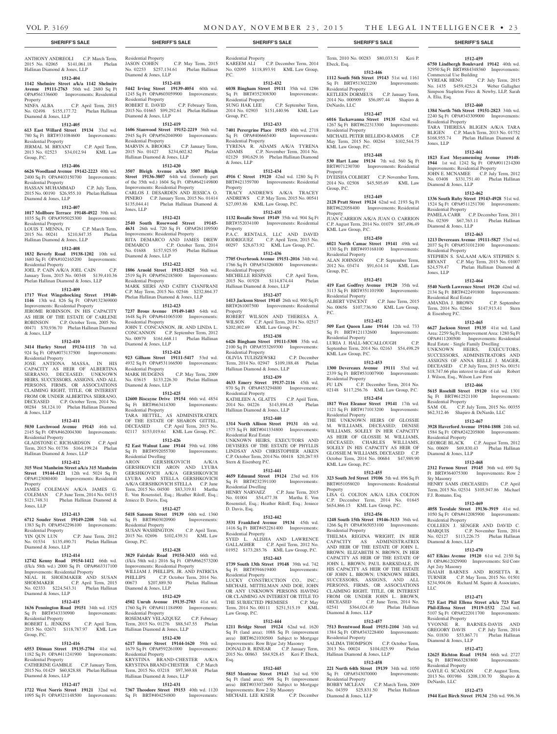ANTHONY ANDREOLI C.P. March Term, 2015 No. 02065 $141,061.18 Phelan Hallinan Diamond & Jones, LLP

**1512-404**

**1142 Shelmire Street a/k/a 1142 Shelmire Avenue 19111-2763** 56th wd. 2680 Sq Ft OPA#561336600 Improvements: Residential Property
NINFA ALBA C.P. April Term, 2015 No. 02498 $155,177.72 Phelan Hallinan Diamond & Jones, LLP

**1512-405**

**613 East Willard Street 19134** 33rd wd. 780 Sq Ft BRT#331084600 Improvements: Residential Property
JERMAL M. BRYANT C.P. April Term, 2013 No. 02523 $34,012.94 KML Law Group, P.C.

**1512-406**

**6626 Woodland Avenue 19142-2223** 40th wd. 2400 Sq Ft OPA#403150700 Improvements: Residential Property
HASSAN MUHAMMAD C.P. July Term, 2015 No. 00190 $26,955.10 Phelan Hallinan Diamond & Jones, LLP

**1512-407**

**1017 Mollbore Terrace 19148-4922** 39th wd. 1035 Sq Ft OPA#395025300 Improvements: Residential Property
LOUIS T. MENNA, IV C.P. March Term, 2015 No. 00241 $210,847.35 Phelan Hallinan Diamond & Jones, LLP

**1512-408**

**1832 Beverly Road 19138-1202** 10th wd. 1680 Sq Ft OPA#102165200 Improvements: Residential Property
JOEL P. CAIN A/K/A JOEL CAIN C.P. January Term, 2015 No. 00348 $139,410.36 Phelan Hallinan Diamond & Jones, LLP

**1512-409**

**1717 West Wingohocking Street 19140-1146** 13th wd. 826 Sq Ft OPA#132369000 Improvements: Residential Property
JEROME ROBINSON, IN HIS CAPACITY AS HEIR OF THE ESTATE OF CARLENE ROBINSON C.P. October Term, 2005 No. 00471 $70,936.70 Phelan Hallinan Diamond & Jones, LLP

**1512-410**

**3414 Hurley Street 19134-1115** 7th wd. 924 Sq Ft OPA#073137500 Improvements: Residential Property
JOSE ANTIONA MASSA, IN HIS CAPACITY AS HEIR OF ALBERTINA SERRANO, DECEASED; UNKNOWN HEIRS, SUCCESSORS, ASSIGNS, AND ALL PERSONS, FIRMS, OR ASSOCIATIONS CLAIMING RIGHT, TITLE, OR INTEREST FROM OR UNDER ALBERTINA SERRANO, DECEASED C.P. October Term, 2014 No. 00284 $8,124.10 Phelan Hallinan Diamond & Jones, LLP

**1512-411**

**5030 Larchwood Avenue 19143** 46th wd. 2145 Sq Ft OPA#462004300 Improvements: Residential Property
GLADSTONE C. RICHARDSON C.P. April Term, 2015 No. 01736 $164,199.24 Phelan Hallinan Diamond & Jones, LLP

**1512-412**

**315 West Manheim Street a/k/a 315 Manheim Street 19144-4121** 12th wd. 5024 Sq Ft OPA#123080400 Improvements: Residential Property
JAMES COLEMAN A/K/A JAMES G. COLEMAN C.P. June Term, 2014 No. 04315 $121,748.31 Phelan Hallinan Diamond & Jones, LLP

**1512-413**

**6712 Souder Street 19149-2208** 54th wd. 1383 Sq Ft OPA#542296100 Improvements: Residential Property
YIN QUN LUN C.P. June Term, 2012 No. 01534 $135,490.71 Phelan Hallinan Diamond & Jones, LLP

**1512-414**

**12742 Kenny Road 19154-1412** 66th wd. (f/k/a 58th wd.) 2000 Sq Ft OPA#663317100 Improvements: Residential Property
NEAL H. SHOEMAKER AND SUSAN SHOEMAKER C.P. April Term, 2015 No. 02333 $224,543.31 Phelan Hallinan Diamond & Jones, LLP

**1512-415**

**1636 Pennington Road 19151** 34th wd. 1525 Sq Ft BRT#343330900 Improvements: Residential Property
ROBERT L. JENKINS C.P. April Term, 2015 No. 02671 $118,787.97 KML Law Group, P.C.

**1512-416**

**6553 Ditman Street 19135-2704** 41st wd. 1182 Sq Ft OPA#411241900 Improvements: Residential Property
CATHERINE GAMBLE C.P. January Term, 2015 No. 01429 $60,828.88 Phelan Hallinan Diamond & Jones, LLP

**1512-417**

**1722 West Norris Street 19121** 32nd wd. 1095 Sq Ft OPA#321148500 Improvements: Residential Property
JASON COHEN C.P. May Term, 2015 No. 02253 $257,134.61 Phelan Hallinan Diamond & Jones, LLP

**1512-418**

**5442 Irving Street 19139-4054** 60th wd. 1245 Sq Ft OPA#603059900 Improvements: Residential Property
ROBERT E. DAVID C.P. February Term, 2015 No. 01665 $99,292.61 Phelan Hallinan Diamond & Jones, LLP

**1512-419**

**1606 Stanwood Street 19152-2219** 56th wd. 2945 Sq Ft OPA#562040900 Improvements: Residential Property
MARVIN A. BROOKS C.P. January Term, 2015 No. 01427 $234,602.82 Phelan Hallinan Diamond & Jones, LLP

**1512-420**

**3507 Bleigh Avenue a/k/a 3507 Bleigh Street 19136-3807** 64th wd. (formerly part of the 35th wd.) 1604 Sq Ft OPA#642149800 Improvements: Residential Property
CARLOS J. DESARDEN AND JESSICA O. PINERO C.P. January Term, 2015 No. 01414 $135,044.41 Phelan Hallinan Diamond & Jones, LLP

**1512-421**

**2540 South Rosewood Street 19145-4631** 26th wd. 720 Sq Ft OPA#261109500 Improvements: Residential Property
RITA DEMARCO AND JAMES DREW DEMARCO C.P. October Term, 2014 No. 01688 $157,925.95 Phelan Hallinan Diamond & Jones, LLP

**1512-422**

**1806 Arnold Street 19152-1825** 56th wd. 2519 Sq Ft OPA#562185800 Improvements: Residential Property
MARK SIERS AND CATHY CIANFRANI C.P. May Term, 2015 No. 02546 $232,864.37 Phelan Hallinan Diamond & Jones, LLP

**1512-423**

**7237 Brous Avenue 19149-1403** 64th wd. 1648 Sq Ft OPA#641065100 Improvements: Residential Property
JOHN T. CONCANNON, JR. AND LINDA L. CONCANNON C.P. September Term, 2012 No. 00979 $161,668.11 Phelan Hallinan Diamond & Jones, LLP

**1512-424**

**923 Gilham Street 19111-5417** 53rd wd. 4932 Sq Ft OPA#531166500 Improvements: Residential Property
MARK HUDGENS C.P. May Term, 2009 No. 03615 $133,226.30 Phelan Hallinan Diamond & Jones, LLP

**1512-425**

**12600 Biscayne Drive 19154** 66th wd. 4854 Sq Ft BRT#663414300 Improvements: Residential Property
TARA HETTEL, AS ADMINISTRATRIX OF THE ESTATE OF SHARON GITTEL, DECEASED C.P. April Term, 2015 No. 02117 $153,019.61 KML Law Group, P.C.

**1512-426**

**52 East Walnut Lane 19144** 59th wd. 1086 Sq Ft BRT#592055700 Improvements: Residential Dwelling
ARON GERSHKOVICH A/K/A GERSHKOVICH ARON AND LYUBA GERSHKOVICH A/K/A GERSHKOVICH LYUBA AND STELLA GERSHKOVICH A/K/A GERSHKOVICH STELLA C.P. June Term, 2015 No. 04500 $83,319.81 Martha E. Von Rosenstiel, Esq.; Heather Riloff, Esq.; Jeniece D. Davis, Esq.

**1512-427**

**5418 Sansom Street 19139** 60th wd. 1360 Sq Ft BRT#603020900 Improvements: Residential Property
SUSAN WASHINGTON C.P. April Term, 2015 No. 02696 $102,439.31 KML Law Group, P.C.

**1512-428**

**3829 Fairdale Road 19154-3433** 66th wd. (f/k/a 58th wd.) 2016 Sq Ft OPA#662573200 Improvements: Residential Property
WILLIAM J. PHILLIPS, JR. AND PATRICIA PHILLIPS C.P. October Term, 2014 No. 00673 $207,889.50 Phelan Hallinan Diamond & Jones, LLP

**1512-429**

**4502 Unruh Avenue 19135-2703** 41st wd. 1760 Sq Ft OPA#411184900 Improvements: Residential Property
ROSEMARY VELAZQUEZ C.P. February Term, 2015 No. 01276 $88,547.55 Phelan Hallinan Diamond & Jones, LLP

**1512-430**

**6217 Homer Street 19144-1620** 59th wd. 1679 Sq Ft OPA#592261000 Improvements: Residential Property
KRYSTINA BRAND-CHESTER A/K/A KRYSTINA BRAND CHESTER C.P. March Term, 2015 No. 03218 $97,369.88 Phelan Hallinan Diamond & Jones, LLP

**1512-431**

**7367 Theodore Street 19153** 40th wd. 1120 Sq Ft BRT#404254800 Improvements: Residential Property
KAREEM ALI C.P. December Term, 2014 No. 02095 $118,893.91 KML Law Group, P.C.

**1512-432**

**6038 Bingham Street 19111** 35th wd. 1286 Sq Ft BRT#352308300 Improvements: Residential Property
SUNG HAK LEE C.P. September Term, 2014 No. 02903 $151,440.96 KML Law Group, P.C.

**1512-433**

**7401 Perergrine Place 19153** 40th wd. 2718 Sq Ft OPA#406665400 Improvements: Residential Property
TYRENA R. ADAMS A/K/A TYRENA ADAMS C.P. November Term, 2014 No. 02129 $90,629.16 Phelan Hallinan Diamond & Jones, LLP

**1512-434**

**4916 C Street 19120** 42nd wd. 1280 Sq Ft BRT#421359700 Improvements: Residential Property
TRACY ANDREWS A/K/A TRACEY ANDREWS C.P. May Term, 2015 No. 00541 $27,093.86 KML Law Group, P.C.

**1512-435**

**1132 Rosalie Street 19149** 35th wd. 904 Sq Ft BRT#352034100 Improvements: Residential Property
P.A.C. RENTALS, LLC AND DAVID RODRIGUEZ C.P. April Term, 2015 No. 00297 $28,673.92 KML Law Group, P.C.

**1512-436**

**7705 Overbrook Avenue 19151-2016** 34th wd. 1766 Sq Ft OPA#343260800 Improvements: Residential Property
MICHELLE RESPASS C.P. April Term, 2015 No. 01928 $114,874.44 Phelan Hallinan Diamond & Jones, LLP

**1512-437**

**1413 Jackson Street 19145** 26th wd. 900 Sq Ft BRT#261007500 Improvements: Residential Property
ROBERT WILSON AND THERESA A. WILSON C.P. April Term, 2014 No. 02517 $202,002.69 KML Law Group, P.C.

**1512-438**

**6426 Bingham Street 19111-5308** 35th wd. 2100 Sq Ft OPA#353269300 Improvements: Residential Property
OLIVIA TULISZEWSKI C.P. December Term, 2014 No. 02947 $109,188.48 Phelan Hallinan Diamond & Jones, LLP

**1512-439**

**4633 Emery Street 19137-2116** 45th wd. 970 Sq Ft OPA#453294800 Improvements: Residential Property
KATHLEEN A. GLATTS C.P. April Term, 2014 No. 04226 $143,894.45 Phelan Hallinan Diamond & Jones, LLP

**1512-440**

**1314 North Allison Street 19131** 4th wd. 1575 Sq Ft BRT#041334800 Improvements: Residential Real Estate
UNKNOWN HEIRS, EXECUTORS AND DEVISEES OF THE ESTATE OF PHYLLIS LINDSAY AND CHRISTOPHER AIKEN C.P. October Term, 2014 No. 00418 $20,267.93 Stern & Eisenberg P.C.

**1512-441**

**4659 Edmund Street 19124** 23rd wd. 816 Sq Ft BRT#232391100 Improvements: Residential Dwelling
HENRY NARVAEZ C.P. June Term, 2015 No. 01004 $54,477.38 Martha E. Von Rosenstiel, Esq.; Heather Riloff, Esq.; Jeniece D. Davis, Esq.

**1512-442**

**3531 Frankford Avenue 19134** 45th wd. 1416 Sq Ft BRT#452261400 Improvements: Residential Property
SYED L. ALISHA AND LAWRENCE GALLAGHER C.P. April Term, 2012 No. 01952 $173,285.76 KML Law Group, P.C.

**1512-443**

**1739 South 13th Street 19148** 39th wd. 742 Sq Ft BRT#394619400 Improvements: Residential Property
LUCKY CONSTRUCTION CO., INC.; MICHAEL MITTELMAN AND DOE, JOHN OR ANY UNKNOWN PERSONS HAVING OR CLAIMING AN INTEREST OR TITLE TO THE SUBJECTED PREMISES C.P. May Term, 2014 No. 00111 $251,515.19 KML Law Group, P.C.

**1512-444**

**1211 Bridge Street 19124** 62nd wd. 1620 Sq Ft (land area); 1088 Sq Ft (improvement area) BRT#621030500 Subject to Mortgage Improvements: Row B/gar 2sty Masonry
DONALD R. RINEAR C.P. January Term, 2015 No. 00863 $84,928.45 Keri P. Ebeck, Esq.

**1512-445**

**5815 Montrose Street 19143** 3rd wd. 930 Sq Ft (land area); 998 Sq Ft (improvement area) BRT#033072600 Subject to Mortgage Improvements: Row 2 Sty Masonry
MICHAEL LEE KISER C.P. December Term, 2010 No. 00283 $80,033.51 Keri P. Ebeck, Esq.

**1512-446**

**1112 South 56th Street 19143** 51st wd. 1161 Sq Ft BRT#513022200 Improvements: Residential Property
KETLEEN DORMEUS C.P. January Term, 2014 No. 000909 $56,097.44 Shapiro & DeNardo, LLC

**1512-447**

**6016 Tackawanna Street 19135** 62nd wd. 1267 Sq Ft BRT#622313300 Improvements: Residential Property
MICHAEL PETER BELLIDO-RAMOS C.P. May Term, 2015 No. 00264 $102,544.75 KML Law Group, P.C.

**1512-448**

**530 Hart Lane 19134** 7th wd. 560 Sq Ft BRT#071230700 Improvements: Residential Property
DYEISHA COLBERT C.P. November Term, 2014 No. 02508 $45,505.69 KML Law Group, P.C.

**1512-449**

**2128 Pratt Street 19124** 62nd wd. 2193 Sq Ft BRT#622058400 Improvements: Residential Property
JUAN CARRION A/K/A JUAN O. CARRION C.P. August Term, 2014 No. 01079 $87,496.49 KML Law Group, P.C.

**1512-450**

**6021 North Camac Street 19141** 49th wd. 1330 Sq Ft BRT#493168100 Improvements: Residential Property
ALAN JOHNSON C.P. September Term, 2012 No. 03474 $91,614.14 KML Law Group, P.C.

**1512-451**

**419 East Godfrey Avenue 19120** 35th wd. 3113 Sq Ft BRT#351101900 Improvements: Residential Property
ALBERT VINCENT C.P. June Term, 2015 No. 00656 $107,736.90 KML Law Group, P.C.

**1512-452**

**509 East Queen Lane 19144** 12th wd. 733 Sq Ft BRT#121132600 Improvements: Residential Property
LURIA J. HALL-MCCALLOUGH C.P. September Term, 2014 No. 02163 $54,498.29 KML Law Group, P.C.

**1512-453**

**1300 Devereaux Avenue 19111** 53rd wd. 2339 Sq Ft BRT#531007900 Improvements: Residential Property
FU LIN C.P. December Term, 2014 No. 02148 $117,256.76 KML Law Group, P.C.

**1512-454**

**1817 West Eleanor Street 19141** 17th wd. 1121 Sq Ft BRT#171013200 Improvements: Residential Property
THE UNKNOWN HEIRS OF GLOSSIE M. WILLIAMS, DECEASED; DENISE WILLIAMS, SOLELY IN HER CAPACITY AS HEIR OF GLOSSIE M. WILLIAMS, DECEASED; CHARLES WILLIAMS, SOLELY IN HIS CAPACITY AS HEIR OF GLOSSIE M. WILLIAMS, DECEASED C.P. October Term, 2014 No. 00684 $47,989.90 KML Law Group, P.C.

**1512-455**

**323 South 3rd Street 19106** 5th wd. 896 Sq Ft BRT#051058020 Improvements: Residential Property
LISA G. COLTON A/K/A LISA COLTON C.P. December Term, 2014 No. 01645 $654,866.15 KML Law Group, P.C.

**1512-456**

**1248 South 15th Street 19146-3133** 36th wd. 1266 Sq Ft OPA#365053100 Improvements: Residential Property
THELMA REGINA WRIGHT, IN HER CAPACITY AS ADMINISTRATRIX AND HEIR OF THE ESTATE OF JOHN L. BROWN; ELIZABETH N. BROWN, IN HER CAPACITY AS HEIR OF THE ESTATE OF JOHN L. BROWN; PAUL BARKSDALE, IN HIS CAPACITY AS HEIR OF THE ESTATE OF JOHN L. BROWN; UNKNOWN HEIRS, SUCCESSORS, ASSIGNS, AND ALL PERSONS, FIRMS, OR ASSOCIATIONS CLAIMING RIGHT, TITLE, OR INTEREST FROM OR UNDER JOHN L. BROWN, DECEASED C.P. June Term, 2014 No. 02541 $364,024.40 Phelan Hallinan Diamond & Jones, LLP

**1512-457**

**7513 Brentwood Road 19151-2104** 34th wd. 1384 Sq Ft OPA#343228400 Improvements: Residential Property
SALIMA THOMPSON C.P. October Term, 2013 No. 00024 $104,025.99 Phelan Hallinan Diamond & Jones, LLP

**1512-458**

**221 North 64th Street 19139** 34th wd. 1050 Sq Ft OPA#343070000 Improvements: Residential Property
BOBBY MCLEAN C.P. March Term, 2009 No. 04359 $25,831.50 Phelan Hallinan Diamond & Jones, LLP

**1512-459**

**6750 Lindbergh Boulevard 19142** 40th wd. 32950 Sq Ft BRT#884348360 Improvements: Commercial Use Building
VYREAK HENG C.P. July Term, 2015 No. 1435 $459,425.24 Weber Gallagher Simpson Stapleton Fires & Newby, LLP, Sarah A. Elia, Esq.

**1512-460**

**1384 North 76th Street 19151-2823** 34th wd. 2240 Sq Ft OPA#343309000 Improvements: Residential Property
TARA THERESA BLIGEN A/K/A TARA BLIGEN C.P. March Term, 2013 No. 01752 $168,955.74 Phelan Hallinan Diamond & Jones, LLP

**1512-461**

**1823 East Moyamensing Avenue 19148-1944** 1st wd. 1242 Sq Ft OPA#011214200 Improvements: Residential Property
JOHN E. MCNAMEE C.P. July Term, 2012 No. 03408 $331,751.40 Phelan Hallinan Diamond & Jones, LLP

**1512-462**

**1336 South Ruby Street 19143-4928** 51st wd. 1524 Sq Ft OPA#511251700 Improvements: Residential Property
PAMELA CARR C.P. December Term, 2011 No. 02309 $67,763.11 Phelan Hallinan Diamond & Jones, LLP

**1512-463**

**1213 Devereaux Avenue 19111-5827** 53rd wd. 2037 Sq Ft OPA#531012100 Improvements: Residential Property
STEPHEN S. SALAAM A/K/A STEPHEN S. BRYANT C.P. May Term, 2015 No. 01007 $24,579.47 Phelan Hallinan Diamond & Jones, LLP

**1512-464**

**5540 North Lawrence Street 19120** 42nd wd. 2134 Sq Ft BRT#422491800 Improvements: Residential Real Estate
AMANDA J. BROWN C.P. September Term, 2014 No. 02864 $147,913.41 Stern & Eisenberg P.C.

**1512-465**

**6627 Jackson Street 19135** 41st wd. Land Area: 2259 Sq Ft; Improvement Area: 1280 Sq Ft OPA#411200500 Improvements: Residential Real Estate - Single Family Dwelling
UNKNOWN HEIRS, EXECUTORS, SUCCESSORS, ADMINISTRATORS AND ASSIGNS OF ANNA BELLE J. MAGER, DECEASED C.P. July Term, 2015 No. 00151 $18,747.66 plus interest to date of sale Robert J. Wilson, Esq., Wilson Law Firm

**1512-466**

**5615 Rosehill Street 19120** 61st wd. 1301 Sq Ft BRT#612521100 Improvements: Residential Property
SAM OL C.P. July Term, 2015 No. 00355 $62,312.46 Shapiro & DeNardo, LLC

**1512-467**

**3928 Haverford Avenue 19104-1808** 24th wd. 1584 Sq Ft OPA#242205800 Improvements: Residential Property
GEORGE BLACK C.P. August Term, 2012 No. 00609 $69,830.43 Phelan Hallinan Diamond & Jones, LLP

**1512-468**

**2312 Fernon Street 19145** 36th wd. 690 Sq Ft BRT#364075300 Improvements: Row 2 Sty Masonry
HENRY SAMS (DECEASED) C.P. April Term, 2015 No. 02534 $105,947.86 Michael F.J. Romano, Esq.

**1512-469**

**4058 Teesdale Street 19136-3919** 41st wd. 1050 Sq Ft OPA#412085900 Improvements: Residential Property
COLLEEN J. SENGER AND DAVID C. MARQUIS C.P. November Term, 2014 No. 02127 $113,226.75 Phelan Hallinan Diamond & Jones, LLP

**1512-470**

**617 Elkins Avenue 19120** 61st wd. 2150 Sq Ft OPA#612029900 Improvements: S/d Conv Apt 2sty Masonry
ISAIAH BARNES AND ROSETTA R. TURNER C.P. May Term, 2015 No. 01501 $234,904.06 Richard M. Squire & Associates, LLC

**1512-471**

**723 East Phil Ellena Street a/k/a 723 East Phil-Ellena Street 19119-1532** 22nd wd. 5107 Sq Ft OPA#222011700 Improvements: Residential Property
YVONNE R. BARNES-DAVIS AND GREGORY DAVIS C.P. July Term, 2014 No. 01830 $53,867.71 Phelan Hallinan Diamond & Jones, LLP

**1512-472**

**12625 Richton Road 19154** 66th wd. 2727 Sq Ft BRT#663283800 Improvements: Residential Property
GAYLE G. SCANLON C.P. August Term, 2013 No. 001986 $208,130.70 Shapiro & DeNardo, LLC

**1512-473**

**1944 East Birch Street 19134** 25th wd. 996.36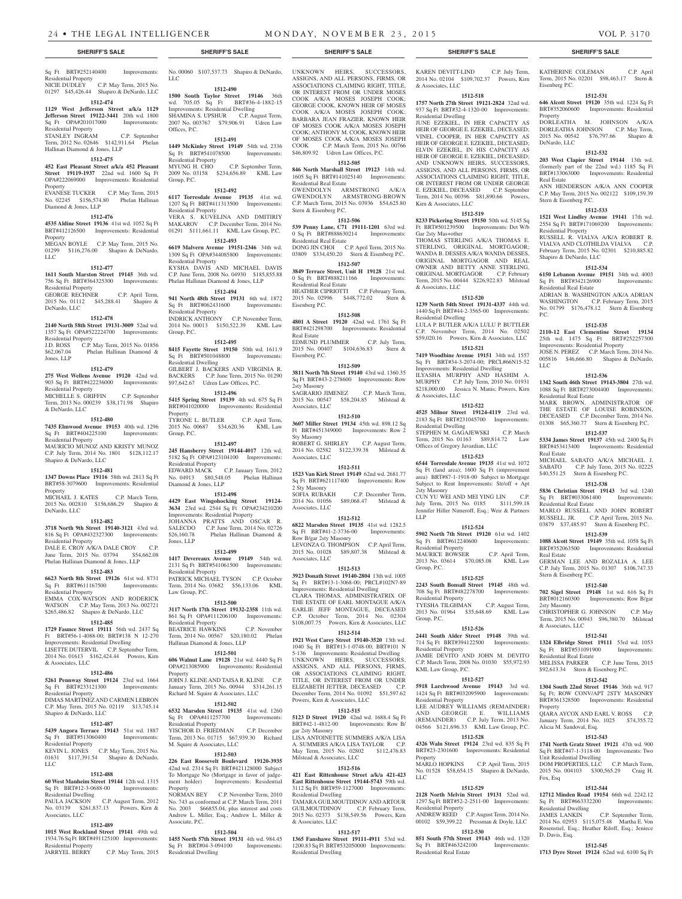Sq Ft BRT#252140400 Improvements: Residential Property
NICIE DUDLEY C.P. May Term, 2015 No. 01297 $45,426.44 Shapiro & DeNardo, LLC

**1512-474**

**1129 West Jefferson Street a/k/a 1129 Jefferson Street 19122-3441** 20th wd. 1800 Sq Ft OPA#201017000 Improvements: Residential Property
STANLEY INGRAM C.P. September Term, 2012 No. 02646 $142,911.64 Phelan Hallinan Diamond & Jones, LLP

**1512-475**

**452 East Pleasant Street a/k/a 452 Pleasant Street 19119-1937** 22nd wd. 1600 Sq Ft OPA#222069000 Improvements: Residential Property
EVANESE TUCKER C.P. May Term, 2015 No. 02245 $156,574.80 Phelan Hallinan Diamond & Jones, LLP

**1512-476**

**4535 Aldine Street 19136** 41st wd. 1052 Sq Ft BRT#412126500 Improvements: Residential Property
MEGAN BOYLE C.P. May Term, 2015 No. 01299 $116,276.00 Shapiro & DeNardo, LLC

**1512-477**

**1611 South Marston Street 19145** 36th wd. 756 Sq Ft BRT#364325300 Improvements: Residential Property
GEORGE RECHNER C.P. April Term, 2015 No. 01112 $45,288.41 Shapiro & DeNardo, LLC

**1512-478**

**2140 North 58th Street 19131-3009** 52nd wd. 1357 Sq Ft OPA#522224700 Improvements: Residential Property
J.D. ROSS C.P. May Term, 2015 No. 01856 $62,067.04 Phelan Hallinan Diamond & Jones, LLP

**1512-479**

**275 West Wellens Avenue 19120** 42nd wd. 903 Sq Ft BRT#422236000 Improvements: Residential Property
MICHELLE S. GRIFFIN C.P. September Term, 2013 No. 000239 $38,171.98 Shapiro & DeNardo, LLC

**1512-480**

**7435 Elmwood Avenue 19153** 40th wd. 1296 Sq Ft BRT#404225100 Improvements: Residential Property
MAURICIO MUNOZ AND KRISTY MUNOZ C.P. July Term, 2014 No. 1801 $128,112.17 Shapiro & DeNardo, LLC

**1512-481**

**1347 Downs Place 19116** 58th wd. 2813 Sq Ft BRT#58-3079600 Improvements: Residential Property
MICHAEL J. KATES C.P. March Term, 2015 No. 002810 $156,686.29 Shapiro & DeNardo, LLC

**1512-482**

**3718 North 9th Street 19140-3121** 43rd wd. 816 Sq Ft OPA#432327300 Improvements: Residential Property
DALE E. CROY A/K/A DALE CROY C.P. June Term, 2015 No. 03794 $54,662.08 Phelan Hallinan Diamond & Jones, LLP

**1512-483**

**6623 North 8th Street 19126** 61st wd. 8731 Sq Ft BRT#611167500 Improvements: Residential Property
EMMA COX-WATSON AND RODERICK WATSON C.P. May Term, 2013 No. 002721 $265,486.82 Shapiro & DeNardo, LLC

**1512-485**

**1729 Faunce Street 19111** 56th wd. 2437 Sq Ft BRT#56-1-4088-00; BRT#138 N 12-270 Improvements: Residential Dwelling
LISETTE DUTERVIL C.P. September Term, 2014 No. 01613 $162,424.44 Powers, Kirn & Associates, LLC

**1512-486**

**5261 Pennway Street 19124** 23rd wd. 1664 Sq Ft BRT#233121300 Improvements: Residential Property
DIMAS MARTINEZ AND CARMEN LEBRON C.P. May Term, 2015 No. 02119 $13,745.14 Shapiro & DeNardo, LLC

**1512-487**

**5439 Angora Terrace 19143** 51st wd. 1887 Sq Ft BRT#513060400 Improvements: Residential Property
KEVIN L. JONES C.P. May Term, 2015 No. 01631 $117,391.54 Shapiro & DeNardo, LLC

**1512-488**

**60 West Manheim Street 19144** 12th wd. 1315 Sq Ft BRT#12-3-0688-00 Improvements: Residential Dwelling
PAULA JACKSON C.P. August Term, 2012 No. 03139 $261,837.13 Powers, Kirn & Associates, LLC

**1512-489**

**1015 West Rockland Street 19141** 49th wd. 1934.76 Sq Ft BRT#491125100 Improvements: Residential Property
JARRYEL BERRY C.P. May Term, 2015 No. 00060 $107,537.73 Shapiro & DeNardo, LLC

**1512-490**

**1500 South Taylor Street 19146** 36th wd. 705.05 Sq Ft BRT#36-4-1882-15 Improvements: Residential Dwelling
SHAMINA S. UPSHUR C.P. August Term, 2007 No. 003767 $79,906.91 Udren Law Offices, P.C.

**1512-491**

**1449 McKinley Street 19149** 54th wd. 2336 Sq Ft BRT#541078500 Improvements: Residential Property
MYUNG H. CHO C.P. September Term, 2009 No. 03158 $234,656.89 KML Law Group, P.C.

**1512-492**

**6117 Torresdale Avenue 19135** 41st wd. 1207 Sq Ft BRT#411313500 Improvements: Residential Property
VERA S. KUVELINA AND DMITIRIY MAKAROV C.P. December Term, 2014 No. 01291 $111,661.11 KML Law Group, P.C.

**1512-493**

**6619 Malvern Avenue 19151-2346** 34th wd. 1309 Sq Ft OPA#344085800 Improvements: Residential Property
KYSHA DAVIS AND MICHAEL DAVIS C.P. June Term, 2008 No. 04930 $185,855.88 Phelan Hallinan Diamond & Jones, LLP

**1512-494**

**941 North 48th Street 19131** 6th wd. 1872 Sq Ft BRT#062431600 Improvements: Residential Property
INDRICK ANTHONY C.P. November Term, 2014 No. 00013 $150,522.39 KML Law Group, P.C.

**1512-495**

**8415 Fayette Street 19150** 50th wd. 1611.9 Sq Ft BRT#501048800 Improvements: Residential Dwelling
GILBERT J. BACKERS AND VIRGINIA R. BACKERS C.P. June Term, 2015 No. 01290 $97,642.67 Udren Law Offices, P.C.

**1512-496**

**5415 Spring Street 19139** 4th wd. 675 Sq Ft BRT#041020000 Improvements: Residential Property
TYRONE L. BUTLER C.P. April Term, 2015 No. 00687 $34,620.36 KML Law Group, P.C.

**1512-497**

**245 Hansberry Street 19144-4017** 12th wd. 5182 Sq Ft OPA#123104100 Improvements: Residential Property
EDWARD MACK C.P. January Term, 2012 No. 04913 $80,548.05 Phelan Hallinan Diamond & Jones, LLP

**1512-498**

**4429 East Wingohocking Street 19124-3634** 23rd wd. 2544 Sq Ft OPA#234210200 Improvements: Residential Property
JOHANNA PRATTS AND OSCAR R. SALECDO C.P. June Term, 2014 No. 02726 $26,160.78 Phelan Hallinan Diamond & Jones, LLP

**1512-499**

**1417 Devereaux Avenue 19149** 54th wd. 2131 Sq Ft BRT#541061500 Improvements: Residential Property
PATRICK MICHAEL TYSON C.P. October Term, 2014 No. 03682 $56,133.06 KML Law Group, P.C.

**1512-500**

**3117 North 17th Street 19132-2358** 11th wd. 861 Sq Ft OPA#111206100 Improvements: Residential Property
BEATRICE HAWKINS C.P. November Term, 2014 No. 00567 $20,180.02 Phelan Hallinan Diamond & Jones, LLP

**1512-501**

**606 Walnut Lane 19128** 21st wd. 4440 Sq Ft OPA#213085900 Improvements: Residential Property
JOHN J. KLINE AND TAISA R. KLINE C.P. January Term, 2015 No. 00944 $314,261.15 Richard M. Squire & Associates, LLC

**1512-502**

**6532 Marsden Street 19135** 41st wd. 1260 Sq Ft OPA#411257700 Improvements: Residential Property
YISCHOR D. FRIEDMAN C.P. December Term, 2013 No. 01715 $67,939.30 Richard M. Squire & Associates, LLC

**1512-503**

**226 East Roosevelt Boulevard 19120-3935** 42nd wd. 2314 Sq Ft BRT#421128000 Subject To Mortgage No (Mortgage in favor of judgement holder) Improvements: Residential Property
NORMAN BEY C.P. November Term, 2010 No. 743 as conformed at C.P. March Term, 2011 No. 2003 $66855.04, plus interest and costs Andrew L. Miller, Esq.; Andrew L. Miller & Associate, P.C.

**1512-504**

**1455 North 57th Street 19131** 4th wd. 984.45 Sq Ft BRT#04-3-094100 Improvements: Residential Dwelling
UNKNOWN HEIRS, SUCCESSORS, ASSIGNS, AND ALL PERSONS, FIRMS, OR ASSOCIATIONS CLAIMING RIGHT, TITLE, OR INTEREST FROM OR UNDER MOSES COOK A/K/A MOSES JOSEPH COOK; GEORGE COOK, KNOWN HEIR OF MOSES COOK A/K/A MOSES JOSEPH COOK; BARBARA JEAN FRAZIER, KNOWN HEIR OF MOSES COOK A/K/A MOSES JOSEPH COOK; ANTHONY M. COOK, KNOWN HEIR OF MOSES COOK A/K/A MOSES JOSEPH COOK C.P. March Term, 2015 No. 00766 $46,809.92 Udren Law Offices, P.C.

**1512-505**

**846 North Marshall Street 19123** 14th wd. 1605 Sq Ft BRT#141025140 Improvements: Residential Real Estate
GWENDOLYN ARMSTRONG A/K/A GWENDOLYN ARMSTRONG-BROWN C.P. March Term, 2015 No. 03936 $54,625.80 Stern & Eisenberg P.C.

**1512-506**

**539 Penny Lane, C71 19111-1201** 63rd wd. 0 Sq Ft BRT#888630214 Improvements: Residential Real Estate
DONG JIN CHOI C.P. April Term, 2015 No. 03809 $334,450.20 Stern & Eisenberg P.C.

**1512-507**

**3849 Terrace Street, Unit H 19128** 21st wd. 0 Sq Ft BRT#888211166 Improvements: Residential Real Estate
HEATHER CIPRIOTTI C.P. February Term, 2015 No. 02996 $448,772.02 Stern & Eisenberg P.C.

**1512-508**

**4801 A Street 19120** 42nd wd. 1761 Sq Ft BRT#421298700 Improvements: Residential Real Estate
EDMUND PLUMMER C.P. July Term, 2015 No. 00407 $104,636.83 Stern & Eisenberg P.C.

**1512-509**

**3811 North 7th Street 19140** 43rd wd. 1360.35 Sq Ft BRT#43-2-278600 Improvements: Row 2sty Masonry
SAGRARIO JIMENEZ C.P. March Term, 2015 No. 00547 $58,204.85 Milstead & Associates, LLC

**1512-510**

**3607 Miller Street 19134** 45th wd. 898.12 Sq Ft BRT#451349000 Improvements: Row 2 Sty Masonry
ROBERT G. SHIRLEY C.P. August Term, 2014 No. 02582 $122,339.38 Milstead & Associates, LLC

**1512-511**

**1523 Van Kirk Street 19149** 62nd wd. 2681.77 Sq Ft BRT#621117400 Improvements: Row 2 Sty Masonry
SOFIA RUBAKH C.P. December Term, 2014 No. 01056 $89,068.47 Milstead & Associates, LLC

**1512-512**

**6822 Marsden Street 19135** 41st wd. 1282.5 Sq Ft BRT#41-2-3736-00 Improvements: Row B/gar 2sty Masonry
LEVONZA G. THOMPSON C.P. April Term, 2015 No. 01028 $89,807.38 Milstead & Associates, LLC

**1512-513**

**3923 Donath Street 19140-2804** 13th wd. 1005 Sq Ft BRT#13-1-3068-00; PRCL#102N7-89 Improvements: Residential Dwelling
CLARA THOMAS, ADMINISTRATRIX OF THE ESTATE OF EARL MONTAGUE A/K/A EARLIE JEFF MONTAGUE, DECEASED C.P. October Term, 2014 No. 02304 $108,007.75 Powers, Kirn & Associates, LLC

**1512-514**

**1921 West Carey Street 19140-3520** 13th wd. 1040 Sq Ft BRT#13-1-0748-00; BRT#101 N 5-136 Improvements: Residential Dwelling
UNKNOWN HEIRS, SUCCESSORS, ASSIGNS, AND ALL PERSONS, FIRMS, OR ASSOCIATIONS CLAIMING RIGHT, TITLE, OR INTEREST FROM OR UNDER ELIZABETH JETTER, DECEASED C.P. December Term, 2014 No. 01092 $51,597.62 Powers, Kirn & Associates, LLC

**1512-515**

**5123 D Street 19120** 42nd wd. 1688.4 Sq Ft BRT#42-1-4812-00 Improvements: Row B/gar 2sty Masonry
LISA ANTOINETTE SUMMERS A/K/A LISA A. SUMMERS A/K/A LISA TAYLOR C.P. May Term, 2015 No. 02802 $112,476.83 Milstead & Associates, LLC

**1512-516**

**421 East Rittenhouse Street a/k/a 421-423 East Rittenhouse Street 19144-5743** 59th wd. 3112 Sq Ft BRT#59-1127000 Improvements: Residential Dwelling
TAMARA GUILMOUTDINOV AND ARTOUR GUILMOUTDINOV C.P. February Term, 2015 No. 02373 $138,549.56 Powers, Kirn & Associates, LLC

**1512-517**

**1365 Fanshawe Street 19111-4911** 53rd wd. 1200.83 Sq Ft BRT#532050000 Improvements: Residential Dwelling
KAREN DEVITT-LIND C.P. July Term, 2014 No. 02104 $109,702.37 Powers, Kirn & Associates, LLC

**1512-518**

**1757 North 27th Street 19121-2824** 32nd wd. 937 Sq Ft BRT#32-4-1320-00 Improvements: Residential Dwelling
JUNE EZEKIEL, IN HER CAPACITY AS HEIR OF GEORGE E. EZEKIEL, DECEASED; VINEL COOPER, IN HER CAPACITY AS HEIR OF GEORGE E. EZEKIEL, DECEASED; ELVIN EZEKIEL, IN HIS CAPACITY AS HEIR OF GEORGE E. EZEKIEL, DECEASED; AND UNKNOWN HEIRS, SUCCESSORS, ASSIGNS, AND ALL PERSONS, FIRMS, OR ASSOCIATIONS CLAIMING RIGHT, TITLE, OR INTEREST FROM OR UNDER GEORGE E. EZEKIEL, DECEASED C.P. September Term, 2014 No. 00396 $81,890.66 Powers, Kirn & Associates, LLC

**1512-519**

**8233 Pickering Street 19150** 50th wd. 5145 Sq Ft BRT#501239500 Improvements: Det W/b Gar 2sty Mas+other
THOMAS STERLING A/K/A THOMAS E. STERLING, ORIGINAL MORTGAGOR; WANDA B. DESSES A/K/A WANDA DESSES, ORIGINAL MORTGAGOR AND REAL OWNER AND BETTY ANNE STERLING, ORIGINAL MORTGAGOR C.P. February Term, 2015 No. 00444 $226,922.83 Milstead & Associates, LLC

**1512-520**

**1239 North 54th Street 19131-4337** 44th wd. 1440 Sq Ft BRT#44-2-3565-00 Improvements: Residential Dwelling
LULA P. BUTLER A/K/A LULU P. BUTTLER C.P. November Term, 2014 No. 02502 $59,020.16 Powers, Kirn & Associates, LLC

**1512-521**

**7419 Woodbine Avenue 19151** 34th wd. 1557 Sq Ft BRT#34-3-2074-00; PRCL#66N15-52 Improvements: Residential Dwelling
ILYASHA MURPHY AND HASHIM A. MURPHY C.P. July Term, 2010 No. 01931 $218,000.00 Jessica N. Manis; Powers, Kirn & Associates, LLC

**1512-522**

**4525 Milnor Street 19124-4119** 23rd wd. 2183 Sq Ft BRT#231045700 Improvements: Residential Dwelling
STEPHEN M. GAGAJEWSKI C.P. March Term, 2015 No. 01163 $89,814.72 Law Offices of Gregory Javardian, LLC

**1512-523**

**6544 Torresdale Avenue 19135** 41st wd. 1072 Sq Ft (land area); 1600 Sq Ft (improvement area) BRT#87-1-1918-00 Subject to Mortgage Subject to Rent Improvements: Str/off + Apt 2sty Masonry
CUN YU WEI AND MEI YING LIN C.P. July Term, 2015 No. 0185 $111,599.18 Jennifer Hiller Nimeroff, Esq.; Weir & Partners LLP

**1512-524**

**5902 North 7th Street 19120** 61st wd. 1402 Sq Ft BRT#612240600 Improvements: Residential Property
MAURICE BOWSER C.P. April Term, 2013 No. 03614 $70,085.08 KML Law Group, P.C.

**1512-525**

**2243 South Bonsall Street 19145** 48th wd. 708 Sq Ft BRT#482278700 Improvements: Residential Property
TYESHA TILGHMAN C.P. August Term, 2013 No. 01964 $35,648.69 KML Law Group, P.C.

**1512-526**

**2441 South Alder Street 19148** 39th wd. 714 Sq Ft BRT#394122500 Improvements: Residential Property
JAMIE DEVITO AND JOHN M. DEVITO C.P. March Term, 2008 No. 01030 $55,972.93 KML Law Group, P.C.

**1512-527**

**5918 Larchwood Avenue 19143** 3rd wd. 1424 Sq Ft BRT#032095900 Improvements: Residential Property
LEE AUDREY WILLIAMS (REMAINDER) AND GEORGE E. WILLIAMS (REMAINDER) C.P. July Term, 2013 No. 04566 $121,696.33 KML Law Group, P.C.

**1512-528**

**4326 Waln Street 19124** 23rd wd. 835 Sq Ft BRT#23-2301600 Improvements: Residential Property
MARLO HOPKINS C.P. April Term, 2015 No. 01528 $58,654.15 Shapiro & DeNardo, LLC

**1512-529**

**2128 North Melvin Street 19131** 52nd wd. 1297 Sq Ft BRT#52-2-2511-00 Improvements: Residential Property
ANDREW REED C.P. August Term, 2014 No. 00102 $59,399.22 Pressman & Doyle, LLC

**1512-530**

**851 South 57th Street 19143** 46th wd. 1320 Sq Ft BRT#463242100 Improvements: Residential Real Estate
KATHERINE COLEMAN C.P. April Term, 2015 No. 02201 $98,463.17 Stern & Eisenberg P.C.

**1512-531**

**646 Alcott Street 19120** 35th wd. 1224 Sq Ft BRT#352060600 Improvements: Residential Property
DORLEATHA M. JOHNSON A/K/A DORLEATHA JOHNSON C.P. May Term, 2015 No. 00542 $76,797.66 Shapiro & DeNardo, LLC

**1512-532**

**203 West Clapier Street 19144** 13th wd. (formerly part of the 22nd wd.) 1185 Sq Ft BRT#133063000 Improvements: Residential Real Estate
ANN HENDERSON A/K/A ANN COOPER C.P. May Term, 2015 No. 002122 $109,159.39 Stern & Eisenberg P.C.

**1512-533**

**1521 West Lindley Avenue 19141** 17th wd. 2554 Sq Ft BRT#171069200 Improvements: Residential Property
RUSSELL R. VIALVA A/K/A ROBERT R. VIALVA AND CLOTHILDA VIALVA C.P. February Term, 2015 No. 02301 $210,885.82 Shapiro & DeNardo, LLC

**1512-534**

**6150 Lebanon Avenue 19151** 34th wd. 4003 Sq Ft BRT#342126900 Improvements: Residential Real Estate
ADRIAN B. WASHINGTON A/K/A ADRIAN WASHINGTON C.P. February Term, 2015 No. 01799 $176,478.12 Stern & Eisenberg P.C.

**1512-535**

**2110-12 East Clementine Street 19134** 25th wd. 1475 Sq Ft BRT#252257300 Improvements: Residential Property
JOSE N. PEREZ C.P. March Term, 2014 No. 005816 $46,666.80 Shapiro & DeNardo, LLC

**1512-536**

**1342 South 46th Street 19143-3804** 27th wd. 1088 Sq Ft BRT#273004400 Improvements: Residential Real Estate
MARK BROWN, ADMINISTRATOR OF THE ESTATE OF LOUISE ROBINSON, DECEASED C.P. December Term, 2014 No. 01308 $65,360.77 Stern & Eisenberg P.C.

**1512-537**

**5334 James Street 19137** 45th wd. 2400 Sq Ft BRT#453413400 Improvements: Residential Real Estate
MICHAEL SABATO A/K/A MICHAEL J. SABATO C.P. July Term, 2015 No. 02225 $40,551.25 Stern & Eisenberg P.C.

**1512-538**

**5836 Christian Street 19143** 3rd wd. 1240 Sq Ft BRT#033061400 Improvements: Residential Real Estate
MARLO RUSSELL AND JOHN ROBERT RUSSELL, JR. C.P. April Term, 2015 No. 03879 $37,485.97 Stern & Eisenberg P.C.

**1512-539**

**1088 Alcott Street 19149** 35th wd. 1058 Sq Ft BRT#352063500 Improvements: Residential Real Estate
GERMAN LEE AND ROZALIA A. LEE C.P. July Term, 2015 No. 01307 $106,747.33 Stern & Eisenberg P.C.

**1512-540**

**702 Sigel Street 19148** 1st wd. 616 Sq Ft BRT#012160300 Improvements: Row B/gar 2sty Masonry
CHRISTOPHER G. JOHNSON C.P. May Term, 2015 No. 00943 $96,380.70 Milstead & Associates, LLC

**1512-541**

**1324 Elbridge Street 19111** 53rd wd. 1053 Sq Ft BRT#531091900 Improvements: Residential Real Estate
MELISSA PARKER C.P. June Term, 2015 $92,613.34 Stern & Eisenberg P.C.

**1512-542**

**1304 South 22nd Street 19146** 36th wd. 917 Sq Ft; ROW CONV/APT 2STY MASONRY BRT#361328500 Improvements: Residential Property
QIARA AYCOX AND EARL V. ROSS C.P. January Term, 2014 No. 1025 $74,355.72 Alicia M. Sandoval, Esq.

**1512-543**

**1741 North Gratz Street 19121** 47th wd. 900 Sq Ft BRT#47-1-3118-00 Improvements: Two Unit Residential Dwelling
DOM PROPERTIES, LLC C.P. March Term, 2015 No. 004103 $300,565.29 Craig H. Fox, Esq

**1512-544**

**12712 Minden Road 19154** 66th wd. 2242.12 Sq Ft BRT#663332200 Improvements: Residential Dwelling
JAMES LANKIN C.P. September Term, 2014 No. 02953 $115,075.48 Martha E. Von Rosenstiel, Esq.; Heather Riloff, Esq.; Jeniece D. Davis, Esq.

**1512-545**

**1713 Dyre Street 19124** 62nd wd. 6100 Sq Ft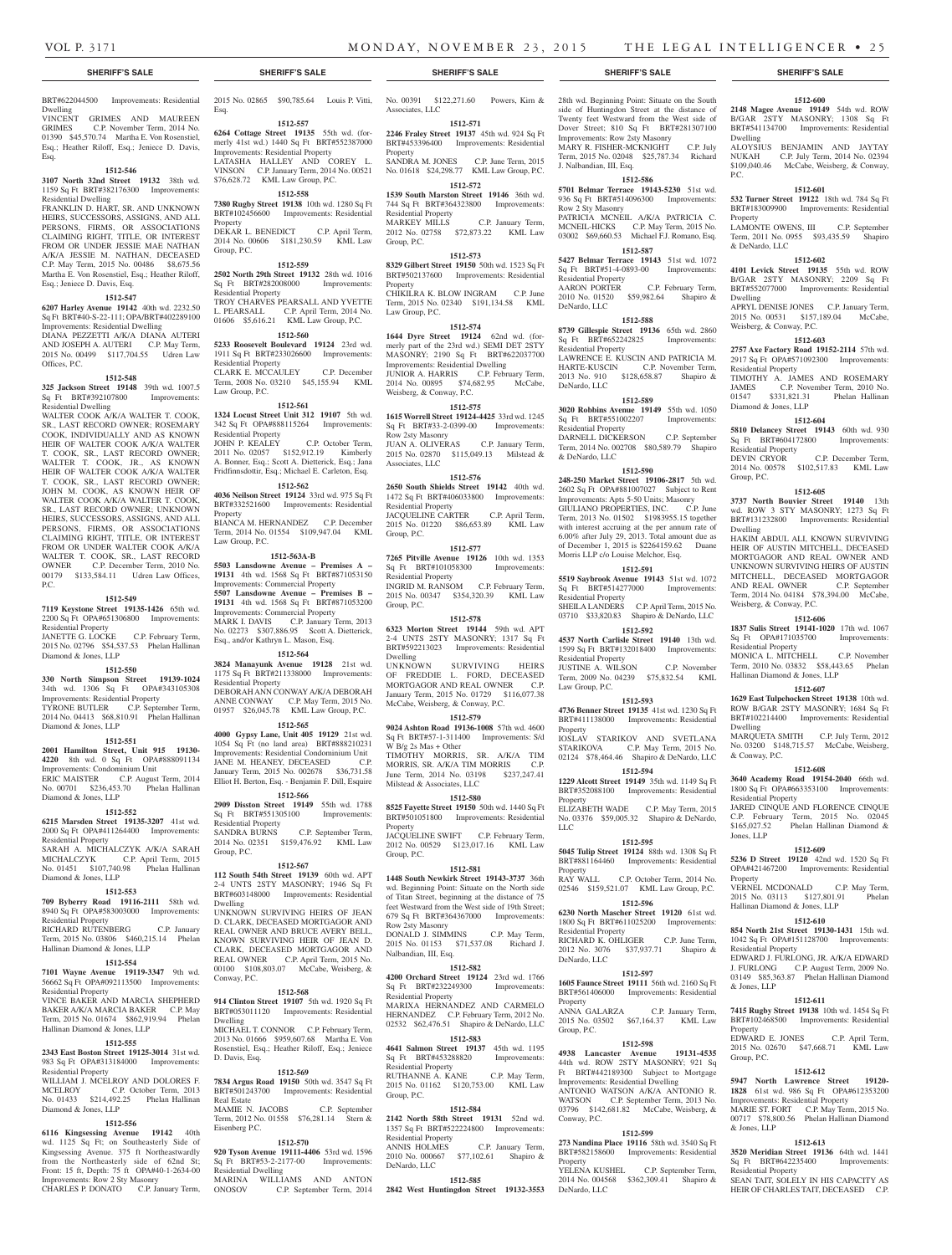**SHERIFF'S SALE**

BRT#622044500 Improvements: Residential Dwelling
VINCENT GRIMES AND MAUREEN GRIMES C.P. November Term, 2014 No. 01390 $45,570.74 Martha E. Von Rosenstiel, Esq.; Heather Riloff, Esq.; Jeniece D. Davis, Esq.

**1512-546**

**3107 North 32nd Street 19132** 38th wd. 1159 Sq Ft BRT#382176300 Improvements: Residential Dwelling
FRANKLIN D. HART, SR. AND UNKNOWN HEIRS, SUCCESSORS, ASSIGNS, AND ALL PERSONS, FIRMS, OR ASSOCIATIONS CLAIMING RIGHT, TITLE, OR INTEREST FROM OR UNDER JESSIE MAE NATHAN A/K/A JESSIE M. NATHAN, DECEASED C.P. May Term, 2015 No. 00486 $8,675.56 Martha E. Von Rosenstiel, Esq.; Heather Riloff, Esq.; Jeniece D. Davis, Esq.

**1512-547**

**6207 Harley Avenue 19142** 40th wd. 2232.50 Sq Ft BRT#40-S-22-111; OPA/BRT#402289100 Improvements: Residential Dwelling
DIANA PEZZETTI A/K/A DIANA AUTERI AND JOSEPH A. AUTERI C.P. May Term, 2015 No. 00499 $117,704.55 Udren Law Offices, P.C.

**1512-548**

**325 Jackson Street 19148** 39th wd. 1007.5 Sq Ft BRT#392107800 Improvements: Residential Dwelling
WALTER COOK A/K/A WALTER T. COOK, SR., LAST RECORD OWNER; ROSEMARY COOK, INDIVIDUALLY AND AS KNOWN HEIR OF WALTER COOK A/K/A WALTER T. COOK, SR., LAST RECORD OWNER; WALTER T. COOK, JR., AS KNOWN HEIR OF WALTER COOK A/K/A WALTER T. COOK, SR., LAST RECORD OWNER; JOHN M. COOK, AS KNOWN HEIR OF WALTER COOK A/K/A WALTER T. COOK, SR., LAST RECORD OWNER; UNKNOWN HEIRS, SUCCESSORS, ASSIGNS, AND ALL PERSONS, FIRMS, OR ASSOCIATIONS CLAIMING RIGHT, TITLE, OR INTEREST FROM OR UNDER WALTER COOK A/K/A WALTER T. COOK, SR., LAST RECORD OWNER C.P. December Term, 2010 No. 00179 $133,584.11 Udren Law Offices, P.C.

**1512-549**

**7119 Keystone Street 19135-1426** 65th wd. 2200 Sq Ft OPA#651306800 Improvements: Residential Property
JANETTE G. LOCKE C.P. February Term, 2015 No. 02796 $54,537.53 Phelan Hallinan Diamond & Jones, LLP

**1512-550**

**330 North Simpson Street 19139-1024** 34th wd. 1306 Sq Ft OPA#343105308 Improvements: Residential Property
TYRONE BUTLER C.P. September Term, 2014 No. 04413 $68,810.91 Phelan Hallinan Diamond & Jones, LLP

**1512-551**

**2001 Hamilton Street, Unit 915 19130-4220** 8th wd. 0 Sq Ft OPA#888091134 Improvements: Condominium Unit
ERIC MAISTER C.P. August Term, 2014 No. 00701 $236,453.70 Phelan Hallinan Diamond & Jones, LLP

**1512-552**

**6215 Marsden Street 19135-3207** 41st wd. 2000 Sq Ft OPA#411264400 Improvements: Residential Property
SARAH A. MICHALCZYK A/K/A SARAH MICHALCZYK C.P. April Term, 2015 No. 01451 $107,740.98 Phelan Hallinan Diamond & Jones, LLP

**1512-553**

**709 Byberry Road 19116-2111** 58th wd. 8940 Sq Ft OPA#583003000 Improvements: Residential Property
RICHARD RUTENBERG C.P. January Term, 2015 No. 03806 $460,215.14 Phelan Hallinan Diamond & Jones, LLP

**1512-554**

**7101 Wayne Avenue 19119-3347** 9th wd. 56662 Sq Ft OPA#092113500 Improvements: Residential Property
VINCE BAKER AND MARCIA SHEPHERD BAKER A/K/A MARCIA BAKER C.P. May Term, 2015 No. 01674 $862,919.94 Phelan Hallinan Diamond & Jones, LLP

**1512-555**

**2343 East Boston Street 19125-3014** 31st wd. 983 Sq Ft OPA#313184000 Improvements: Residential Property
WILLIAM J. MCELROY AND DOLORES F. MCELROY C.P. October Term, 2013 No. 01433 $214,492.25 Phelan Hallinan Diamond & Jones, LLP

**1512-556**

**6116 Kingsessing Avenue 19142** 40th wd. 1125 Sq Ft; on Southeasterly Side of Kingsessing Avenue. 375 ft Northeastwardly from the Northeasterly side of 62nd St; Front: 15 ft, Depth: 75 ft OPA#40-1-2634-00 Improvements: Row 2 Sty Masonry
CHARLES P. DONATO C.P. January Term, 2015 No. 02865 $90,785.64 Louis P. Vitti, Esq.

**1512-557**

**6264 Cottage Street 19135** 55th wd. (formerly 41st wd.) 1440 Sq Ft BRT#552387000 Improvements: Residential Property
LATASHA HALLEY AND COREY L. VINSON C.P. January Term, 2014 No. 00521 $76,628.72 KML Law Group, P.C.

**1512-558**

**7380 Rugby Street 19138** 10th wd. 1280 Sq Ft BRT#102456600 Improvements: Residential Property
DEKAR L. BENEDICT C.P. April Term, 2014 No. 00606 $181,230.59 KML Law Group, P.C.

**1512-559**

**2502 North 29th Street 19132** 28th wd. 1016 Sq Ft BRT#282008000 Improvements: Residential Property
TROY CHARVES PEARSALL AND YVETTE L. PEARSALL C.P. April Term, 2014 No. 01606 $5,616.21 KML Law Group, P.C.

**1512-560**

**5233 Roosevelt Boulevard 19124** 23rd wd. 1911 Sq Ft BRT#233026600 Improvements: Residential Property
CLARK E. MCCAULEY C.P. December Term, 2008 No. 03210 $45,155.94 KML Law Group, P.C.

**1512-561**

**1324 Locust Street Unit 312 19107** 5th wd. 342 Sq Ft OPA#888115264 Improvements: Residential Property
JOHN P. KEALEY C.P. October Term, 2011 No. 02057 $152,912.19 Kimberly A. Bonner, Esq.; Scott A. Dietterick, Esq.; Jana Fridfinnsdottir, Esq.; Michael E. Carleton, Esq.

**1512-562**

**4036 Neilson Street 19124** 33rd wd. 975 Sq Ft BRT#332521600 Improvements: Residential Property
BIANCA M. HERNANDEZ C.P. December Term, 2014 No. 01554 $109,947.04 KML Law Group, P.C.

**1512-563A-B**

**5503 Lansdowne Avenue – Premises A – 19131** 4th wd. 1568 Sq Ft BRT#871053150 Improvements: Commercial Property
**5507 Lansdowne Avenue – Premises B – 19131** 4th wd. 1568 Sq Ft BRT#871053200 Improvements: Commercial Property
MARK I. DAVIS C.P. January Term, 2013 No. 02273 $307,886.95 Scott A. Dietterick, Esq., and/or Kathryn L. Mason, Esq.

**1512-564**

**3824 Manayunk Avenue 19128** 21st wd. 1175 Sq Ft BRT#211338000 Improvements: Residential Property
DEBORAH ANN CONWAY A/K/A DEBORAH ANNE CONWAY C.P. May Term, 2015 No. 01957 $26,045.78 KML Law Group, P.C.

**1512-565**

**4000 Gypsy Lane, Unit 405 19129** 21st wd. 1054 Sq Ft (no land area) BRT#888210231 Improvements: Residential Condominium Unit
JANE M. HEANEY, DECEASED C.P. January Term, 2015 No. 02678 $36,731.58 Elliot H. Berton, Esq. - Benjamin F. Dill, Esquire

**1512-566**

**2909 Disston Street 19149** 55th wd. 1788 Sq Ft BRT#551305100 Improvements: Residential Property
SANDRA BURNS C.P. September Term, 2014 No. 02351 $159,476.92 KML Law Group, P.C.

**1512-567**

**112 South 54th Street 19139** 60th wd. APT 2-4 UNTS 2STY MASONRY; 1946 Sq Ft BRT#603148000 Improvements: Residential Dwelling
UNKNOWN SURVIVING HEIRS OF JEAN D. CLARK, DECEASED MORTGAGOR AND REAL OWNER AND BRUCE AVERY BELL, KNOWN SURVIVING HEIR OF JEAN D. CLARK, DECEASED MORTGAGOR AND REAL OWNER C.P. April Term, 2015 No. 00100 $108,803.07 McCabe, Weisberg, & Conway, P.C.

**1512-568**

**914 Clinton Street 19107** 5th wd. 1920 Sq Ft BRT#053011120 Improvements: Residential Dwelling
MICHAEL T. CONNOR C.P. February Term, 2013 No. 01666 $959,607.68 Martha E. Von Rosenstiel, Esq.; Heather Riloff, Esq.; Jeniece D. Davis, Esq.

**1512-569**

**7834 Argus Road 19150** 50th wd. 3547 Sq Ft BRT#501243700 Improvements: Residential Real Estate
MAMIE N. JACOBS C.P. September Term, 2012 No. 01558 $76,281.14 Stern & Eisenberg P.C.

**1512-570**

**920 Tyson Avenue 19111-4406** 53rd wd. 1596 Sq Ft BRT#53-2-2177-00 Improvements: Residential Dwelling
MARINA WILLIAMS AND ANTON ONOSOV C.P. September Term, 2014 No. 00391 $122,271.60 Powers, Kirn & Associates, LLC

**1512-571**

**2246 Fraley Street 19137** 45th wd. 924 Sq Ft BRT#453396400 Improvements: Residential Property
SANDRA M. JONES C.P. June Term, 2015 No. 01618 $24,298.77 KML Law Group, P.C.

**1512-572**

**1539 South Marston Street 19146** 36th wd. 744 Sq Ft BRT#364323800 Improvements: Residential Property
MARKEY MILLS C.P. January Term, 2012 No. 02758 $72,873.22 KML Law Group, P.C.

**1512-573**

**8329 Gilbert Street 19150** 50th wd. 1523 Sq Ft BRT#502137600 Improvements: Residential Property
CHIKILRA K. BLOW INGRAM C.P. June Term, 2015 No. 02340 $191,134.58 KML Law Group, P.C.

**1512-574**

**1644 Dyre Street 19124** 62nd wd. (formerly part of the 23rd wd.) SEMI DET 2STY MASONRY; 2190 Sq Ft BRT#622037700 Improvements: Residential Dwelling
JUNIOR A. HARRIS C.P. February Term, 2014 No. 00895 $74,682.95 McCabe, Weisberg & Conway, P.C.

**1512-575**

**1615 Worrell Street 19124-4425** 33rd wd. 1245 Sq Ft BRT#33-2-0399-00 Improvements: Row 2sty Masonry
JUAN A. OLIVERAS C.P. January Term, 2015 No. 02870 $115,049.13 Milstead & Associates, LLC

**1512-576**

**2650 South Shields Street 19142** 40th wd. 1472 Sq Ft BRT#406033800 Improvements: Residential Property
JACQUELINE CARTER C.P. April Term, 2015 No. 01220 $86,653.89 KML Law Group, P.C.

**1512-577**

**7265 Pitville Avenue 19126** 10th wd. 1353 Sq Ft BRT#101058300 Improvements: Residential Property
INGRID M. RANSOM C.P. February Term, 2015 No. 00347 $354,320.39 KML Law Group, P.C.

**1512-578**

**6323 Morton Street 19144** 59th wd. APT 2-4 UNTS 2STY MASONRY; 1317 Sq Ft BRT#592213023 Improvements: Residential Dwelling
UNKNOWN SURVIVING HEIRS OF FREDDIE L. FORD, DECEASED MORTGAGOR AND REAL OWNER C.P. January Term, 2015 No. 01729 $116,077.38 McCabe, Weisberg, & Conway, P.C.

**1512-579**

**9024 Ashton Road 19136-1008** 57th wd. 4600 Sq Ft BRT#57-1-311400 Improvements: S/d W B/g 2s Mas + Other
TIMOTHY MORRIS, SR. A/K/A TIM MORRIS, SR. A/K/A TIM MORRIS C.P. June Term, 2014 No. 03198 $237,247.41 Milstead & Associates, LLC

**1512-580**

**8525 Fayette Street 19150** 50th wd. 1440 Sq Ft BRT#501051800 Improvements: Residential Property
JACQUELINE SWIFT C.P. February Term, 2012 No. 00529 $123,017.16 KML Law Group, P.C.

**1512-581**

**1448 South Newkirk Street 19143-3737** 36th wd. Beginning Point: Situate on the North side of Titan Street, beginning at the distance of 75 feet Westward from the West side of 19th Street; 679 Sq Ft BRT#364367000 Improvements: Row 2sty Masonry
DONALD J. SIMMINS C.P. May Term, 2015 No. 01153 $71,537.08 Richard J. Nalbandian, III, Esq.

**1512-582**

**4200 Orchard Street 19124** 23rd wd. 1766 Sq Ft BRT#232249300 Improvements: Residential Property
MARIXA HERNANDEZ AND CARMELO HERNANDEZ C.P. February Term, 2012 No. 02532 $62,476.51 Shapiro & DeNardo, LLC

**1512-583**

**4641 Salmon Street 19137** 45th wd. 1195 Sq Ft BRT#453288820 Improvements: Residential Property
RUTHANNE A. KANE C.P. May Term, 2015 No. 01162 $120,753.00 KML Law Group, P.C.

**1512-584**

**2142 North 58th Street 19131** 52nd wd. 1357 Sq Ft BRT#522224800 Improvements: Residential Property
ANNIS HOLMES C.P. January Term, 2010 No. 000667 $77,102.61 Shapiro & DeNardo, LLC

**1512-585**

**2842 West Huntingdon Street 19132-3553** 28th wd. Beginning Point: Situate on the South side of Huntingdon Street at the distance of Twenty feet Westward from the West side of Dover Street; 810 Sq Ft BRT#281307100 Improvements: Row 2sty Masonry
MARY R. FISHER-MCKNIGHT C.P. July Term, 2015 No. 02048 $25,787.34 Richard J. Nalbandian, III, Esq.

**1512-586**

**5701 Belmar Terrace 19143-5230** 51st wd. 936 Sq Ft BRT#514096300 Improvements: Row 2 Sty Masonry
PATRICIA MCNEIL A/K/A PATRICIA C. MCNEIL-HICKS C.P. May Term, 2015 No. 03002 $69,660.53 Michael F.J. Romano, Esq.

**1512-587**

**5427 Belmar Terrace 19143** 51st wd. 1072 Sq Ft BRT#51-4-0893-00 Improvements: Residential Property
AARON PORTER C.P. February Term, 2010 No. 01520 $59,982.64 Shapiro & DeNardo, LLC

**1512-588**

**8739 Gillespie Street 19136** 65th wd. 2860 Sq Ft BRT#652242825 Improvements: Residential Property
LAWRENCE E. KUSCIN AND PATRICIA M. HARTE-KUSCIN C.P. November Term, 2013 No. 910 $128,658.87 Shapiro & DeNardo, LLC

**1512-589**

**3020 Robbins Avenue 19149** 55th wd. 1050 Sq Ft BRT#551002207 Improvements: Residential Property
DARNELL DICKERSON C.P. September Term, 2014 No. 002708 $80,589.79 Shapiro & DeNardo, LLC

**1512-590**

**248-250 Market Street 19106-2817** 5th wd. 2602 Sq Ft OPA#881007027 Subject to Rent Improvements: Apts 5-50 Units; Masonry
GIULIANO PROPERTIES, INC. C.P. June Term, 2013 No. 01502 $1983955.15 together with interest accruing at the per annum rate of 6.00% after July 29, 2013. Total amount due as of December 1, 2015 is $2264159.62 Duane Morris LLP c/o Louise Melchor, Esq.

**1512-591**

**5519 Saybrook Avenue 19143** 51st wd. 1072 Sq Ft BRT#514277000 Improvements: Residential Property
SHEILA LANDERS C.P. April Term, 2015 No. 03710 $33,820.83 Shapiro & DeNardo, LLC

**1512-592**

**4537 North Carlisle Street 19140** 13th wd. 1599 Sq Ft BRT#132018400 Improvements: Residential Property
JUSTINE A. WILSON C.P. November Term, 2009 No. 04239 $75,832.54 KML Law Group, P.C.

**1512-593**

**4736 Benner Street 19135** 41st wd. 1230 Sq Ft BRT#411138000 Improvements: Residential Property
IOSLAV STARIKOV AND SVETLANA STARIKOVA C.P. May Term, 2015 No. 02124 $78,464.46 Shapiro & DeNardo, LLC

**1512-594**

**1229 Alcott Street 19149** 35th wd. 1149 Sq Ft BRT#352088100 Improvements: Residential Property
ELIZABETH WADE C.P. May Term, 2015 No. 03376 $59,005.32 Shapiro & DeNardo, LLC

**1512-595**

**5045 Tulip Street 19124** 88th wd. 1308 Sq Ft BRT#881164460 Improvements: Residential Property
RAY WALL C.P. October Term, 2014 No. 02546 $159,521.07 KML Law Group, P.C.

**1512-596**

**6230 North Mascher Street 19120** 61st wd. 1800 Sq Ft BRT#611025200 Improvements: Residential Property
RICHARD K. OHLIGER C.P. June Term, 2012 No. 3076 $37,937.71 Shapiro & DeNardo, LLC

**1512-597**

**1605 Faunce Street 19111** 56th wd. 2160 Sq Ft BRT#561406000 Improvements: Residential Property
ANNA GALARZA C.P. January Term, 2015 No. 03502 $67,164.37 KML Law Group, P.C.

**1512-598**

**4938 Lancaster Avenue 19131-4535** 44th wd. ROW 2STY MASONRY; 921 Sq Ft BRT#442189300 Subject to Mortgage Improvements: Residential Dwelling
ANTONIO WATSON A/K/A ANTONIO R. WATSON C.P. September Term, 2013 No. 03796 $142,681.82 McCabe, Weisberg, & Conway, P.C.

**1512-599**

**273 Nandina Place 19116** 58th wd. 3540 Sq Ft BRT#582158600 Improvements: Residential Property
YELENA KUSHEL C.P. September Term, 2014 No. 004568 $362,309.41 Shapiro & DeNardo, LLC

**1512-600**

**2148 Magee Avenue 19149** 54th wd. ROW B/GAR 2STY MASONRY; 1308 Sq Ft BRT#541134700 Improvements: Residential Dwelling
ALOYSIUS BENJAMIN AND JAYTAY NUKAH C.P. July Term, 2014 No. 02394 $109,040.46 McCabe, Weisberg, & Conway, P.C.

**1512-601**

**532 Turner Street 19122** 18th wd. 784 Sq Ft BRT#183009900 Improvements: Residential Property
LAMONTE OWENS, III C.P. September Term, 2011 No. 0955 $93,435.59 Shapiro & DeNardo, LLC

**1512-602**

**4101 Levick Street 19135** 55th wd. ROW B/GAR 2STY MASONRY; 2209 Sq Ft BRT#552077000 Improvements: Residential Dwelling
APRYL DENISE JONES C.P. January Term, 2015 No. 00531 $157,189.04 McCabe, Weisberg, & Conway, P.C.

**1512-603**

**2757 Axe Factory Road 19152-2114** 57th wd. 2917 Sq Ft OPA#571092300 Improvements: Residential Property
TIMOTHY A. JAMES AND ROSEMARY JAMES C.P. November Term, 2010 No. 01547 $331,821.31 Phelan Hallinan Diamond & Jones, LLP

**1512-604**

**5810 Delancey Street 19143** 60th wd. 930 Sq Ft BRT#604172800 Improvements: Residential Property
DEVIN CRYOR C.P. December Term, 2014 No. 00578 $102,517.83 KML Law Group, P.C.

**1512-605**

**3737 North Bouvier Street 19140** 13th wd. ROW 3 STY MASONRY; 1273 Sq Ft BRT#131232800 Improvements: Residential Dwelling
HAKIM ABDUL ALI, KNOWN SURVIVING HEIR OF AUSTIN MITCHELL, DECEASED MORTGAGOR AND REAL OWNER AND UNKNOWN SURVIVING HEIRS OF AUSTIN MITCHELL, DECEASED MORTGAGOR AND REAL OWNER C.P. September Term, 2014 No. 04184 $78,394.00 McCabe, Weisberg, & Conway, P.C.

**1512-606**

**1837 Sulis Street 19141-1020** 17th wd. 1067 Sq Ft OPA#171035700 Improvements: Residential Property
MONICA L. MITCHELL C.P. November Term, 2010 No. 03832 $58,443.65 Phelan Hallinan Diamond & Jones LLP

**1512-607**

**1629 East Tulpehocken Street 19138** 10th wd. ROW B/GAR 2STY MASONRY; 1684 Sq Ft BRT#102214400 Improvements: Residential Dwelling
MARQUETA SMITH C.P. July Term, 2012 No. 03200 $148,715.57 McCabe, Weisberg, & Conway, P.C.

**1512-608**

**3640 Academy Road 19154-2040** 66th wd. 1800 Sq Ft OPA#663353100 Improvements: Residential Property
JARED CINQUE AND FLORENCE CINQUE C.P. February Term, 2015 No. 02045 $165,027.52 Phelan Hallinan Diamond & Jones, LLP

**1512-609**

**5236 D Street 19120** 42nd wd. 1520 Sq Ft OPA#421467200 Improvements: Residential Property
VERNEL MCDONALD C.P. May Term, 2015 No. 03113 $127,801.91 Phelan Hallinan Diamond & Jones, LLP

**1512-610**

**854 North 21st Street 19130-1431** 15th wd. 1042 Sq Ft OPA#151128700 Improvements: Residential Property
EDWARD J. FURLONG, JR. A/K/A EDWARD J. FURLONG C.P. August Term, 2009 No. 03149 $85,363.87 Phelan Hallinan Diamond & Jones, LLP

**1512-611**

**7415 Rugby Street 19138** 10th wd. 1454 Sq Ft BRT#102468500 Improvements: Residential Property
EDWARD E. JONES C.P. April Term, 2015 No. 02670 $47,668.71 KML Law Group, P.C.

**1512-612**

**5947 North Lawrence Street 19120-1828** 61st wd. 986 Sq Ft OPA#612353200 Improvements: Residential Property
MARIE ST. FORT C.P. May Term, 2015 No. 00717 $78,800.56 Phelan Hallinan Diamond & Jones, LLP

**1512-613**

**3520 Meridian Street 19136** 64th wd. 1441 Sq Ft BRT#642235400 Improvements: Residential Property
SEAN TAIT, SOLELY IN HIS CAPACITY AS HEIR OF CHARLES TAIT, DECEASED C.P.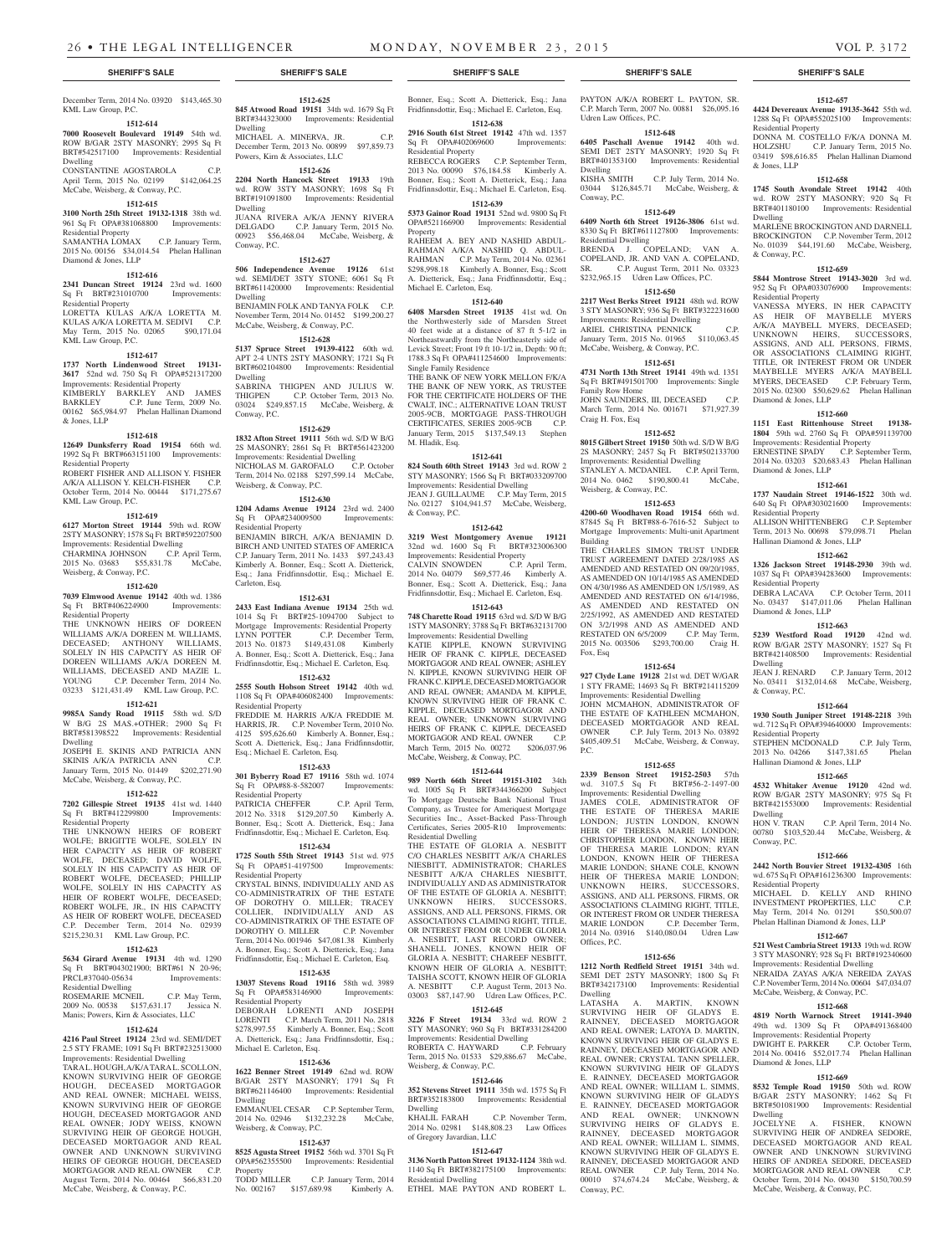December Term, 2014 No. 03920 $143,465.30 KML Law Group, P.C.

**1512-614**

**7000 Roosevelt Boulevard 19149** 54th wd. ROW B/GAR 2STY MASONRY; 2995 Sq Ft BRT#542517100 Improvements: Residential Dwelling

CONSTANTINE AGOSTAROLA C.P. April Term, 2015 No. 02199 $142,064.25 McCabe, Weisberg, & Conway, P.C.

**1512-615**

**3100 North 25th Street 19132-1318** 38th wd. 961 Sq Ft OPA#381068800 Improvements: Residential Property

SAMANTHA LOMAX C.P. January Term, 2015 No. 00156 $34,014.54 Phelan Hallinan Diamond & Jones, LLP

**1512-616**

**2341 Duncan Street 19124** 23rd wd. 1600 Sq Ft BRT#231010700 Improvements: Residential Property

LORETTA KULAS A/K/A LORETTA M. KULAS A/K/A LORETTA M. SEDIVI C.P. May Term, 2015 No. 02065 $90,171.04 KML Law Group, P.C.

**1512-617**

**1737 North Lindenwood Street 19131-3617** 52nd wd. 750 Sq Ft OPA#521317200 Improvements: Residential Property

KIMBERLY BARKLEY AND JAMES BARKLEY C.P. June Term, 2009 No. 00162 $65,984.97 Phelan Hallinan Diamond & Jones, LLP

**1512-618**

**12649 Dunksferry Road 19154** 66th wd. 1992 Sq Ft BRT#663151100 Improvements: Residential Property

ROBERT FISHER AND ALLISON Y. FISHER A/K/A ALLISON Y. KELCH-FISHER C.P. October Term, 2014 No. 00444 $171,275.67 KML Law Group, P.C.

**1512-619**

**6127 Morton Street 19144** 59th wd. ROW 2STY MASONRY; 1578 Sq Ft BRT#592207500 Improvements: Residential Dwelling

CHARMINA JOHNSON C.P. April Term, 2015 No. 03683 $55,831.78 McCabe, Weisberg, & Conway, P.C.

**1512-620**

**7039 Elmwood Avenue 19142** 40th wd. 1386 Sq Ft BRT#406224900 Improvements: Residential Property

THE UNKNOWN HEIRS OF DOREEN WILLIAMS A/K/A DOREEN M. WILLIAMS, DECEASED; ANTHONY WILLIAMS, SOLELY IN HIS CAPACITY AS HEIR OF DOREEN WILLIAMS A/K/A DOREEN M. WILLIAMS, DECEASED AND MAZLIE L. YOUNG C.P. December Term, 2014 No. 03233 $121,431.49 KML Law Group, P.C.

**1512-621**

**9985A Sandy Road 19115** 58th wd. S/D W B/G 2S MAS.+OTHER; 2900 Sq Ft BRT#581398522 Improvements: Residential Dwelling

JOSEPH E. SKINIS AND PATRICIA ANN SKINIS A/K/A PATRICIA ANN C.P. January Term, 2015 No. 01449 $202,271.90 McCabe, Weisberg, & Conway, P.C.

**1512-622**

**7202 Gillespie Street 19135** 41st wd. 1440 Sq Ft BRT#412299800 Improvements: Residential Property

THE UNKNOWN HEIRS OF ROBERT WOLFE; BRIGITTE WOLFE, SOLELY IN HER CAPACITY AS HEIR OF ROBERT WOLFE, DECEASED; DAVID WOLFE, SOLELY IN HIS CAPACITY AS HEIR OF ROBERT WOLFE, DECEASED; PHILLIP WOLFE, SOLELY IN HIS CAPACITY AS HEIR OF ROBERT WOLFE, DECEASED; ROBERT WOLFE, JR., IN HIS CAPACITY AS HEIR OF ROBERT WOLFE, DECEASED C.P. December Term, 2014 No. 02939 $215,230.31 KML Law Group, P.C.

**1512-623**

**5634 Girard Avenue 19131** 4th wd. 1290 Sq Ft BRT#043021900; BRT#61 N 20-96; PRCL#37040-05634 Improvements: Residential Dwelling

ROSEMARIE MCNEIL C.P. May Term, 2009 No. 00538 $157,631.17 Jessica N. Manis; Powers, Kirn & Associates, LLC

**1512-624**

**4216 Paul Street 19124** 23rd wd. SEMI/DET 2.5 STY FRAME; 1091 Sq Ft BRT#232513000 Improvements: Residential Dwelling

TARA L. HOUGH, A/K/A TARA L. SCOLLON, KNOWN SURVIVING HEIR OF GEORGE HOUGH, DECEASED MORTGAGOR AND REAL OWNER; MICHAEL WEISS, KNOWN SURVIVING HEIR OF GEORGE HOUGH, DECEASED MORTGAGOR AND REAL OWNER; JODY WEISS, KNOWN SURVIVING HEIR OF GEORGE HOUGH, DECEASED MORTGAGOR AND REAL OWNER AND UNKNOWN SURVIVING HEIRS OF GEORGE HOUGH, DECEASED MORTGAGOR AND REAL OWNER C.P. August Term, 2014 No. 00464 $66,831.20 McCabe, Weisberg, & Conway, P.C.

**1512-625**

**845 Atwood Road 19151** 34th wd. 1679 Sq Ft BRT#344323000 Improvements: Residential Dwelling

MICHAEL A. MINERVA, JR. C.P. December Term, 2013 No. 00899 $97,859.73 Powers, Kirn & Associates, LLC

**1512-626**

**2204 North Hancock Street 19133** 19th wd. ROW 3STY MASONRY; 1698 Sq Ft BRT#191091800 Improvements: Residential Dwelling

JUANA RIVERA A/K/A JENNY RIVERA DELGADO C.P. January Term, 2015 No. 00923 $56,468.04 McCabe, Weisberg, & Conway, P.C.

**1512-627**

**506 Independence Avenue 19126** 61st wd. SEMI/DET 3STY STONE; 6061 Sq Ft BRT#611420000 Improvements: Residential Dwelling

BENJAMIN FOLK AND TANYA FOLK C.P. November Term, 2014 No. 01452 $199,200.27 McCabe, Weisberg, & Conway, P.C.

**1512-628**

**5137 Spruce Street 19139-4122** 60th wd. APT 2-4 UNTS 2STY MASONRY; 1721 Sq Ft BRT#602104800 Improvements: Residential Dwelling

SABRINA THIGPEN AND JULIUS W. THIGPEN C.P. October Term, 2013 No. 03024 $249,857.15 McCabe, Weisberg, & Conway, P.C.

**1512-629**

**1832 Afton Street 19111** 56th wd. S/D W B/G 2S MASONRY; 2861 Sq Ft BRT#561423200 Improvements: Residential Dwelling

NICHOLAS M. GAROFALO C.P. October Term, 2014 No. 02188 $297,599.14 McCabe, Weisberg, & Conway, P.C.

**1512-630**

**1204 Adams Avenue 19124** 23rd wd. 2400 Sq Ft OPA#234009500 Improvements: Residential Property

BENJAMIN BIRCH, A/K/A BENJAMIN D. BIRCH AND UNITED STATES OF AMERICA C.P. January Term, 2011 No. 1433 $97,243.43 Kimberly A. Bonner, Esq.; Scott A. Dietterick, Esq.; Jana Fridfinnsdottir, Esq.; Michael E. Carleton, Esq.

**1512-631**

**2433 East Indiana Avenue 19134** 25th wd. 1014 Sq Ft BRT#25-1094700 Subject to Mortgage Improvements: Residential Property

LYNN POTTER C.P. December Term, 2013 No. 01873 $149,431.08 Kimberly A. Bonner, Esq.; Scott A. Dietterick, Esq.; Jana Fridfinnsdottir, Esq.; Michael E. Carleton, Esq.

**1512-632**

**2555 South Hobson Street 19142** 40th wd. 1108 Sq Ft OPA#406082400 Improvements: Residential Property

FREDDIE M. HARRIS A/K/A FREDDIE M. HARRIS, JR. C.P. November Term, 2010 No. 4125 $95,626.60 Kimberly A. Bonner, Esq.; Scott A. Dietterick, Esq.; Jana Fridfinnsdottir, Esq.; Michael E. Carleton, Esq.

**1512-633**

**301 Byberry Road E7 19116** 58th wd. 1074 Sq Ft OPA#88-8-582007 Improvements: Residential Property

PATRICIA CHEFFER C.P. April Term, 2012 No. 3318 $129,207.50 Kimberly A. Bonner, Esq.; Scott A. Dietterick, Esq.; Jana Fridfinnsdottir, Esq.; Michael E. Carleton, Esq.

**1512-634**

**1725 South 55th Street 19143** 51st wd. 975 Sq Ft OPA#51-4197500 Improvements: Residential Property

CRYSTAL BINNS, INDIVIDUALLY AND AS CO-ADMINISTRATRIX OF THE ESTATE OF DOROTHY O. MILLER; TRACEY COLLIER, INDIVIDUALLY AND AS CO-ADMINISTRATRIX OF THE ESTATE OF DOROTHY O. MILLER C.P. November Term, 2014 No. 001946 $47,081.38 Kimberly A. Bonner, Esq.; Scott A. Dietterick, Esq.; Jana Fridfinnsdottir, Esq.; Michael E. Carleton, Esq.

**1512-635**

**13037 Stevens Road 19116** 58th wd. 3989 Sq Ft OPA#583146900 Improvements: Residential Property

DEBORAH LORENTI AND JOSEPH LORENTI C.P. March Term, 2011 No. 2818 $278,997.55 Kimberly A. Bonner, Esq.; Scott A. Dietterick, Esq.; Jana Fridfinnsdottir, Esq.; Michael E. Carleton, Esq.

**1512-636**

**1622 Benner Street 19149** 62nd wd. ROW B/GAR 2STY MASONRY; 1791 Sq Ft BRT#621146400 Improvements: Residential Dwelling

EMMANUEL CESAR C.P. September Term, 2014 No. 02946 $132,232.28 McCabe, Weisberg, & Conway, P.C.

**1512-637**

**8525 Agusta Street 19152** 56th wd. 3701 Sq Ft OPA#562355500 Improvements: Residential Property

TODD MILLER C.P. January Term, 2014 No. 002167 $157,689.98 Kimberly A. Bonner, Esq.; Scott A. Dietterick, Esq.; Jana Fridfinnsdottir, Esq.; Michael E. Carleton, Esq.

**1512-638**

**2916 South 61st Street 19142** 47th wd. 1357 Sq Ft OPA#402069600 Improvements: Residential Property

REBECCA ROGERS C.P. September Term, 2013 No. 00090 $76,184.58 Kimberly A. Bonner, Esq.; Scott A. Dietterick, Esq.; Jana Fridfinnsdottir, Esq.; Michael E. Carleton, Esq.

**1512-639**

**5373 Gainor Road 19131** 52nd wd. 9800 Sq Ft OPA#521166900 Improvements: Residential Property

RAHEEM A. BEY AND NASHID ABDUL-RAHMAN A/K/A NASHID Q. ABDUL-RAHMAN C.P. May Term, 2014 No. 02361 $298,998.18 Kimberly A. Bonner, Esq.; Scott A. Dietterick, Esq.; Jana Fridfinnsdottir, Esq.; Michael E. Carleton, Esq.

**1512-640**

**6408 Marsden Street 19135** 41st wd. On the Northwesterly side of Marsden Street 40 feet wide at a distance of 87 ft 5-1/2 in Northeastwardly from the Northeasterly side of Levick Street; Front 19 ft 10-1/2 in, Depth: 90 ft; 1788.3 Sq Ft OPA#411254600 Improvements: Single Family Residence

THE BANK OF NEW YORK MELLON F/K/A THE BANK OF NEW YORK, AS TRUSTEE FOR THE CERTIFICATE HOLDERS OF THE CWALT, INC.; ALTERNATIVE LOAN TRUST 2005-9CB, MORTGAGE PASS-THROUGH CERTIFICATES, SERIES 2005-9CB C.P. January Term, 2015 $137,549.13 Stephen M. Hladik, Esq.

**1512-641**

**824 South 60th Street 19143** 3rd wd. ROW 2 STY MASONRY; 1566 Sq Ft BRT#033209700 Improvements: Residential Dwelling

JEAN J. GUILLAUME C.P. May Term, 2015 No. 02127 $104,941.57 McCabe, Weisberg, & Conway, P.C.

**1512-642**

**3219 West Montgomery Avenue 19121** 32nd wd. 1600 Sq Ft BRT#323006300 Improvements: Residential Property

CALVIN SNOWDEN C.P. April Term, 2014 No. 04079 $69,577.46 Kimberly A. Bonner, Esq.; Scott A. Dietterick, Esq.; Jana Fridfinnsdottir, Esq.; Michael E. Carleton, Esq.

**1512-643**

**748 Charette Road 19115** 63rd wd. S/D W B/G 1STY MASONRY; 3788 Sq Ft BRT#632131700 Improvements: Residential Dwelling

KATIE KIPPLE, KNOWN SURVIVING HEIR OF FRANK C. KIPPLE, DECEASED MORTGAGOR AND REAL OWNER; ASHLEY N. KIPPLE, KNOWN SURVIVING HEIR OF FRANK C. KIPPLE, DECEASED MORTGAGOR AND REAL OWNER; AMANDA M. KIPPLE, KNOWN SURVIVING HEIR OF FRANK C. KIPPLE, DECEASED MORTGAGOR AND REAL OWNER; UNKNOWN SURVIVING HEIRS OF FRANK C. KIPPLE, DECEASED MORTGAGOR AND REAL OWNER C.P. March Term, 2015 No. 00272 $206,037.96 McCabe, Weisberg, & Conway, P.C.

**1512-644**

**989 North 66th Street 19151-3102** 34th wd. 1005 Sq Ft BRT#344366200 Subject To Mortgage Deutsche Bank National Trust Company, as Trustee for Ameriquest Mortgage Securities Inc., Asset-Backed Pass-Through Certificates, Series 2005-R10 Improvements: Residential Dwelling

THE ESTATE OF GLORIA A. NESBITT C/O CHARLES NESBITT A/K/A CHARLES NIESBITT, ADMINISTRATOR; CHARLES NESBITT A/K/A CHARLES NIESBITT, INDIVIDUALLY AND AS ADMINISTRATOR OF THE ESTATE OF GLORIA A. NESBITT; UNKNOWN HEIRS, SUCCESSORS, ASSIGNS, AND ALL PERSONS, FIRMS, OR ASSOCIATIONS CLAIMING RIGHT, TITLE, OR INTEREST FROM OR UNDER GLORIA A. NESBITT, LAST RECORD OWNER; SHANELL JONES, KNOWN HEIR OF GLORIA A. NESBITT; CHAREEF NESBITT, KNOWN HEIR OF GLORIA A. NESBITT; TAISHA SCOTT, KNOWN HEIR OF GLORIA A. NESBITT C.P. August Term, 2013 No. 03003 $87,147.90 Udren Law Offices, P.C.

**1512-645**

**3226 F Street 19134** 33rd wd. ROW 2 STY MASONRY; 960 Sq Ft BRT#331284200 Improvements: Residential Dwelling

ROBERTA C. HAYWARD C.P. February Term, 2015 No. 01533 $29,886.67 McCabe, Weisberg, & Conway, P.C.

**1512-646**

**352 Stevens Street 19111** 35th wd. 1575 Sq Ft BRT#352183800 Improvements: Residential Dwelling

KHALIL FARAH C.P. November Term, 2014 No. 02981 $148,808.23 Law Offices of Gregory Javardian, LLC

**1512-647**

**3136 North Patton Street 19132-1124** 38th wd. 1140 Sq Ft BRT#382175100 Improvements: Residential Dwelling

ETHEL MAE PAYTON AND ROBERT L. PAYTON A/K/A ROBERT L. PAYTON, SR. C.P. March Term, 2007 No. 00881 $26,095.16 Udren Law Offices, P.C.

**1512-648**

**6405 Paschall Avenue 19142** 40th wd. SEMI DET 2STY MASONRY; 1920 Sq Ft BRT#401353100 Improvements: Residential Dwelling

KISHA SMITH C.P. July Term, 2014 No. 03044 $126,845.71 McCabe, Weisberg, & Conway, P.C.

**1512-649**

**6409 North 6th Street 19126-3806** 61st wd. 8330 Sq Ft BRT#611127800 Improvements: Residential Dwelling

BRENDA J. COPELAND; VAN A. COPELAND, JR. AND VAN A. COPELAND, SR. C.P. August Term, 2011 No. 03323 $232,965.15 Udren Law Offices, P.C.

**1512-650**

**2217 West Berks Street 19121** 48th wd. ROW 3 STY MASONRY; 936 Sq Ft BRT#322231600 Improvements: Residential Dwelling

ARIEL CHRISTINA PENNICK C.P. January Term, 2015 No. 01965 $110,063.45 McCabe, Weisberg, & Conway, P.C.

**1512-651**

**4731 North 13th Street 19141** 49th wd. 1351 Sq Ft BRT#491501700 Improvements: Single Family Row Home

JOHN SAUNDERS, III, DECEASED C.P. March Term, 2014 No. 001671 $71,927.39 Craig H. Fox, Esq

**1512-652**

**8015 Gilbert Street 19150** 50th wd. S/D W B/G 2S MASONRY; 2457 Sq Ft BRT#502133700 Improvements: Residential Dwelling

STANLEY A. MCDANIEL C.P. April Term, 2014 No. 0462 $190,800.41 McCabe, Weisberg, & Conway, P.C.

**1512-653**

**4200-60 Woodhaven Road 19154** 66th wd. 87845 Sq Ft BRT#88-6-7616-52 Subject to Mortgage Improvements: Multi-unit Apartment Building

THE CHARLES SIMON TRUST UNDER TRUST AGREEMENT DATED 2/28/1985 AS AMENDED AND RESTATED ON 09/20/1985, AS AMENDED ON 10/14/1985 AS AMENDED ON 4/30/1986 AS AMENDED ON 1/5/1989, AS AMENDED AND RESTATED ON 6/14/1986, AS AMENDED AND RESTATED ON 2/25/1992, AS AMENDED AND RESTATED ON 3/2/1998 AND AS AMENDED AND RESTATED ON 6/5/2009 C.P. May Term, 2015 No. 003506 $293,700.00 Craig H. Fox, Esq

**1512-654**

**927 Clyde Lane 19128** 21st wd. DET W/GAR 1 STY FRAME; 14693 Sq Ft BRT#214115209 Improvements: Residential Dwelling

JOHN MCMAHON, ADMINISTRATOR OF THE ESTATE OF KATHLEEN MCMAHON, DECEASED MORTGAGOR AND REAL OWNER C.P. July Term, 2013 No. 03892 $405,409.51 McCabe, Weisberg, & Conway, P.C.

**1512-655**

**2339 Benson Street 19152-2503** 57th wd. 3107.5 Sq Ft BRT#56-2-1497-00 Improvements: Residential Dwelling

JAMES COLE, ADMINISTRATOR OF THE ESTATE OF THERESA MARIE LONDON; JUSTIN LONDON, KNOWN HEIR OF THERESA MARIE LONDON; CHRISTOPHER LONDON, KNOWN HEIR OF THERESA MARIE LONDON; RYAN LONDON, KNOWN HEIR OF THERESA MARIE LONDON; SHANE COLE, KNOWN HEIR OF THERESA MARIE LONDON; UNKNOWN HEIRS, SUCCESSORS, ASSIGNS, AND ALL PERSONS, FIRMS, OR ASSOCIATIONS CLAIMING RIGHT, TITLE, OR INTEREST FROM OR UNDER THERESA MARIE LONDON C.P. December Term, 2014 No. 03916 $140,080.04 Udren Law Offices, P.C.

**1512-656**

**1212 North Redfield Street 19151** 34th wd. SEMI DET 2STY MASONRY; 1800 Sq Ft BRT#342173100 Improvements: Residential Dwelling

LATASHA A. MARTIN, KNOWN SURVIVING HEIR OF GLADYS E. RAINNEY, DECEASED MORTGAGOR AND REAL OWNER; LATOYA D. MARTIN, KNOWN SURVIVING HEIR OF GLADYS E. RAINNEY, DECEASED MORTGAGOR AND REAL OWNER; CRYSTAL TANN SPELLER, KNOWN SURVIVING HEIR OF GLADYS E. RAINNEY, DECEASED MORTGAGOR AND REAL OWNER; WILLIAM L. SIMMS, KNOWN SURVIVING HEIR OF GLADYS E. RAINNEY, DECEASED MORTGAGOR AND REAL OWNER; UNKNOWN SURVIVING HEIRS OF GLADYS E. RAINNEY, DECEASED MORTGAGOR AND REAL OWNER; WILLIAM L. SIMMS, KNOWN SURVIVING HEIR OF GLADYS E. RAINNEY, DECEASED MORTGAGOR AND REAL OWNER C.P. July Term, 2014 No. 00010 $74,674.24 McCabe, Weisberg, & Conway, P.C.

**1512-657**

**4424 Devereaux Avenue 19135-3642** 55th wd. 1288 Sq Ft OPA#552025100 Improvements: Residential Property

DONNA M. COSTELLO F/K/A DONNA M. HOLZSHU C.P. January Term, 2015 No. 03419 $98,616.85 Phelan Hallinan Diamond & Jones, LLP

**1512-658**

**1745 South Avondale Street 19142** 40th wd. ROW 2STY MASONRY; 920 Sq Ft BRT#401180100 Improvements: Residential Dwelling

MARLENE BROCKINGTON AND DARNELL BROCKINGTON C.P. November Term, 2012 No. 01039 $44,191.60 McCabe, Weisberg, & Conway, P.C.

**1512-659**

**5844 Montrose Street 19143-3020** 3rd wd. 952 Sq Ft OPA#033076900 Improvements: Residential Property

VANESSA MYERS, IN HER CAPACITY AS HEIR OF MAYBELLE MYERS A/K/A MAYBELL MYERS, DECEASED; UNKNOWN HEIRS, SUCCESSORS, ASSIGNS, AND ALL PERSONS, FIRMS, OR ASSOCIATIONS CLAIMING RIGHT, TITLE, OR INTEREST FROM OR UNDER MAYBELLE MYERS A/K/A MAYBELL MYERS, DECEASED C.P. February Term, 2015 No. 02300 $50,629.62 Phelan Hallinan Diamond & Jones, LLP

**1512-660**

**1151 East Rittenhouse Street 19138-1804** 59th wd. 2760 Sq Ft OPA#591139700 Improvements: Residential Property

ERNESTINE SPADY C.P. September Term, 2014 No. 03203 $20,683.43 Phelan Hallinan Diamond & Jones, LLP

**1512-661**

**1737 Naudain Street 19146-1522** 30th wd. 640 Sq Ft OPA#303021600 Improvements: Residential Property

ALLISON WHITTENBERG C.P. September Term, 2013 No. 00698 $79,098.71 Phelan Hallinan Diamond & Jones, LLP

**1512-662**

**1326 Jackson Street 19148-2930** 39th wd. 1037 Sq Ft OPA#394283600 Improvements: Residential Property

DEBRA LACAVA C.P. October Term, 2011 No. 03437 $147,011.06 Phelan Hallinan Diamond & Jones, LLP

**1512-663**

**5239 Westford Road 19120** 42nd wd. ROW B/GAR 2STY MASONRY; 1527 Sq Ft BRT#421408500 Improvements: Residential Dwelling

JEAN J. RENARD C.P. January Term, 2012 No. 03411 $132,014.68 McCabe, Weisberg, & Conway, P.C.

**1512-664**

**1930 South Juniper Street 19148-2218** 39th wd. 712 Sq Ft OPA#394640000 Improvements: Residential Property

STEPHEN MCDONALD C.P. July Term, 2013 No. 04266 $147,381.65 Phelan Hallinan Diamond & Jones, LLP

**1512-665**

**4532 Whitaker Avenue 19120** 42nd wd. ROW B/GAR 2STY MASONRY; 975 Sq Ft BRT#421553000 Improvements: Residential Dwelling

HON V. TRAN C.P. April Term, 2014 No. 00780 $103,520.44 McCabe, Weisberg, & Conway, P.C.

**1512-666**

**2442 North Bouvier Street 19132-4305** 16th wd. 675 Sq Ft OPA#161236300 Improvements: Residential Property

MICHAEL D. KELLY AND RHINO INVESTMENT PROPERTIES, LLC C.P. May Term, 2014 No. 01291 $50,500.07 Phelan Hallinan Diamond & Jones, LLP

**1512-667**

**521 West Cambria Street 19133** 19th wd. ROW 3 STY MASONRY; 928 Sq Ft BRT#192340600 Improvements: Residential Dwelling

NERAIDA ZAYAS A/K/A NEREIDA ZAYAS C.P. November Term, 2014 No. 00604 $47,034.07 McCabe, Weisberg, & Conway, P.C.

**1512-668**

**4819 North Warnock Street 19141-3940** 49th wd. 1309 Sq Ft OPA#491368400 Improvements: Residential Property

DWIGHT E. PARKER C.P. October Term, 2014 No. 00416 $52,017.74 Phelan Hallinan Diamond & Jones, LLP

**1512-669**

**8532 Temple Road 19150** 50th wd. ROW B/GAR 2STY MASONRY; 1462 Sq Ft BRT#501081900 Improvements: Residential Dwelling

JOCELYNE A. FISHER, KNOWN SURVIVING HEIR OF ANDREA SEDORE, DECEASED MORTGAGOR AND REAL OWNER AND UNKNOWN SURVIVING HEIRS OF ANDREA SEDORE, DECEASED MORTGAGOR AND REAL OWNER C.P. October Term, 2014 No. 00430 $150,700.59 McCabe, Weisberg, & Conway, P.C.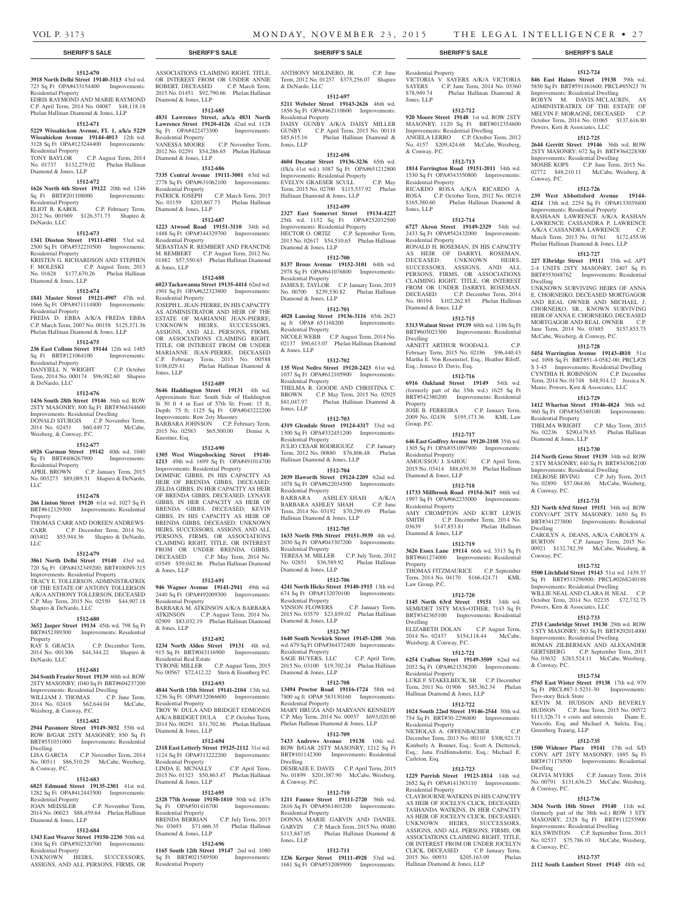**SHERIFF'S SALE**

**1512-670**

**3918 North Delhi Street 19140-3113** 43rd wd. 723 Sq Ft OPA#433154400 Improvements: Residential Property
EDRIS RAYMOND AND MARIE RAYMOND C.P. April Term, 2014 No. 04087 $48,118.18 Phelan Hallinan Diamond & Jones, LLP

**1512-671**

**5229 Wissahickon Avenue, FL 1, a/k/a 5229 Wissahickon Avenue 19144-4013** 12th wd. 3128 Sq Ft OPA#123244400 Improvements: Residential Property
TONY BAYLOR C.P. August Term, 2014 No. 01737 $132,279.02 Phelan Hallinan Diamond & Jones, LLP

**1512-672**

**1626 North 6th Street 19122** 20th wd. 1246 Sq Ft BRT#201108000 Improvements: Residential Property
ELIOT B. KAROL C.P. February Term, 2012 No. 001969 $126,371.73 Shapiro & DeNardo, LLC

**1512-673**

**1341 Disston Street 19111-4501** 53rd wd. 2500 Sq Ft OPA#532210500 Improvements: Residential Property
KRISTEN G. RICHARDSON AND STEPHEN F. MOLESKI C.P. August Term, 2013 No. 01628 $177,670.26 Phelan Hallinan Diamond & Jones, LLP

**1512-674**

**1841 Master Street 19121-4907** 47th wd. 1666 Sq Ft OPA#471114800 Improvements: Residential Property
FREDA D. EBBA A/K/A FREDA EBBA C.P. March Term, 2007 No. 00158 $125,371.36 Phelan Hallinan Diamond & Jones, LLP

**1512-675**

**236 East Collom Street 19144** 12th wd. 1485 Sq Ft BRT#121064100 Improvements: Residential Property
DANYIELL N. WRIGHT C.P. October Term, 2014 No. 000174 $96,982.60 Shapiro & DeNardo, LLC

**1512-676**

**1436 South 28th Street 19146** 36th wd. ROW 2STY MASONRY; 800 Sq Ft BRT#364344600 Improvements: Residential Dwelling
DONALD STURGIS C.P. November Term, 2014 No. 02451 $60,449.72 McCabe, Weisberg, & Conway, P.C.

**1512-677**

**6926 Garman Street 19142** 40th wd. 1040 Sq Ft BRT#406267900 Improvements: Residential Property
APRIL BROWN C.P. January Term, 2015 No. 003273 $89,089.31 Shapiro & DeNardo, LLC

**1512-678**

**266 Linton Street 19120** 61st wd. 1027 Sq Ft BRT#612129300 Improvements: Residential Property
THOMAS CARR AND DOREEN ANDREWS-CARR C.P. December Term, 2014 No. 003402 $55,944.36 Shapiro & DeNardo, LLC

**1512-679**

**3861 North Delhi Street 19140** 43rd wd. 720 Sq Ft OPA#432349200; BRT#100N9-315 Improvements: Residential Property
TRACY E. TOLLERSON, ADMINISTRATRIX OF THE ESTATE OF ANTONY TOLLERSON A/K/A ANTHONY TOLLERSON, DECEASED C.P. May Term, 2015 No. 02550 $44,907.18 Shapiro & DeNardo, LLC

**1512-680**

**3652 Jasper Street 19134** 45th wd. 798 Sq Ft BRT#452389300 Improvements: Residential Property
RAY S. GRACIA C.P. December Term, 2014 No. 001306 $44,344.22 Shapiro & DeNardo, LLC

**1512-681**

**264 South Frazier Street 19139** 60th wd. ROW 2STY MASONRY; 1040 Sq Ft BRT#604237200 Improvements: Residential Dwelling
WILLIAM J. THOMAS C.P. June Term, 2014 No. 02418 $62,644.04 McCabe, Weisberg, & Conway, P.C.

**1512-682**

**2944 Passmore Street 19149-3032** 55th wd. ROW B/GAR 2STY MASONRY; 850 Sq Ft BRT#551031000 Improvements: Residential Dwelling
LISA GARCIA C.P. November Term, 2014 No. 00511 $86,510.29 McCabe, Weisberg, & Conway, P.C.

**1512-683**

**6825 Edmund Street 19135-2301** 41st wd. 1282 Sq Ft OPA#412443500 Improvements: Residential Property
JOAN MEISSLER C.P. November Term, 2014 No. 00023 $88,459.64 Phelan Hallinan Diamond & Jones, LLP

**1512-684**

**1343 East Weaver Street 19150-2230** 50th wd. 1304 Sq Ft OPA#502320700 Improvements: Residential Property
UNKNOWN HEIRS, SUCCESSORS, ASSIGNS, AND ALL PERSONS, FIRMS, OR ASSOCIATIONS CLAIMING RIGHT, TITLE, OR INTEREST FROM OR UNDER ANNIE ROBERT, DECEASED C.P. March Term, 2015 No. 01451 $92,790.66 Phelan Hallinan Diamond & Jones, LLP

**1512-685**

**4831 Lawrence Street, a/k/a 4831 North Lawrence Street 19120-4126** 42nd wd. 1128 Sq Ft OPA#422473300 Improvements: Residential Property
VANESSA MOORE C.P. November Term, 2012 No. 02291 $54,286.65 Phelan Hallinan Diamond & Jones, LLP

**1512-686**

**7335 Central Avenue 19111-3001** 63rd wd. 2778 Sq Ft OPA#631062100 Improvements: Residential Property
PATRICK JOSEPH C.P. March Term, 2015 No. 01159 $203,867.73 Phelan Hallinan Diamond & Jones, LLP

**1512-687**

**1223 Atwood Road 19151-3110** 34th wd. 1488 Sq Ft OPA#344329700 Improvements: Residential Property
SEBASTIAN R. REMBERT AND FRANCINE M. REMBERT C.P. August Term, 2012 No. 01882 $57,550.63 Phelan Hallinan Diamond & Jones, LLP

**1512-688**

**6023 Tackawanna Street 19135-4414** 62nd wd. 1901 Sq Ft OPA#622323800 Improvements: Residential Property
JOSEPH L. JEAN-PIERRE, IN HIS CAPACITY AS ADMINISTRATOR AND HEIR OF THE ESTATE OF MARIANNE JEAN-PIERRE; UNKNOWN HEIRS, SUCCESSORS, ASSIGNS, AND ALL PERSONS, FIRMS, OR ASSOCIATIONS CLAIMING RIGHT, TITLE, OR INTEREST FROM OR UNDER MARIANNE JEAN-PIERRE, DECEASED C.P. February Term, 2015 No. 00588 $108,029.41 Phelan Hallinan Diamond & Jones, LLP

**1512-689**

**5646 Haddington Street 19131** 4th wd. Approximate Size: South Side of Haddington St 30 ft 4 in East of 57th St; Front: 15 ft, Depth: 75 ft; 1125 Sq Ft OPA#043222200 Improvements: Row 2sty Masonry
BARBARA JOHNSON C.P. February Term, 2015 No. 02583 $65,500.00 Denise A. Kuestner, Esq.

**1512-690**

**1305 West Wingohocking Street 19140-1213** 49th wd. 1699 Sq Ft OPA#491014700 Improvements: Residential Property
DOMINIC GIBBS, IN HIS CAPACITY AS HEIR OF BRENDA GIBBS, DECEASED; ZELDA GIBBS, IN HER CAPACITY AS HEIR OF BRENDA GIBBS, DECEASED; LYNAYE GIBBS, IN HER CAPACITY AS HEIR OF BRENDA GIBBS, DECEASED; KEVIN GIBBS, IN HIS CAPACITY AS HEIR OF BRENDA GIBBS, DECEASED; UNKNOWN HEIRS, SUCCESSORS, ASSIGNS, AND ALL PERSONS, FIRMS, OR ASSOCIATIONS CLAIMING RIGHT, TITLE, OR INTEREST FROM OR UNDER BRENDA GIBBS, DECEASED C.P. May Term, 2014 No. 03549 $59,042.86 Phelan Hallinan Diamond & Jones, LLP

**1512-691**

**946 Wagner Avenue 19141-2941** 49th wd. 2440 Sq Ft OPA#492009300 Improvements: Residential Property
BARBARA M. ATKINSON A/K/A BARBARA ATKINSON C.P. August Term, 2014 No. 02909 $83,032.19 Phelan Hallinan Diamond & Jones, LLP

**1512-692**

**1234 North Alden Street 19131** 4th wd. 915 Sq Ft BRT#043116900 Improvements: Residential Real Estate
TYRONE MILLER C.P. August Term, 2015 No. 00567 $72,412.22 Stern & Eisenberg P.C.

**1512-693**

**4844 North 15th Street 19141-2104** 13th wd. 1236 Sq Ft OPA#132066600 Improvements: Residential Property
TROY W. DULA AND BRIDGET EDMONDS A/K/A BRIDGET DULA C.P. October Term, 2014 No. 00291 $31,702.86 Phelan Hallinan Diamond & Jones, LLP

**1512-694**

**2318 East Letterly Street 19125-2112** 31st wd. 1124 Sq Ft OPA#313222200 Improvements: Residential Property
LINDA E. MCNALLY C.P. April Term, 2015 No. 01323 $50,863.47 Phelan Hallinan Diamond & Jones, LLP

**1512-695**

**2328 77th Avenue 19150-1810** 50th wd. 1876 Sq Ft OPA#501416700 Improvements: Residential Property
BRENDA BERRIAN C.P. July Term, 2015 No. 03693 $71,666.35 Phelan Hallinan Diamond & Jones, LLP

**1512-696**

**1165 South 12th Street 19147** 2nd wd. 1080 Sq Ft BRT#021589500 Improvements: Residential Property
ANTHONY MOLINERO, JR. C.P. June Term, 2012 No. 01257 $375,256.07 Shapiro & DeNardo, LLC

**1512-697**

**5211 Webster Street 19143-2626** 46th wd. 1856 Sq Ft OPA#462110600 Improvements: Residential Property
DAISY GUNBY A/K/A DAISY MILLER GUNBY C.P. April Term, 2015 No. 00118 $85,615.16 Phelan Hallinan Diamond & Jones, LLP

**1512-698**

**4604 Decatur Street 19136-3236** 65th wd. (f/k/a 41st wd.) 1087 Sq Ft OPA#651212800 Improvements: Residential Property
EVELYN GRAESER SCULL C.P. May Term, 2015 No. 02700 $115,537.92 Phelan Hallinan Diamond & Jones, LLP

**1512-699**

**2327 East Somerset Street 19134-4227** 25th wd. 1152 Sq Ft OPA#252032500 Improvements: Residential Property
HECTOR O. ORTIZ C.P. September Term, 2013 No. 02617 $54,510.65 Phelan Hallinan Diamond & Jones, LLP

**1512-700**

**8137 Brous Avenue 19152-3101** 64th wd. 2978 Sq Ft OPA#641076800 Improvements: Residential Property
JAMES E. TAYLOR C.P. January Term, 2015 No. 00700 $239,530.82 Phelan Hallinan Diamond & Jones, LLP

**1512-701**

**4028 Lansing Street 19136-3116** 65th 2623 sq ft OPA# 651168200 Improvements: Residential Property
NICOLE WEBB C.P. August Term, 2014 No. 02137 $90,613.07 Phelan Hallinan Diamond & Jones, LLP

**1512-702**

**135 West Nedro Street 19120-2423** 61st wd. 1037 Sq Ft OPA#612105900 Improvements: Residential Property
THELMA R. GOODE AND CHRISTINA C. BROWN C.P. May Term, 2015 No. 02925 $81,047.97 Phelan Hallinan Diamond & Jones, LLP

**1512-703**

**4319 Glendale Street 19124-4317** 33rd wd. 1300 Sq Ft OPA#332451200 Improvements: Residential Property
JULIO CESAR RODRIGUEZ C.P. January Term, 2012 No. 00880 $76,806.48 Phelan Hallinan Diamond & Jones, LLP

**1512-704**

**2039 Haworth Street 19124-2209** 62nd wd. 1078 Sq Ft OPA#622034500 Improvements: Residential Property
BARBARA ASHLEY-SHAH A/K/A BARBARA ASHLEY SHAH C.P. June Term, 2014 No. 03192 $70,299.49 Phelan Hallinan Diamond & Jones, LLP

**1512-705**

**1633 North 59th Street 19151-3939** 4th wd. 2030 Sq Ft OPA#043307200 Improvements: Residential Property
TERESA M. MILLER C.P. July Term, 2012 No. 02851 $36,589.92 Phelan Hallinan Diamond & Jones, LLP

**1512-706**

**4241 North Hicks Street 19140-1915** 13th wd. 674 Sq Ft OPA#132070100 Improvements: Residential Property
VINSON FLOWERS C.P. January Term, 2015 No. 03579 $23,859.02 Phelan Hallinan Diamond & Jones, LLP

**1512-707**

**1640 South Newkirk Street 19145-1208** 36th wd. 679 Sq Ft OPA#364372400 Improvements: Residential Property
SAGE BUYERS, LLC C.P. April Term, 2015 No. 03100 $19,702.24 Phelan Hallinan Diamond & Jones, LLP

**1512-708**

**13494 Proctor Road 19116-1724** 58th wd. 7800 sq ft OPA# 583130160 Improvements: Residential Property
MARY HRUZA AND MARYANN KENNEDY C.P. May Term, 2014 No. 00937 $693,020.60 Phelan Hallinan Diamond & Jones, LLP

**1512-709**

**7433 Andrews Avenue 19138** 10th wd. ROW B/GAR 2STY MASONRY; 1212 Sq Ft BRT#101142300 Improvements: Residential Dwelling
DESIRAEE E. DAVIS C.P. April Term, 2015 No. 01899 $201,387.90 McCabe, Weisberg, & Conway, P.C.

**1512-710**

**1211 Faunce Street 19111-2720** 56th wd. 2616 Sq Ft OPA#561401200 Improvements: Residential Property
DONNA MARIE GARVIN AND DANIEL GARVIN C.P. March Term, 2015 No. 00480 $113,847.05 Phelan Hallinan Diamond & Jones, LLP

**1512-711**

**1236 Kerper Street 19111-4928** 53rd wd. 1681 Sq Ft OPA#532089900 Improvements: Residential Property
VICTORIA V. SAYERS A/K/A VICTORIA SAYERS C.P. June Term, 2014 No. 03360 $78,949.74 Phelan Hallinan Diamond & Jones, LLP

**1512-712**

**920 Moore Street 19148** 1st wd. ROW 2STY MASONRY; 1120 Sq Ft BRT#012354600 Improvements: Residential Dwelling
ANGELA LERRO C.P. October Term, 2012 No. 4157 $209,424.68 McCabe, Weisberg, & Conway, P.C.

**1512-713**

**1814 Farrington Road 19151-2011** 34th wd. 1530 Sq Ft OPA#343350800 Improvements: Residential Property
RICARDO ROSA A/K/A RICARDO A. ROSA C.P. October Term, 2012 No. 00218 $165,380.60 Phelan Hallinan Diamond & Jones, LLP

**1512-714**

**6727 Akron Street 19149-2329** 54th wd. 2433 Sq Ft OPA#542432000 Improvements: Residential Property
RONALD H. ROSEMAN, IN HIS CAPACITY AS HEIR OF DARRYL ROSEMAN, DECEASED; UNKNOWN HEIRS, SUCCESSORS, ASSIGNS, AND ALL PERSONS, FIRMS, OR ASSOCIATIONS CLAIMING RIGHT, TITLE, OR INTEREST FROM OR UNDER DARRYL ROSEMAN, DECEASED C.P. December Term, 2014 No. 00194 $102,262.85 Phelan Hallinan Diamond & Jones, LLP

**1512-715**

**5313 Walnut Street 19139** 60th wd. 1186 Sq Ft BRT#603023300 Improvements: Residential Dwelling
ARNETT ARTHUR WOODALL C.P. February Term, 2015 No. 02186 $96,440.43 Martha E. Von Rosenstiel, Esq.; Heather Riloff, Esq.; Jeniece D. Davis, Esq.

**1512-716**

**6916 Oakland Street 19149** 54th wd. (formerly part of the 35th wd.) 1625 Sq Ft BRT#542380200 Improvements: Residential Property
JOSE B. FERREIRA C.P. January Term, 2009 No. 02438 $195,173.36 KML Law Group, P.C.

**1512-717**

**646 East Godfrey Avenue 19120-2108** 35th wd. 1305 Sq Ft OPA#351097900 Improvements: Residential Property
AMOUSSOU J. SAHOU C.P. April Term, 2015 No. 03414 $88,639.39 Phelan Hallinan Diamond & Jones, LLP

**1512-718**

**11733 Millbrook Road 19154-3617** 66th wd. 1997 Sq Ft OPA#662235000 Improvements: Residential Property
AMY CROMPTON AND KURT LEWIS SMITH C.P. December Term, 2014 No. 03639 $147,853.81 Phelan Hallinan Diamond & Jones, LLP

**1512-719**

**3626 Essex Lane 19114** 66th wd. 3313 Sq Ft BRT#661274000 Improvements: Residential Property
THOMAS FITZMAURICE C.P. September Term, 2014 No. 04170 $166,424.71 KML Law Group, P.C.

**1512-720**

**1145 North 63rd Street 19151** 34th wd. SEMI/DET 3STY MAS+OTHER; 7143 Sq Ft BRT#342365100 Improvements: Residential Dwelling
ELIZABETH DOLAN C.P. August Term, 2014 No. 02437 $154,118.44 McCabe, Weisberg, & Conway, P.C.

**1512-721**

**6254 Crafton Street 19149-3509** 62nd wd. 2052 Sq Ft OPA#621538200 Improvements: Residential Property
LUKE F. STAKELBECK, SR C.P. December Term, 2011 No. 01906 $85,362.34 Phelan Hallinan Diamond & Jones, LLP

**1512-722**

**1024 South 22nd Street 19146-2544** 30th wd. 754 Sq Ft BRT#30-2296800 Improvements: Residential Property
NICHOLAS A. OFFENBACHER C.P. December Term, 2013 No. 00110 $308,921.71 Kimberly A. Bonner, Esq.; Scott A. Dietterick, Esq.; Jana Fridfinnsdottir, Esq.; Michael E. Carleton, Esq.

**1512-723**

**1229 Parrish Street 19123-1814** 14th wd. 2652 Sq Ft OPA#141383110 Improvements: Residential Property
CLAYBOURNE WATKINS IN HIS CAPACITY AS HEIR OF JOCELYN CLICK, DECEASED; TASHANDA WATKINS, IN HER CAPACITY AS HEIR OF JOCELYN CLICK, DECEASED; UNKNOWN HEIRS, SUCCESSORS, ASSIGNS, AND ALL PERSONS, FIRMS, OR ASSOCIATIONS CLAIMING RIGHT, TITLE, OR INTEREST FROM OR UNDER JOCELYN CLICK, DECEASED C.P. January Term, 2015 No. 00931 $205,163.09 Phelan Hallinan Diamond & Jones, LLP

**1512-724**

**846 East Haines Street 19138** 59th wd. 5850 Sq Ft BRT#591161600; PRCL#85N23 70 Improvements: Residential Dwelling
ROBYN M. DAVIS-MCLAURIN, AS ADMINISTRATRIX OF THE ESTATE OF MELVIN F. MORAGNE, DECEASED C.P. October Term, 2014 No. 01065 $137,616.80 Powers, Kirn & Associates, LLC

**1512-725**

**2644 Gerritt Street 19146** 36th wd. ROW 2STY MASONRY; 672 Sq Ft BRT#364228300 Improvements: Residential Dwelling
MOSHE KOPS C.P. June Term, 2015 No. 02772 $48,210.11 McCabe, Weisberg, & Conway, P.C.

**1512-726**

**239 West Abbottsford Avenue 19144-4214** 13th wd. 2254 Sq Ft OPA#133039400 Improvements: Residential Property
RASHAAN LAWRENCE A/K/A RASHAN LAWRENCE; CASSANDRA P. LAWRENCE A/K/A CASSANDRA LAWRENCE C.P. March Term, 2013 No. 01761 $172,455.98 Phelan Hallinan Diamond & Jones, LLP

**1512-727**

**227 Elbridge Street 19111** 35th wd. APT 2-4 UNITS 2STY MASONRY; 2407 Sq Ft BRT#353048762 Improvements: Residential Dwelling
UNKNOWN SURVIVING HEIRS OF ANNA E. CHORNEIKO, DECEASED MORTGAGOR AND REAL OWNER AND MICHAEL J. CHORNEIKO, SR., KNOWN SURVIVING HEIR OF ANNA E. CHORNEIKO, DECEASED MORTGAGOR AND REAL OWNER C.P. June Term, 2014 No. 03885 $157,853.75 McCabe, Weisberg, & Conway, P.C.

**1512-728**

**5454 Warrington Avenue 19143-4810** 51st wd. 1098 Sq Ft BRT#51-4-0582-00; PRCL#28 S 3-45 Improvements: Residential Dwelling
CYNTHIA H. ROBINSON C.P. December Term, 2014 No. 01748 $48,914.12 Jessica N. Manis; Powers, Kirn & Associates, LLC

**1512-729**

**1412 Wharton Street 19146-4824** 36th wd. 960 Sq Ft OPA#365340100 Improvements: Residential Property
THELMA WRIGHT C.P. May Term, 2015 No. 02236 $290,479.85 Phelan Hallinan Diamond & Jones, LLP

**1512-730**

**214 North Gross Street 19139** 34th wd. ROW 2 STY MASONRY; 840 Sq Ft BRT#343062100 Improvements: Residential Dwelling
DELROSE IRVING C.P. July Term, 2015 No. 02890 $57,064.86 McCabe, Weisberg, & Conway, P.C.

**1512-731**

**521 North 63rd Street 19151** 34th wd. ROW CONV/APT 2STY MASONRY; 1650 Sq Ft BRT#341273800 Improvements: Residential Dwelling
CAROLYN A. DEANS, A/K/A CAROLYN A. BURTON C.P. January Term, 2015 No. 00921 $132,782.39 McCabe, Weisberg, & Conway, P.C.

**1512-732**

**5500 Litchfield Street 19143** 51st wd. 1439.37 Sq Ft BRT#513296900; PRCL#026S240188 Improvements: Residential Dwelling
WILLIE NEAL AND CLARA H. NEAL C.P. October Term, 2014 No. 02235 $72,732.75 Powers, Kirn & Associates, LLC

**1512-733**

**2715 Cambridge Street 19130** 29th wd. ROW 3 STY MASONRY; 583 Sq Ft BRT#292014000 Improvements: Residential Dwelling
ROMAN ZILBERMAN AND ALEXANDER GERTSBERG C.P. September Term, 2013 No. 03632 $283,524.11 McCabe, Weisberg, & Conway, P.C.

**1512-734**

**5765 East Wister Street 19138** 17th wd. 979 Sq Ft PRCL#87-1-5231-30 Improvements: Two-story Brick Store
KEVIN M. HUDSON AND BEVERLY HUDSON C.P. June Term, 2015 No. 00572 $113,326.71 + costs and interests Diane E. Vuocolo, Esq. and Michael A. Suleta, Esq.; Greenberg Traurig, LLP

**1512-735**

**1500 Widener Place 19141** 17th wd. S/D CONV. APT 2STY MASONRY; 1885 Sq Ft BRT#171178500 Improvements: Residential Dwelling
OLIVIA MYERS C.P. January Term, 2014 No. 00791 $131,636.23 McCabe, Weisberg, & Conway, P.C.

**1512-736**

**3434 North 18th Street 19140** 11th wd. (formerly part of the 38th wd.) ROW 3 STY MASONRY; 2328 Sq Ft BRT#112255900 Improvements: Residential Dwelling
KIA SWINTON C.P. September Term, 2013 No. 02537 $75,786.10 McCabe, Weisberg, & Conway, P.C.

**1512-737**

**2112 South Lambert Street 19145** 48th wd.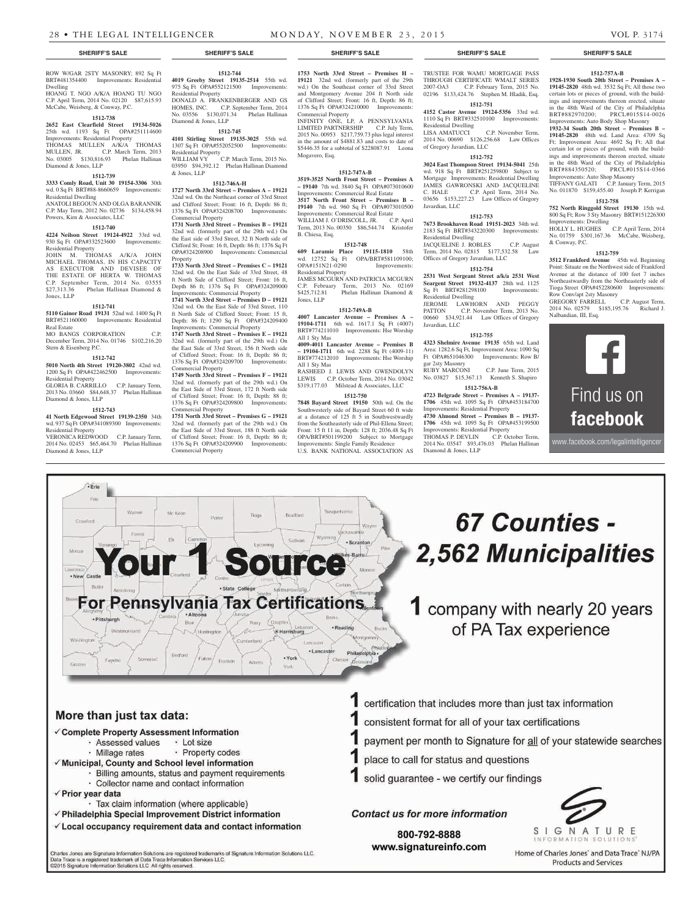SHERIFF'S SALE

ROW W/GAR 2STY MASONRY; 892 Sq Ft BRT#481354400 Improvements: Residential Dwelling
HOANG T. NGO A/K/A HOANG TU NGO C.P. April Term, 2014 No. 02120 $87,615.93 McCabe, Weisberg, & Conway, P.C.

**1512-738**

**2652 East Clearfield Street 19134-5026** 25th wd. 1193 Sq Ft OPA#251114600 Improvements: Residential Property
THOMAS MULLEN A/K/A THOMAS MULLEN, JR. C.P. March Term, 2013 No. 03005 $130,816.93 Phelan Hallinan Diamond & Jones, LLP

**1512-739**

**3333 Comly Road, Unit 30 19154-3306** 30th wd. 0 Sq Ft BRT#88-8660659 Improvements: Residential Dwelling
ANATOLI BEGOUN AND OLGA BARANNIK C.P. May Term, 2012 No. 02736 $134,458.94 Powers, Kirn & Associates, LLC

**1512-740**

**4224 Neilson Street 19124-4922** 33rd wd. 930 Sq Ft OPA#332523600 Improvements: Residential Property
JOHN M. THOMAS A/K/A JOHN MICHAEL THOMAS, IN HIS CAPACITY AS EXECUTOR AND DEVISEE OF THE ESTATE OF HERTA W. THOMAS C.P. September Term, 2014 No. 03555 $27,313.36 Phelan Hallinan Diamond & Jones, LLP

**1512-741**

**5110 Gainor Road 19131** 52nd wd. 1400 Sq Ft BRT#521160000 Improvements: Residential Real Estate
MO BANGS CORPORATION C.P. December Term, 2014 No. 01746 $102,216.20 Stern & Eisenberg P.C.

**1512-742**

**5010 North 4th Street 19120-3802** 42nd wd. 1200 Sq Ft OPA#422462500 Improvements: Residential Property
GLORIA B. CARRILLO C.P. January Term, 2013 No. 03660 $84,648.37 Phelan Hallinan Diamond & Jones, LLP

**1512-743**

**41 North Edgewood Street 19139-2350** 34th wd. 937 Sq Ft OPA#341089300 Improvements: Residential Property
VERONICA REDWOOD C.P. January Term, 2014 No. 02453 $65,464.70 Phelan Hallinan Diamond & Jones, LLP

**1512-744**

**4019 Greeby Street 19135-2514** 55th wd. 975 Sq Ft OPA#552121500 Improvements: Residential Property
DONALD A. FRANKENBERGER AND GS HOMES, INC. C.P. September Term, 2014 No. 03556 $130,071.34 Phelan Hallinan Diamond & Jones, LLP

**1512-745**

**4101 Stirling Street 19135-3025** 55th wd. 1307 Sq Ft OPA#552052500 Improvements: Residential Property
WILLIAM VY C.P. March Term, 2015 No. 03950 $94,392.12 Phelan Hallinan Diamond & Jones, LLP

**1512-746A-H**

**1727 North 33rd Street – Premises A – 19121** 32nd wd. On the Northeast corner of 33rd Street and Clifford Street; Front: 16 ft, Depth: 86 ft; 1376 Sq Ft OPA#324208700 Improvements: Commercial Property
**1731 North 33rd Street – Premises B – 19121** 32nd wd. (formerly part of the 29th wd.) On the East side of 33rd Street, 32 ft North side of Clifford St; Front: 16 ft, Depth: 86 ft; 1376 Sq Ft OPA#324208900 Improvements: Commercial Property
**1733 North 33rd Street – Premises C – 19121** 32nd wd. On the East Side of 33rd Street, 48 ft North Side of Clifford Street; Front: 16 ft, Depth 86 ft; 1376 Sq Ft OPA#324209000 Improvements: Commercial Property
**1741 North 33rd Street – Premises D – 19121** 32nd wd. On the East Side of 33rd Street, 110 ft North Side of Clifford Street; Front: 15 ft, Depth: 86 ft; 1290 Sq Ft OPA#324209400 Improvements: Commercial Property
**1747 North 33rd Street – Premises E – 19121** 32nd wd. (formerly part of the 29th wd.) On the East Side of 33rd Street, 156 ft North side of Clifford Street; Front: 16 ft, Depth: 86 ft; 1376 Sq Ft OPA#324209700 Improvements: Commercial Property
**1749 North 33rd Street – Premises F – 19121** 32nd wd. (formerly part of the 29th wd.) On the East Side of 33rd Street, 172 ft North side of Clifford Street; Front: 16 ft, Depth: 88 ft; 1376 Sq Ft OPA#324209800 Improvements: Commercial Property
**1751 North 33rd Street – Premises G – 19121** 32nd wd. (formerly part of the 29th wd.) On the East Side of 33rd Street, 188 ft North side of Clifford Street; Front: 16 ft, Depth: 86 ft; 1376 Sq Ft OPA#324209900 Improvements: Commercial Property
**1753 North 33rd Street – Premises H – 19121** 32nd wd. (formerly part of the 29th wd.) On the Southeast corner of 33rd Street and Montgomery Avenue 204 ft North side of Clifford Street; Front: 16 ft, Depth: 86 ft; 1376 Sq Ft OPA#324210000 Improvements: Commercial Property
INFINITY ONE, LP, A PENNSYLVANIA LIMITED PARTNERSHIP C.P. July Term, 2015 No. 00953 $217,759.73 plus legal interest in the amount of $4881.83 and costs to date of $5446.35 for a subtotal of $228087.91 Leona Mogavero, Esq.

**1512-747A-B**

**3519-3525 North Front Street – Premises A – 19140** 7th wd. 3840 Sq Ft OPA#073010600 Improvements: Commercial Real Estate
**3517 North Front Street – Premises B – 19140** 7th wd. 960 Sq Ft OPA#073010500 Improvements: Commercial Real Estate
WILLIAM J. O'DRISCOLL, JR. C.P. April Term, 2013 No. 00350 $86,544.74 Kristofer B. Chiesa, Esq.

**1512-748**

**609 Laramie Place 19115-1810** 58th wd. 12752 Sq Ft OPA/BRT#581109100; OPA#151N21-0290 Improvements: Residential Property
JAMES MCGURN AND PATRICIA MCGURN C.P. February Term, 2013 No. 02169 $425,712.81 Phelan Hallinan Diamond & Jones, LLP

**1512-749A-B**

**4007 Lancaster Avenue – Premises A – 19104-1711** 6th wd. 1617.1 Sq Ft (4007) BRT#774211010 Improvements: Hse Worship All 1 Sty Mas
**4009-4011 Lancaster Avenue – Premises B – 19104-1711** 6th wd. 2288 Sq Ft (4009-11) BRT#774212010 Improvements: Hse Worship All 1 Sty Mas
RASHEED J. LEWIS AND GWENDOLYN LEWIS C.P. October Term, 2014 No. 03042 $319,177.03 Milstead & Associates, LLC

**1512-750**

**7848 Bayard Street 19150** 50th wd. On the Southwesterly side of Bayard Street 60 ft wide at a distance of 125 ft 5 in Southwestwardly from the Southeasterly side of Phil-Ellena Street; Front: 15 ft 11 in, Depth: 128 ft; 2036.48 Sq Ft OPA/BRT#501199200 Subject to Mortgage Improvements: Single Family Residence
U.S. BANK NATIONAL ASSOCIATION AS TRUSTEE FOR WAMU MORTGAGE PASS THROUGH CERTIFICATE WMALT SERIES 2007-OA3 C.P. February Term, 2015 No. 02196 $133,424.76 Stephen M. Hladik, Esq.

**1512-751**

**4152 Castor Avenue 19124-5356** 33rd wd. 1110 Sq Ft BRT#332510100 Improvements: Residential Dwelling
LISA AMATUCCI C.P. November Term, 2014 No. 00690 $126,256.68 Law Offices of Gregory Javardian, LLC

**1512-752**

**3024 East Thompson Street 19134-5041** 25th wd. 918 Sq Ft BRT#251259800 Subject to Mortgage Improvements: Residential Dwelling
JAMES GAWRONSKI AND JACQUELINE C. HALE C.P. April Term, 2014 No. 03656 $153,227.23 Law Offices of Gregory Javardian, LLC

**1512-753**

**7673 Brookhaven Road 19151-2023** 34th wd. 2183 Sq Ft BRT#343220300 Improvements: Residential Dwelling
JACQUELINE J. ROBLES C.P. August Term, 2014 No. 02815 $177,532.58 Law Offices of Gregory Javardian, LLC

**1512-754**

**2531 West Sergeant Street a/k/a 2531 West Seargent Street 19132-4137** 28th wd. 1125 Sq Ft BRT#281298100 Improvements: Residential Dwelling
JEROME LAWHORN AND PEGGY PATTON C.P. November Term, 2013 No. 00660 $34,921.44 Law Offices of Gregory Javardian, LLC

**1512-755**

**4323 Shelmire Avenue 19135** 65th wd. Land Area: 1282.6 Sq Ft, Improvement Area: 1090 Sq Ft OPA#651046300 Improvements: Row B/gar 2sty Masonry
RUBY MARCONI C.P. June Term, 2015 No. 03827 $15,367.13 Kenneth S. Shapiro

**1512-756A-B**

**4723 Belgrade Street – Premises A – 19137-1706** 45th wd. 1095 Sq Ft OPA#453184700 Improvements: Residential Property
**4730 Almond Street – Premises B – 19137-1706** 45th wd. 1095 Sq Ft OPA#453199500 Improvements: Residential Property
THOMAS P. DEVLIN C.P. October Term, 2014 No. 03547 $93,476.03 Phelan Hallinan Diamond & Jones, LLP

**1512-757A-B**

**1928-1930 South 20th Street – Premises A – 19145-2820** 48th wd. 3532 Sq Ft; All those two certain lots or pieces of ground, with the buildings and improvements thereon erected, situate in the 48th Ward of the City of Philadelphia BRT#882970200; PRCL#015S14-0026 Improvements: Auto Body Shop Masonry
**1932-34 South 20th Street – Premises B – 19145-2820** 48th wd. Land Area: 4709 Sq Ft; Improvement Area: 4692 Sq Ft; All that certain lot or pieces of ground, with the buildings and improvements thereon erected, situate in the 48th Ward of the City of Philadelphia BRT#884350520; PRCL#015S14-0366 Improvements: Auto Shop Masonry
TIFFANY GALATI C.P. January Term, 2015 No. 011870 $159,455.40 Joseph P. Kerrigan

**1512-758**

**752 North Ringgold Street 19130** 15th wd. 800 Sq Ft; Row 3 Sty Masonry BRT#151226300 Improvements: Dwelling
HOLLY L. HUGHES C.P. April Term, 2014 No. 01759 $301,167.36 McCabe, Weisberg, & Conway, P.C.

**1512-759**

**3512 Frankford Avenue** 45th wd. Beginning Point: Situate on the Northwest side of Frankford Avenue at the distance of 100 feet 7 inches Northeastwardly from the Northeasterly side of Tioga Street OPA#452280600 Improvements: Row Conv/apt 2sty Masonry
GREGORY FARRELL C.P. August Term, 2014 No. 02579 $185,195.76 Richard J. Nalbandian, III, Esq.

Find us on **facebook**
www.facebook.com/legalintelligencer

# 67 Counties - 2,562 Municipalities

**Your 1 Source For Pennsylvania Tax Certifications**

**1** company with nearly 20 years of PA Tax experience

## More than just tax data:

- ✓ **Complete Property Assessment Information**
  - Assessed values · Lot size
  - Millage rates · Property codes
- ✓ **Municipal, County and School level information**
  - Billing amounts, status and payment requirements
  - Collector name and contact information
- ✓ **Prior year data**
  - Tax claim information (where applicable)
- ✓ **Philadelphia Special Improvement District information**
- ✓ **Local occupancy requirement data and contact information**

**1** certification that includes more than just tax information
**1** consistent format for all of your tax certifications
**1** payment per month to Signature for all of your statewide searches
**1** place to call for status and questions
**1** solid guarantee - we certify our findings

*Contact us for more information*

**800-792-8888**
**www.signatureinfo.com**

SIGNATURE INFORMATION SOLUTIONS
Home of Charles Jones® and Data Trace® NJ/PA Products and Services

Charles Jones are Signature Information Solutions are registered trademarks of Signature Information Solutions LLC.
Data Trace is a registered trademark of Data Trace Information Services LLC.
©2015 Signature Information Solutions LLC All rights reserved.